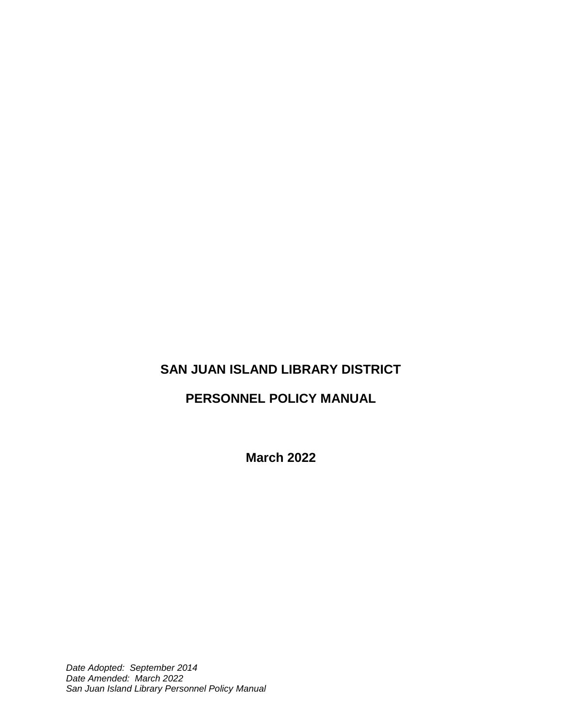# SAN JUAN ISLAND LIBRARY DISTRICT

# PERSONNEL POLICY MANUAL

**March 2022**

*Date Adopted: September 2014*
*Date Amended: March 2022*
*San Juan Island Library Personnel Policy Manual*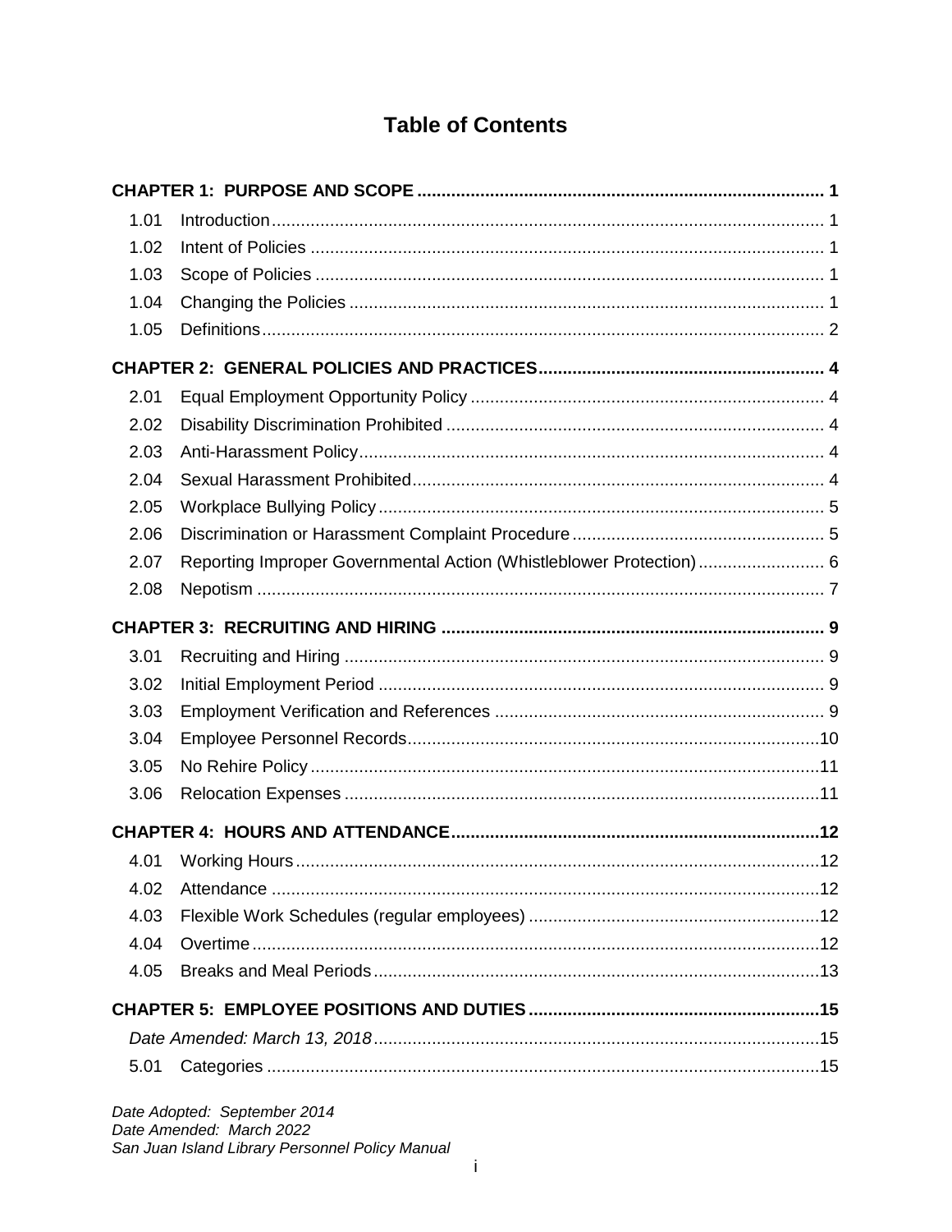# Table of Contents

**CHAPTER 1: PURPOSE AND SCOPE .................................................................................... 1**

1.01 Introduction ................................................................................................................ 1
1.02 Intent of Policies ......................................................................................................... 1
1.03 Scope of Policies ........................................................................................................ 1
1.04 Changing the Policies ................................................................................................. 1
1.05 Definitions ................................................................................................................... 2

**CHAPTER 2: GENERAL POLICIES AND PRACTICES ........................................................... 4**

2.01 Equal Employment Opportunity Policy ........................................................................ 4
2.02 Disability Discrimination Prohibited ............................................................................. 4
2.03 Anti-Harassment Policy ............................................................................................... 4
2.04 Sexual Harassment Prohibited .................................................................................... 4
2.05 Workplace Bullying Policy ........................................................................................... 5
2.06 Discrimination or Harassment Complaint Procedure .................................................... 5
2.07 Reporting Improper Governmental Action (Whistleblower Protection) .......................... 6
2.08 Nepotism .................................................................................................................... 7

**CHAPTER 3: RECRUITING AND HIRING ............................................................................... 9**

3.01 Recruiting and Hiring .................................................................................................. 9
3.02 Initial Employment Period ........................................................................................... 9
3.03 Employment Verification and References ................................................................... 9
3.04 Employee Personnel Records .....................................................................................10
3.05 No Rehire Policy ........................................................................................................11
3.06 Relocation Expenses .................................................................................................11

**CHAPTER 4: HOURS AND ATTENDANCE ............................................................................12**

4.01 Working Hours ...........................................................................................................12
4.02 Attendance ................................................................................................................12
4.03 Flexible Work Schedules (regular employees) ............................................................12
4.04 Overtime ....................................................................................................................12
4.05 Breaks and Meal Periods ............................................................................................13

**CHAPTER 5: EMPLOYEE POSITIONS AND DUTIES ............................................................15**

*Date Amended: March 13, 2018* ............................................................................................15

5.01 Categories .................................................................................................................15

*Date Adopted: September 2014*
*Date Amended: March 2022*
*San Juan Island Library Personnel Policy Manual*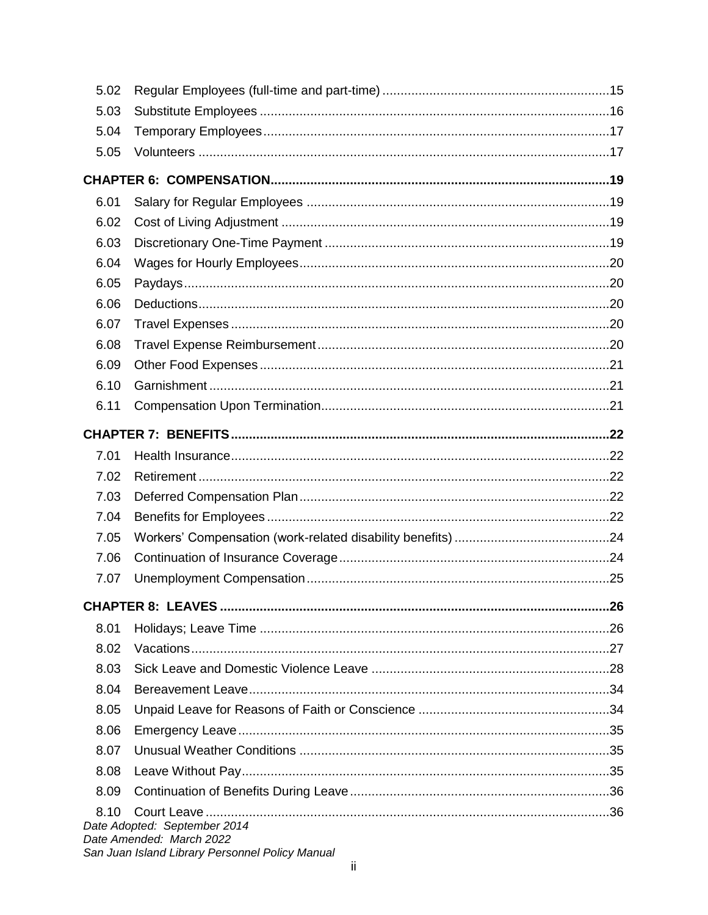| | | |
|---|---|---|
| 5.02 | Regular Employees (full-time and part-time) | 15 |
| 5.03 | Substitute Employees | 16 |
| 5.04 | Temporary Employees | 17 |
| 5.05 | Volunteers | 17 |
| **CHAPTER 6: COMPENSATION** | | **19** |
| 6.01 | Salary for Regular Employees | 19 |
| 6.02 | Cost of Living Adjustment | 19 |
| 6.03 | Discretionary One-Time Payment | 19 |
| 6.04 | Wages for Hourly Employees | 20 |
| 6.05 | Paydays | 20 |
| 6.06 | Deductions | 20 |
| 6.07 | Travel Expenses | 20 |
| 6.08 | Travel Expense Reimbursement | 20 |
| 6.09 | Other Food Expenses | 21 |
| 6.10 | Garnishment | 21 |
| 6.11 | Compensation Upon Termination | 21 |
| **CHAPTER 7: BENEFITS** | | **22** |
| 7.01 | Health Insurance | 22 |
| 7.02 | Retirement | 22 |
| 7.03 | Deferred Compensation Plan | 22 |
| 7.04 | Benefits for Employees | 22 |
| 7.05 | Workers' Compensation (work-related disability benefits) | 24 |
| 7.06 | Continuation of Insurance Coverage | 24 |
| 7.07 | Unemployment Compensation | 25 |
| **CHAPTER 8: LEAVES** | | **26** |
| 8.01 | Holidays; Leave Time | 26 |
| 8.02 | Vacations | 27 |
| 8.03 | Sick Leave and Domestic Violence Leave | 28 |
| 8.04 | Bereavement Leave | 34 |
| 8.05 | Unpaid Leave for Reasons of Faith or Conscience | 34 |
| 8.06 | Emergency Leave | 35 |
| 8.07 | Unusual Weather Conditions | 35 |
| 8.08 | Leave Without Pay | 35 |
| 8.09 | Continuation of Benefits During Leave | 36 |
| 8.10 | Court Leave | 36 |

*Date Adopted: September 2014*
*Date Amended: March 2022*
*San Juan Island Library Personnel Policy Manual*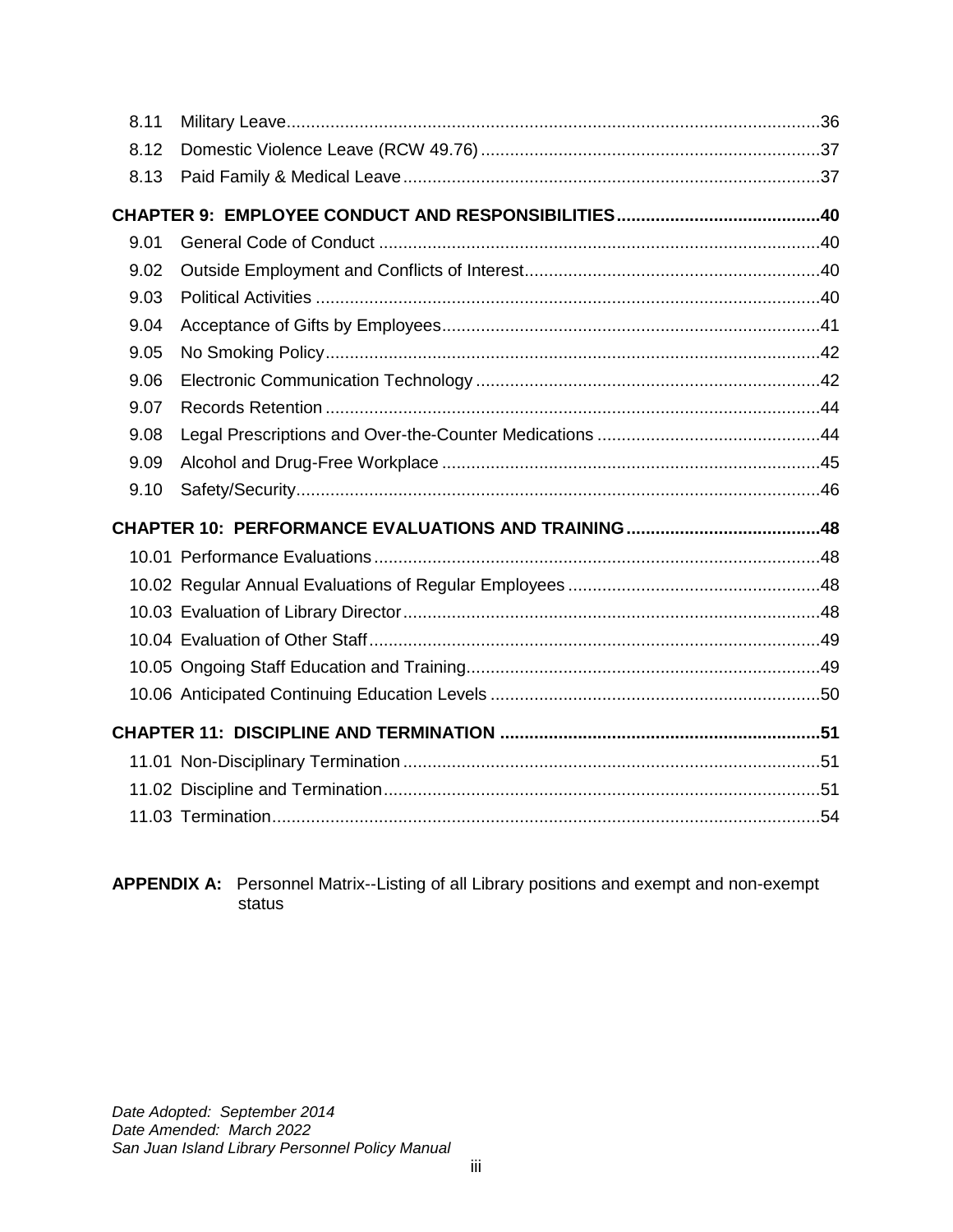| | | |
|---|---|---|
| 8.11 | Military Leave | 36 |
| 8.12 | Domestic Violence Leave (RCW 49.76) | 37 |
| 8.13 | Paid Family & Medical Leave | 37 |

**CHAPTER 9: EMPLOYEE CONDUCT AND RESPONSIBILITIES ........ 40**

| | | |
|---|---|---|
| 9.01 | General Code of Conduct | 40 |
| 9.02 | Outside Employment and Conflicts of Interest | 40 |
| 9.03 | Political Activities | 40 |
| 9.04 | Acceptance of Gifts by Employees | 41 |
| 9.05 | No Smoking Policy | 42 |
| 9.06 | Electronic Communication Technology | 42 |
| 9.07 | Records Retention | 44 |
| 9.08 | Legal Prescriptions and Over-the-Counter Medications | 44 |
| 9.09 | Alcohol and Drug-Free Workplace | 45 |
| 9.10 | Safety/Security | 46 |

**CHAPTER 10: PERFORMANCE EVALUATIONS AND TRAINING ........ 48**

| | | |
|---|---|---|
| 10.01 | Performance Evaluations | 48 |
| 10.02 | Regular Annual Evaluations of Regular Employees | 48 |
| 10.03 | Evaluation of Library Director | 48 |
| 10.04 | Evaluation of Other Staff | 49 |
| 10.05 | Ongoing Staff Education and Training | 49 |
| 10.06 | Anticipated Continuing Education Levels | 50 |

**CHAPTER 11: DISCIPLINE AND TERMINATION ........ 51**

| | | |
|---|---|---|
| 11.01 | Non-Disciplinary Termination | 51 |
| 11.02 | Discipline and Termination | 51 |
| 11.03 | Termination | 54 |

**APPENDIX A:** Personnel Matrix--Listing of all Library positions and exempt and non-exempt status

*Date Adopted: September 2014*
*Date Amended: March 2022*
*San Juan Island Library Personnel Policy Manual*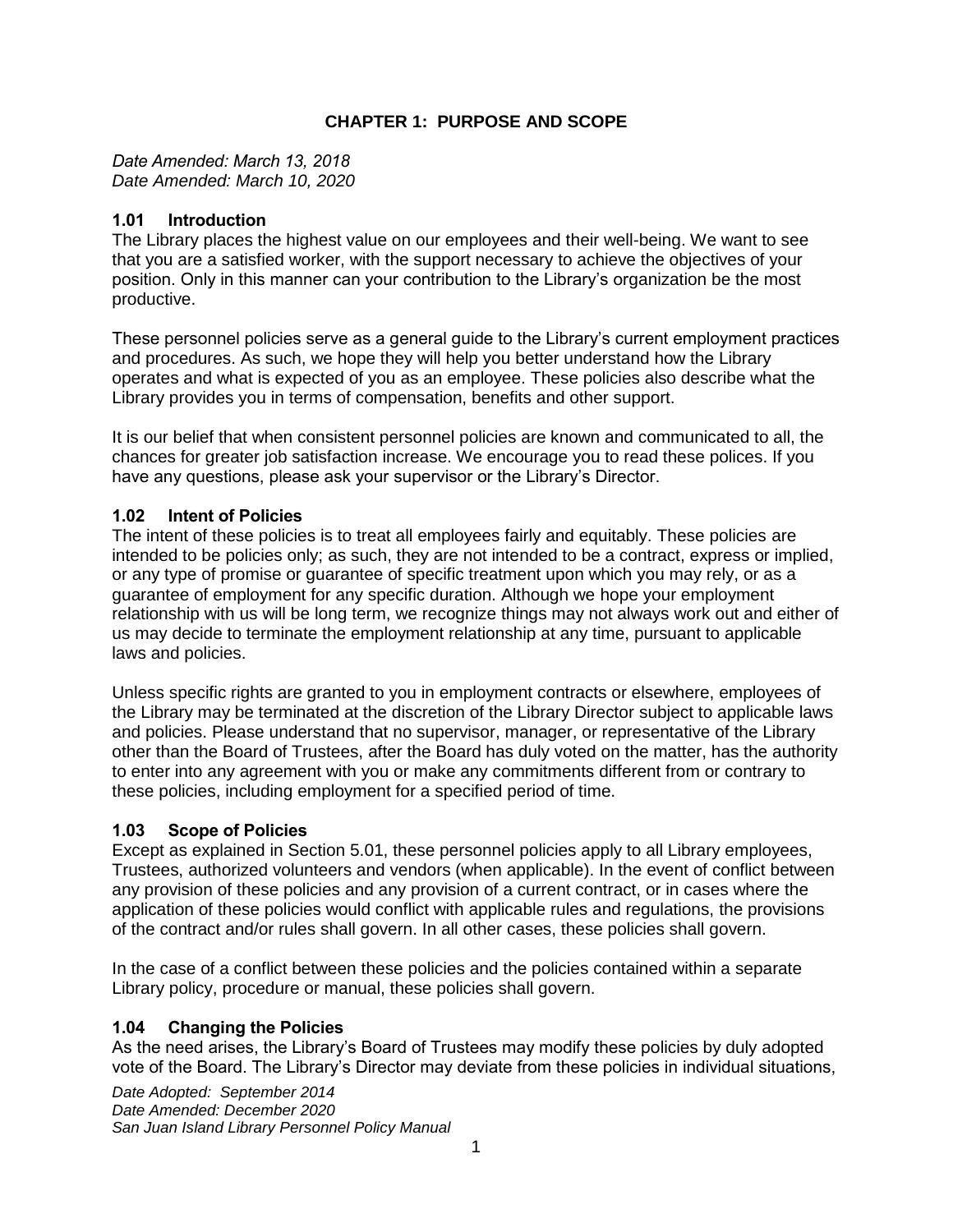## CHAPTER 1: PURPOSE AND SCOPE

*Date Amended: March 13, 2018*
*Date Amended: March 10, 2020*

### 1.01 Introduction

The Library places the highest value on our employees and their well-being. We want to see that you are a satisfied worker, with the support necessary to achieve the objectives of your position. Only in this manner can your contribution to the Library's organization be the most productive.

These personnel policies serve as a general guide to the Library's current employment practices and procedures. As such, we hope they will help you better understand how the Library operates and what is expected of you as an employee. These policies also describe what the Library provides you in terms of compensation, benefits and other support.

It is our belief that when consistent personnel policies are known and communicated to all, the chances for greater job satisfaction increase. We encourage you to read these polices. If you have any questions, please ask your supervisor or the Library's Director.

### 1.02 Intent of Policies

The intent of these policies is to treat all employees fairly and equitably. These policies are intended to be policies only; as such, they are not intended to be a contract, express or implied, or any type of promise or guarantee of specific treatment upon which you may rely, or as a guarantee of employment for any specific duration. Although we hope your employment relationship with us will be long term, we recognize things may not always work out and either of us may decide to terminate the employment relationship at any time, pursuant to applicable laws and policies.

Unless specific rights are granted to you in employment contracts or elsewhere, employees of the Library may be terminated at the discretion of the Library Director subject to applicable laws and policies. Please understand that no supervisor, manager, or representative of the Library other than the Board of Trustees, after the Board has duly voted on the matter, has the authority to enter into any agreement with you or make any commitments different from or contrary to these policies, including employment for a specified period of time.

### 1.03 Scope of Policies

Except as explained in Section 5.01, these personnel policies apply to all Library employees, Trustees, authorized volunteers and vendors (when applicable). In the event of conflict between any provision of these policies and any provision of a current contract, or in cases where the application of these policies would conflict with applicable rules and regulations, the provisions of the contract and/or rules shall govern. In all other cases, these policies shall govern.

In the case of a conflict between these policies and the policies contained within a separate Library policy, procedure or manual, these policies shall govern.

### 1.04 Changing the Policies

As the need arises, the Library's Board of Trustees may modify these policies by duly adopted vote of the Board. The Library's Director may deviate from these policies in individual situations,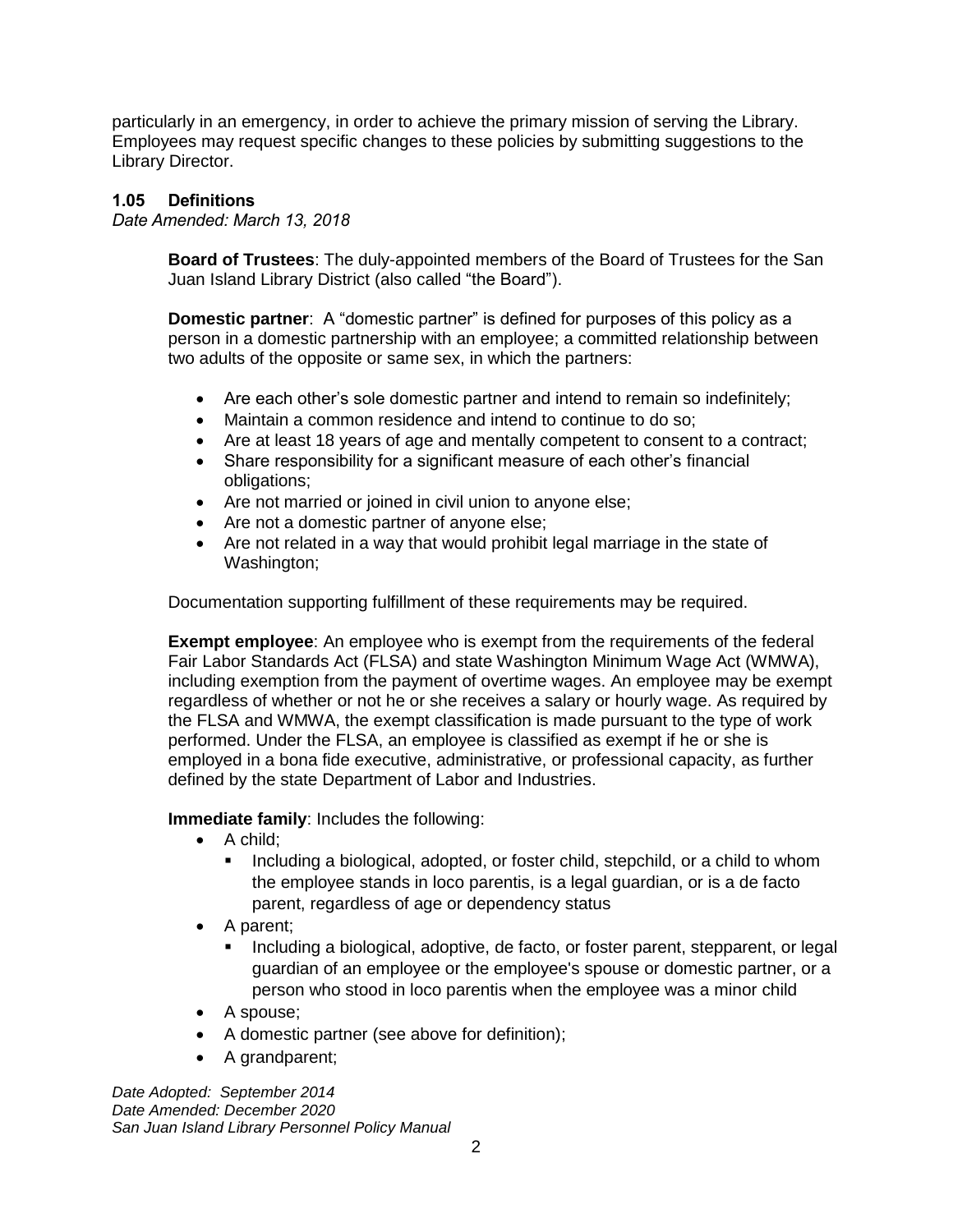particularly in an emergency, in order to achieve the primary mission of serving the Library. Employees may request specific changes to these policies by submitting suggestions to the Library Director.

### 1.05 Definitions

*Date Amended: March 13, 2018*

**Board of Trustees**: The duly-appointed members of the Board of Trustees for the San Juan Island Library District (also called "the Board").

**Domestic partner**: A "domestic partner" is defined for purposes of this policy as a person in a domestic partnership with an employee; a committed relationship between two adults of the opposite or same sex, in which the partners:

- Are each other's sole domestic partner and intend to remain so indefinitely;
- Maintain a common residence and intend to continue to do so;
- Are at least 18 years of age and mentally competent to consent to a contract;
- Share responsibility for a significant measure of each other's financial obligations;
- Are not married or joined in civil union to anyone else;
- Are not a domestic partner of anyone else;
- Are not related in a way that would prohibit legal marriage in the state of Washington;

Documentation supporting fulfillment of these requirements may be required.

**Exempt employee**: An employee who is exempt from the requirements of the federal Fair Labor Standards Act (FLSA) and state Washington Minimum Wage Act (WMWA), including exemption from the payment of overtime wages. An employee may be exempt regardless of whether or not he or she receives a salary or hourly wage. As required by the FLSA and WMWA, the exempt classification is made pursuant to the type of work performed. Under the FLSA, an employee is classified as exempt if he or she is employed in a bona fide executive, administrative, or professional capacity, as further defined by the state Department of Labor and Industries.

**Immediate family**: Includes the following:

- A child;
  - Including a biological, adopted, or foster child, stepchild, or a child to whom the employee stands in loco parentis, is a legal guardian, or is a de facto parent, regardless of age or dependency status
- A parent;
  - Including a biological, adoptive, de facto, or foster parent, stepparent, or legal guardian of an employee or the employee's spouse or domestic partner, or a person who stood in loco parentis when the employee was a minor child
- A spouse;
- A domestic partner (see above for definition);
- A grandparent;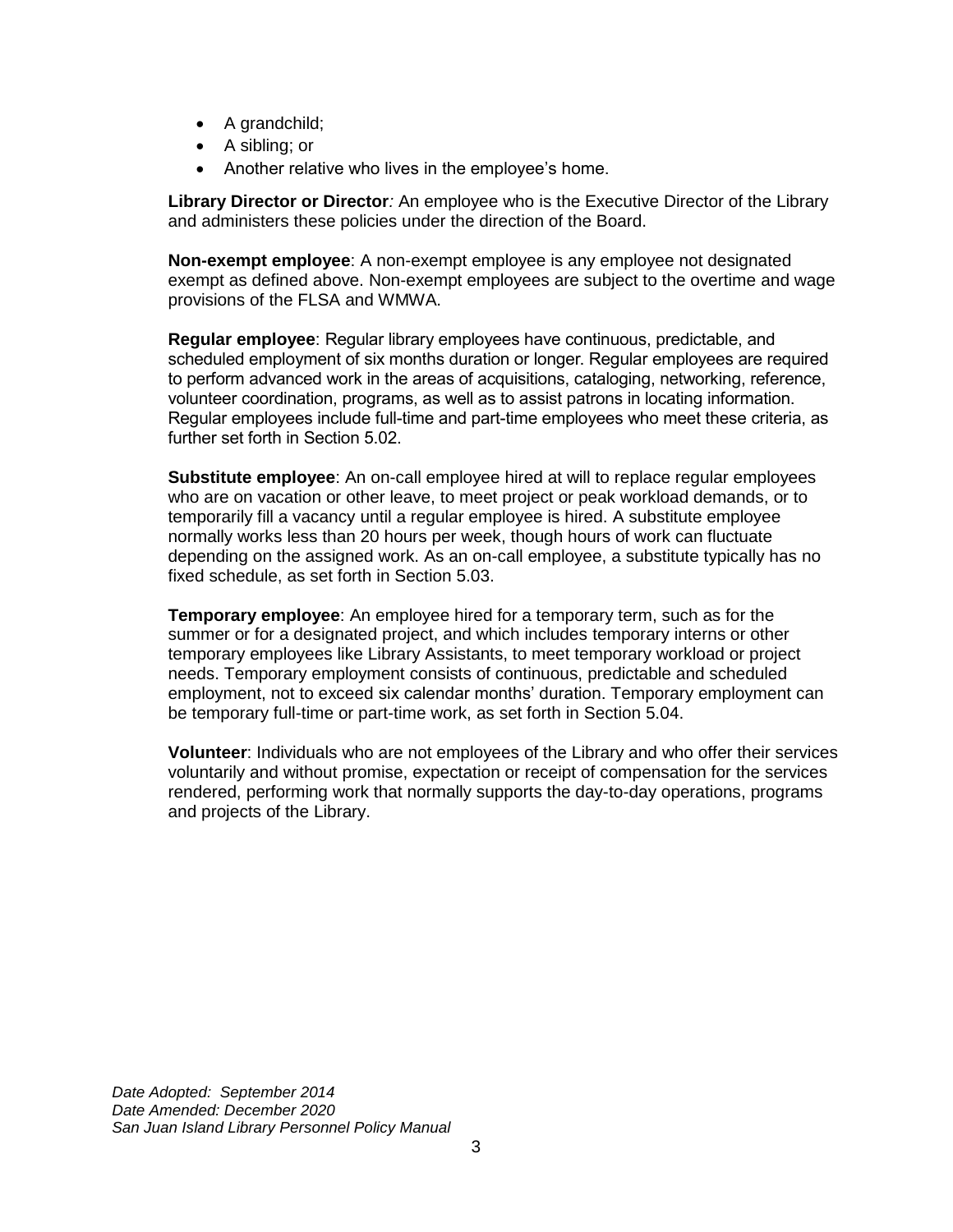- A grandchild;
- A sibling; or
- Another relative who lives in the employee's home.

**Library Director or Director***:* An employee who is the Executive Director of the Library and administers these policies under the direction of the Board.

**Non-exempt employee**: A non-exempt employee is any employee not designated exempt as defined above. Non-exempt employees are subject to the overtime and wage provisions of the FLSA and WMWA.

**Regular employee**: Regular library employees have continuous, predictable, and scheduled employment of six months duration or longer. Regular employees are required to perform advanced work in the areas of acquisitions, cataloging, networking, reference, volunteer coordination, programs, as well as to assist patrons in locating information. Regular employees include full-time and part-time employees who meet these criteria, as further set forth in Section 5.02.

**Substitute employee**: An on-call employee hired at will to replace regular employees who are on vacation or other leave, to meet project or peak workload demands, or to temporarily fill a vacancy until a regular employee is hired. A substitute employee normally works less than 20 hours per week, though hours of work can fluctuate depending on the assigned work. As an on-call employee, a substitute typically has no fixed schedule, as set forth in Section 5.03.

**Temporary employee**: An employee hired for a temporary term, such as for the summer or for a designated project, and which includes temporary interns or other temporary employees like Library Assistants, to meet temporary workload or project needs. Temporary employment consists of continuous, predictable and scheduled employment, not to exceed six calendar months' duration. Temporary employment can be temporary full-time or part-time work, as set forth in Section 5.04.

**Volunteer**: Individuals who are not employees of the Library and who offer their services voluntarily and without promise, expectation or receipt of compensation for the services rendered, performing work that normally supports the day-to-day operations, programs and projects of the Library.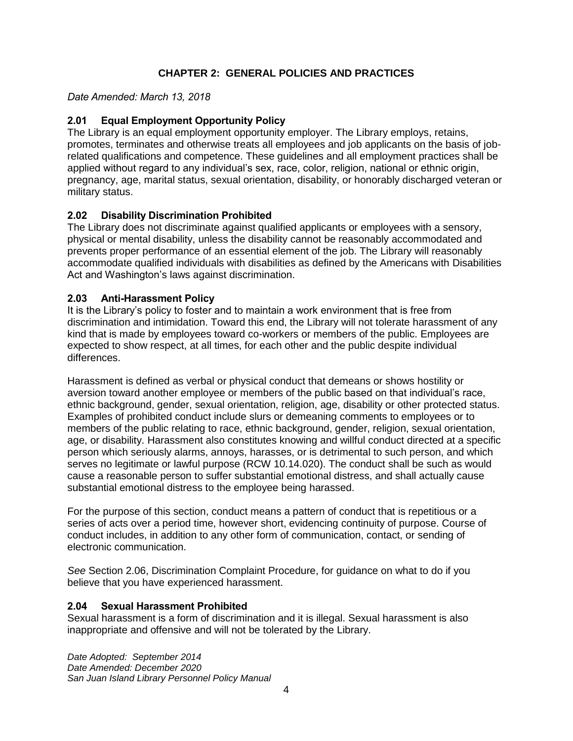# CHAPTER 2: GENERAL POLICIES AND PRACTICES

*Date Amended: March 13, 2018*

## 2.01 Equal Employment Opportunity Policy

The Library is an equal employment opportunity employer. The Library employs, retains, promotes, terminates and otherwise treats all employees and job applicants on the basis of job-related qualifications and competence. These guidelines and all employment practices shall be applied without regard to any individual's sex, race, color, religion, national or ethnic origin, pregnancy, age, marital status, sexual orientation, disability, or honorably discharged veteran or military status.

## 2.02 Disability Discrimination Prohibited

The Library does not discriminate against qualified applicants or employees with a sensory, physical or mental disability, unless the disability cannot be reasonably accommodated and prevents proper performance of an essential element of the job. The Library will reasonably accommodate qualified individuals with disabilities as defined by the Americans with Disabilities Act and Washington's laws against discrimination.

## 2.03 Anti-Harassment Policy

It is the Library's policy to foster and to maintain a work environment that is free from discrimination and intimidation. Toward this end, the Library will not tolerate harassment of any kind that is made by employees toward co-workers or members of the public. Employees are expected to show respect, at all times, for each other and the public despite individual differences.

Harassment is defined as verbal or physical conduct that demeans or shows hostility or aversion toward another employee or members of the public based on that individual's race, ethnic background, gender, sexual orientation, religion, age, disability or other protected status. Examples of prohibited conduct include slurs or demeaning comments to employees or to members of the public relating to race, ethnic background, gender, religion, sexual orientation, age, or disability. Harassment also constitutes knowing and willful conduct directed at a specific person which seriously alarms, annoys, harasses, or is detrimental to such person, and which serves no legitimate or lawful purpose (RCW 10.14.020). The conduct shall be such as would cause a reasonable person to suffer substantial emotional distress, and shall actually cause substantial emotional distress to the employee being harassed.

For the purpose of this section, conduct means a pattern of conduct that is repetitious or a series of acts over a period time, however short, evidencing continuity of purpose. Course of conduct includes, in addition to any other form of communication, contact, or sending of electronic communication.

*See* Section 2.06, Discrimination Complaint Procedure, for guidance on what to do if you believe that you have experienced harassment.

## 2.04 Sexual Harassment Prohibited

Sexual harassment is a form of discrimination and it is illegal. Sexual harassment is also inappropriate and offensive and will not be tolerated by the Library.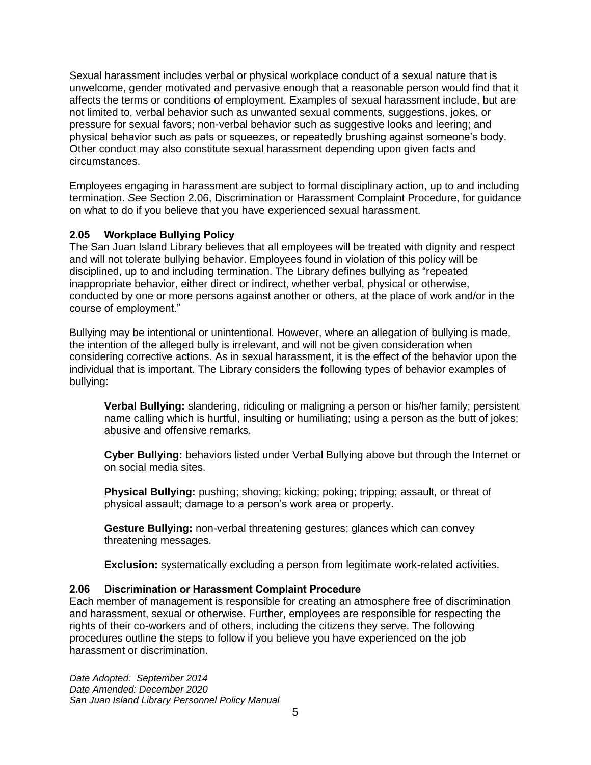Sexual harassment includes verbal or physical workplace conduct of a sexual nature that is unwelcome, gender motivated and pervasive enough that a reasonable person would find that it affects the terms or conditions of employment. Examples of sexual harassment include, but are not limited to, verbal behavior such as unwanted sexual comments, suggestions, jokes, or pressure for sexual favors; non-verbal behavior such as suggestive looks and leering; and physical behavior such as pats or squeezes, or repeatedly brushing against someone's body. Other conduct may also constitute sexual harassment depending upon given facts and circumstances.

Employees engaging in harassment are subject to formal disciplinary action, up to and including termination. *See* Section 2.06, Discrimination or Harassment Complaint Procedure, for guidance on what to do if you believe that you have experienced sexual harassment.

### 2.05 Workplace Bullying Policy

The San Juan Island Library believes that all employees will be treated with dignity and respect and will not tolerate bullying behavior. Employees found in violation of this policy will be disciplined, up to and including termination. The Library defines bullying as "repeated inappropriate behavior, either direct or indirect, whether verbal, physical or otherwise, conducted by one or more persons against another or others, at the place of work and/or in the course of employment."

Bullying may be intentional or unintentional. However, where an allegation of bullying is made, the intention of the alleged bully is irrelevant, and will not be given consideration when considering corrective actions. As in sexual harassment, it is the effect of the behavior upon the individual that is important. The Library considers the following types of behavior examples of bullying:

> **Verbal Bullying:** slandering, ridiculing or maligning a person or his/her family; persistent name calling which is hurtful, insulting or humiliating; using a person as the butt of jokes; abusive and offensive remarks.
>
> **Cyber Bullying:** behaviors listed under Verbal Bullying above but through the Internet or on social media sites.
>
> **Physical Bullying:** pushing; shoving; kicking; poking; tripping; assault, or threat of physical assault; damage to a person's work area or property.
>
> **Gesture Bullying:** non-verbal threatening gestures; glances which can convey threatening messages.
>
> **Exclusion:** systematically excluding a person from legitimate work-related activities.

### 2.06 Discrimination or Harassment Complaint Procedure

Each member of management is responsible for creating an atmosphere free of discrimination and harassment, sexual or otherwise. Further, employees are responsible for respecting the rights of their co-workers and of others, including the citizens they serve. The following procedures outline the steps to follow if you believe you have experienced on the job harassment or discrimination.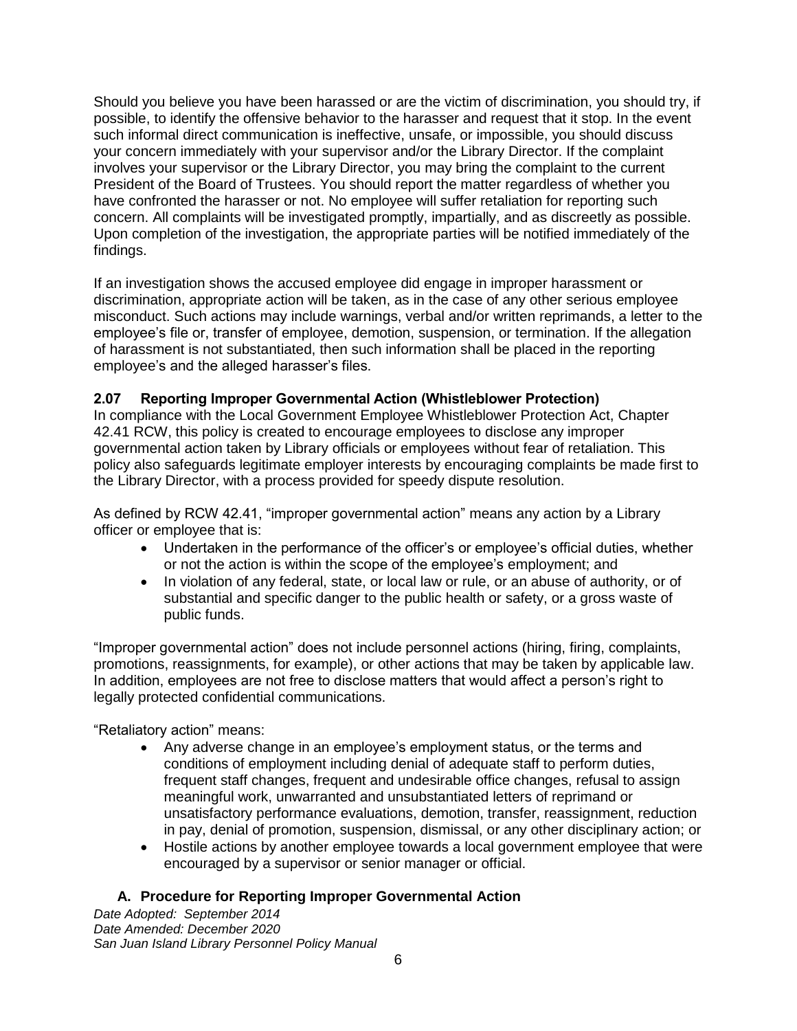Should you believe you have been harassed or are the victim of discrimination, you should try, if possible, to identify the offensive behavior to the harasser and request that it stop. In the event such informal direct communication is ineffective, unsafe, or impossible, you should discuss your concern immediately with your supervisor and/or the Library Director. If the complaint involves your supervisor or the Library Director, you may bring the complaint to the current President of the Board of Trustees. You should report the matter regardless of whether you have confronted the harasser or not. No employee will suffer retaliation for reporting such concern. All complaints will be investigated promptly, impartially, and as discreetly as possible. Upon completion of the investigation, the appropriate parties will be notified immediately of the findings.

If an investigation shows the accused employee did engage in improper harassment or discrimination, appropriate action will be taken, as in the case of any other serious employee misconduct. Such actions may include warnings, verbal and/or written reprimands, a letter to the employee's file or, transfer of employee, demotion, suspension, or termination. If the allegation of harassment is not substantiated, then such information shall be placed in the reporting employee's and the alleged harasser's files.

### 2.07 Reporting Improper Governmental Action (Whistleblower Protection)

In compliance with the Local Government Employee Whistleblower Protection Act, Chapter 42.41 RCW, this policy is created to encourage employees to disclose any improper governmental action taken by Library officials or employees without fear of retaliation. This policy also safeguards legitimate employer interests by encouraging complaints be made first to the Library Director, with a process provided for speedy dispute resolution.

As defined by RCW 42.41, "improper governmental action" means any action by a Library officer or employee that is:

- Undertaken in the performance of the officer's or employee's official duties, whether or not the action is within the scope of the employee's employment; and
- In violation of any federal, state, or local law or rule, or an abuse of authority, or of substantial and specific danger to the public health or safety, or a gross waste of public funds.

"Improper governmental action" does not include personnel actions (hiring, firing, complaints, promotions, reassignments, for example), or other actions that may be taken by applicable law. In addition, employees are not free to disclose matters that would affect a person's right to legally protected confidential communications.

"Retaliatory action" means:

- Any adverse change in an employee's employment status, or the terms and conditions of employment including denial of adequate staff to perform duties, frequent staff changes, frequent and undesirable office changes, refusal to assign meaningful work, unwarranted and unsubstantiated letters of reprimand or unsatisfactory performance evaluations, demotion, transfer, reassignment, reduction in pay, denial of promotion, suspension, dismissal, or any other disciplinary action; or
- Hostile actions by another employee towards a local government employee that were encouraged by a supervisor or senior manager or official.

#### A. Procedure for Reporting Improper Governmental Action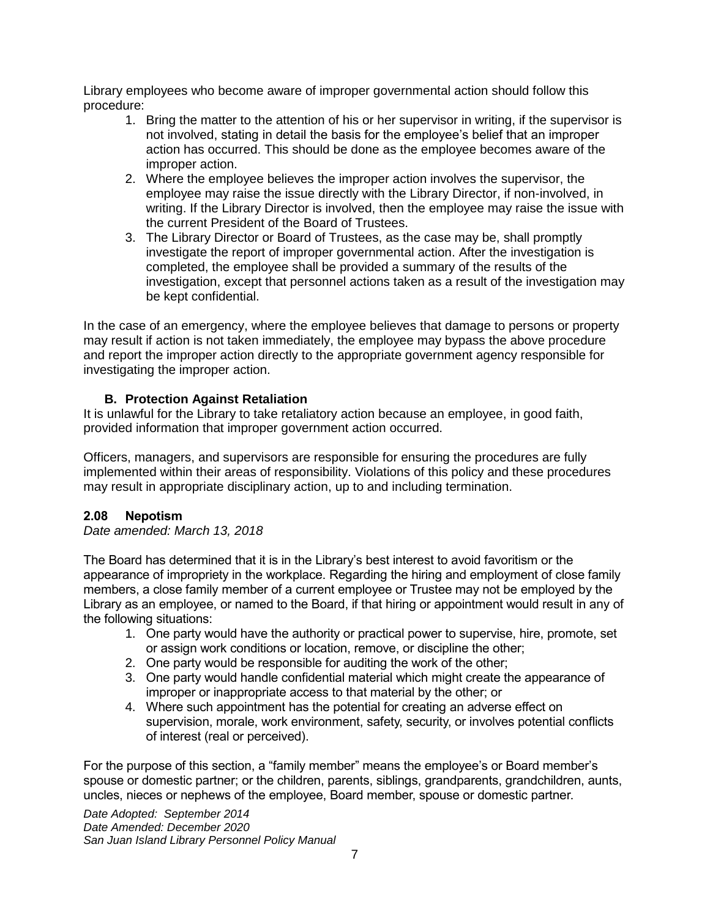Library employees who become aware of improper governmental action should follow this procedure:

1. Bring the matter to the attention of his or her supervisor in writing, if the supervisor is not involved, stating in detail the basis for the employee's belief that an improper action has occurred. This should be done as the employee becomes aware of the improper action.
2. Where the employee believes the improper action involves the supervisor, the employee may raise the issue directly with the Library Director, if non-involved, in writing. If the Library Director is involved, then the employee may raise the issue with the current President of the Board of Trustees.
3. The Library Director or Board of Trustees, as the case may be, shall promptly investigate the report of improper governmental action. After the investigation is completed, the employee shall be provided a summary of the results of the investigation, except that personnel actions taken as a result of the investigation may be kept confidential.

In the case of an emergency, where the employee believes that damage to persons or property may result if action is not taken immediately, the employee may bypass the above procedure and report the improper action directly to the appropriate government agency responsible for investigating the improper action.

### B. Protection Against Retaliation

It is unlawful for the Library to take retaliatory action because an employee, in good faith, provided information that improper government action occurred.

Officers, managers, and supervisors are responsible for ensuring the procedures are fully implemented within their areas of responsibility. Violations of this policy and these procedures may result in appropriate disciplinary action, up to and including termination.

## 2.08 Nepotism

*Date amended: March 13, 2018*

The Board has determined that it is in the Library's best interest to avoid favoritism or the appearance of impropriety in the workplace. Regarding the hiring and employment of close family members, a close family member of a current employee or Trustee may not be employed by the Library as an employee, or named to the Board, if that hiring or appointment would result in any of the following situations:

1. One party would have the authority or practical power to supervise, hire, promote, set or assign work conditions or location, remove, or discipline the other;
2. One party would be responsible for auditing the work of the other;
3. One party would handle confidential material which might create the appearance of improper or inappropriate access to that material by the other; or
4. Where such appointment has the potential for creating an adverse effect on supervision, morale, work environment, safety, security, or involves potential conflicts of interest (real or perceived).

For the purpose of this section, a "family member" means the employee's or Board member's spouse or domestic partner; or the children, parents, siblings, grandparents, grandchildren, aunts, uncles, nieces or nephews of the employee, Board member, spouse or domestic partner.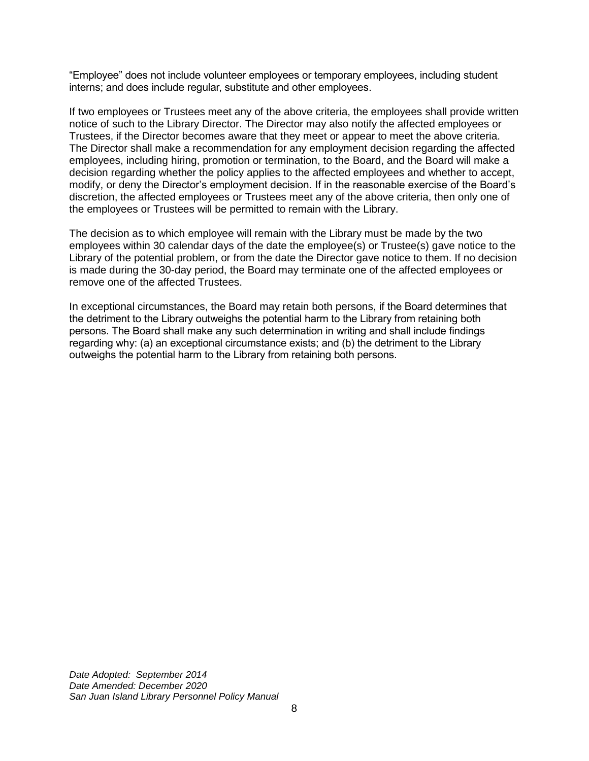"Employee" does not include volunteer employees or temporary employees, including student interns; and does include regular, substitute and other employees.

If two employees or Trustees meet any of the above criteria, the employees shall provide written notice of such to the Library Director. The Director may also notify the affected employees or Trustees, if the Director becomes aware that they meet or appear to meet the above criteria. The Director shall make a recommendation for any employment decision regarding the affected employees, including hiring, promotion or termination, to the Board, and the Board will make a decision regarding whether the policy applies to the affected employees and whether to accept, modify, or deny the Director's employment decision. If in the reasonable exercise of the Board's discretion, the affected employees or Trustees meet any of the above criteria, then only one of the employees or Trustees will be permitted to remain with the Library.

The decision as to which employee will remain with the Library must be made by the two employees within 30 calendar days of the date the employee(s) or Trustee(s) gave notice to the Library of the potential problem, or from the date the Director gave notice to them. If no decision is made during the 30-day period, the Board may terminate one of the affected employees or remove one of the affected Trustees.

In exceptional circumstances, the Board may retain both persons, if the Board determines that the detriment to the Library outweighs the potential harm to the Library from retaining both persons. The Board shall make any such determination in writing and shall include findings regarding why: (a) an exceptional circumstance exists; and (b) the detriment to the Library outweighs the potential harm to the Library from retaining both persons.

*Date Adopted: September 2014*
*Date Amended: December 2020*
*San Juan Island Library Personnel Policy Manual*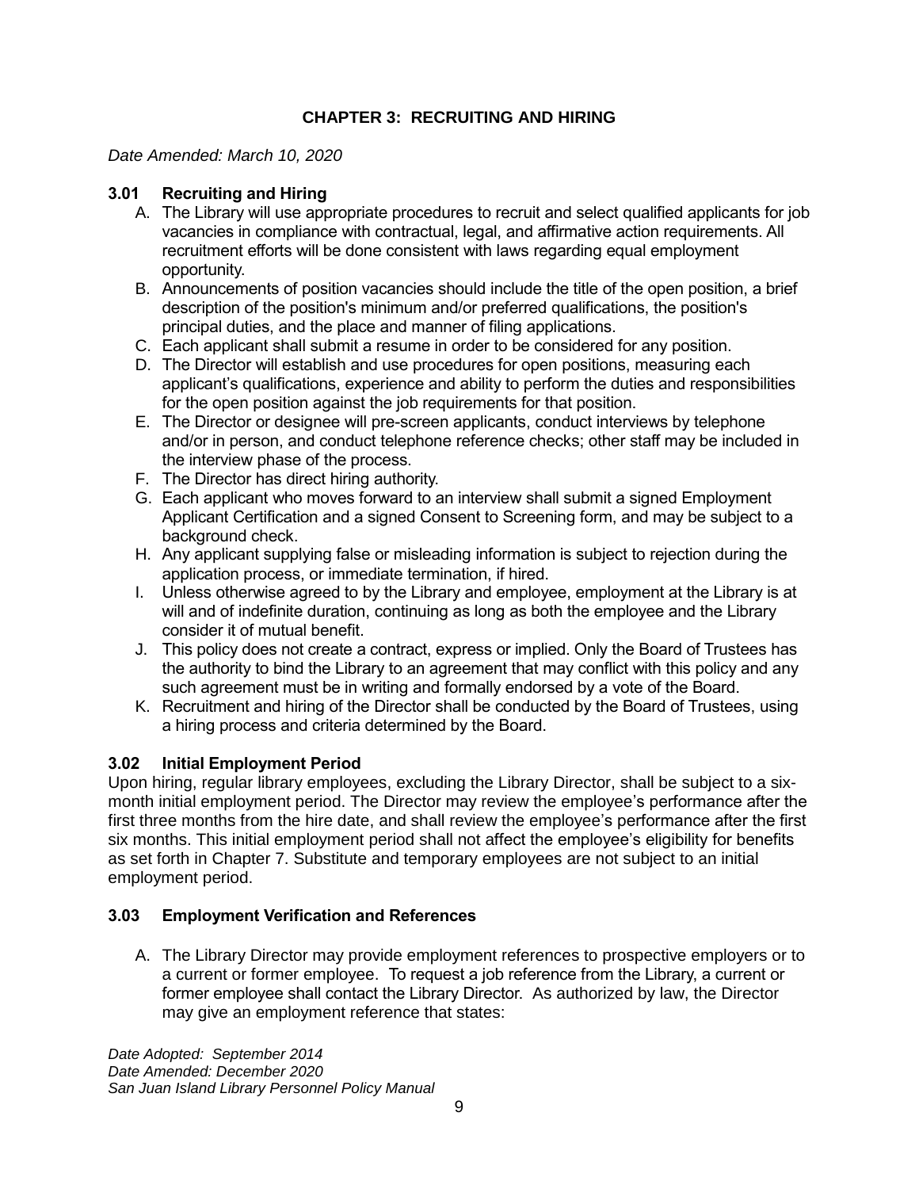# CHAPTER 3: RECRUITING AND HIRING

*Date Amended: March 10, 2020*

## 3.01 Recruiting and Hiring

A. The Library will use appropriate procedures to recruit and select qualified applicants for job vacancies in compliance with contractual, legal, and affirmative action requirements. All recruitment efforts will be done consistent with laws regarding equal employment opportunity.
B. Announcements of position vacancies should include the title of the open position, a brief description of the position's minimum and/or preferred qualifications, the position's principal duties, and the place and manner of filing applications.
C. Each applicant shall submit a resume in order to be considered for any position.
D. The Director will establish and use procedures for open positions, measuring each applicant's qualifications, experience and ability to perform the duties and responsibilities for the open position against the job requirements for that position.
E. The Director or designee will pre-screen applicants, conduct interviews by telephone and/or in person, and conduct telephone reference checks; other staff may be included in the interview phase of the process.
F. The Director has direct hiring authority.
G. Each applicant who moves forward to an interview shall submit a signed Employment Applicant Certification and a signed Consent to Screening form, and may be subject to a background check.
H. Any applicant supplying false or misleading information is subject to rejection during the application process, or immediate termination, if hired.
I. Unless otherwise agreed to by the Library and employee, employment at the Library is at will and of indefinite duration, continuing as long as both the employee and the Library consider it of mutual benefit.
J. This policy does not create a contract, express or implied. Only the Board of Trustees has the authority to bind the Library to an agreement that may conflict with this policy and any such agreement must be in writing and formally endorsed by a vote of the Board.
K. Recruitment and hiring of the Director shall be conducted by the Board of Trustees, using a hiring process and criteria determined by the Board.

## 3.02 Initial Employment Period

Upon hiring, regular library employees, excluding the Library Director, shall be subject to a six-month initial employment period. The Director may review the employee's performance after the first three months from the hire date, and shall review the employee's performance after the first six months. This initial employment period shall not affect the employee's eligibility for benefits as set forth in Chapter 7. Substitute and temporary employees are not subject to an initial employment period.

## 3.03 Employment Verification and References

A. The Library Director may provide employment references to prospective employers or to a current or former employee. To request a job reference from the Library, a current or former employee shall contact the Library Director. As authorized by law, the Director may give an employment reference that states: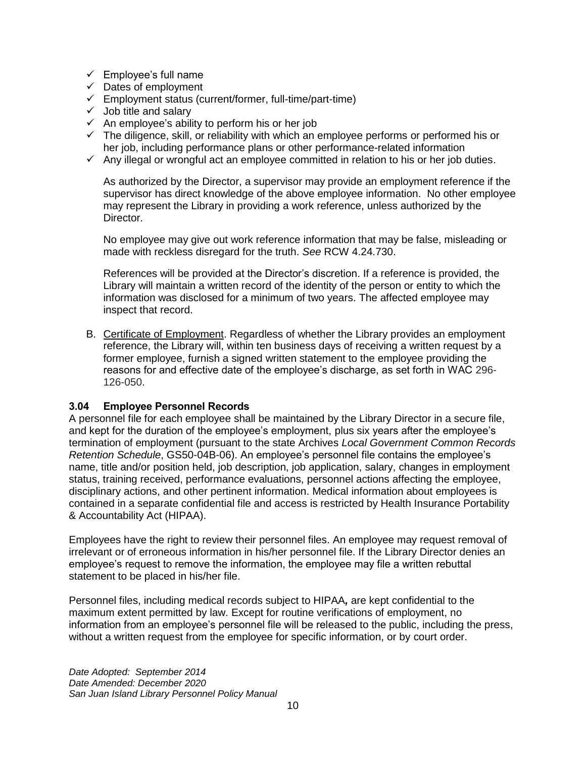- ✓ Employee's full name
- ✓ Dates of employment
- ✓ Employment status (current/former, full-time/part-time)
- ✓ Job title and salary
- ✓ An employee's ability to perform his or her job
- ✓ The diligence, skill, or reliability with which an employee performs or performed his or her job, including performance plans or other performance-related information
- ✓ Any illegal or wrongful act an employee committed in relation to his or her job duties.

As authorized by the Director, a supervisor may provide an employment reference if the supervisor has direct knowledge of the above employee information. No other employee may represent the Library in providing a work reference, unless authorized by the Director.

No employee may give out work reference information that may be false, misleading or made with reckless disregard for the truth. *See* RCW 4.24.730.

References will be provided at the Director's discretion. If a reference is provided, the Library will maintain a written record of the identity of the person or entity to which the information was disclosed for a minimum of two years. The affected employee may inspect that record.

B. Certificate of Employment. Regardless of whether the Library provides an employment reference, the Library will, within ten business days of receiving a written request by a former employee, furnish a signed written statement to the employee providing the reasons for and effective date of the employee's discharge, as set forth in WAC 296-126-050.

### 3.04 Employee Personnel Records

A personnel file for each employee shall be maintained by the Library Director in a secure file, and kept for the duration of the employee's employment, plus six years after the employee's termination of employment (pursuant to the state Archives *Local Government Common Records Retention Schedule*, GS50-04B-06). An employee's personnel file contains the employee's name, title and/or position held, job description, job application, salary, changes in employment status, training received, performance evaluations, personnel actions affecting the employee, disciplinary actions, and other pertinent information. Medical information about employees is contained in a separate confidential file and access is restricted by Health Insurance Portability & Accountability Act (HIPAA).

Employees have the right to review their personnel files. An employee may request removal of irrelevant or of erroneous information in his/her personnel file. If the Library Director denies an employee's request to remove the information, the employee may file a written rebuttal statement to be placed in his/her file.

Personnel files, including medical records subject to HIPAA*,* are kept confidential to the maximum extent permitted by law. Except for routine verifications of employment, no information from an employee's personnel file will be released to the public, including the press, without a written request from the employee for specific information, or by court order.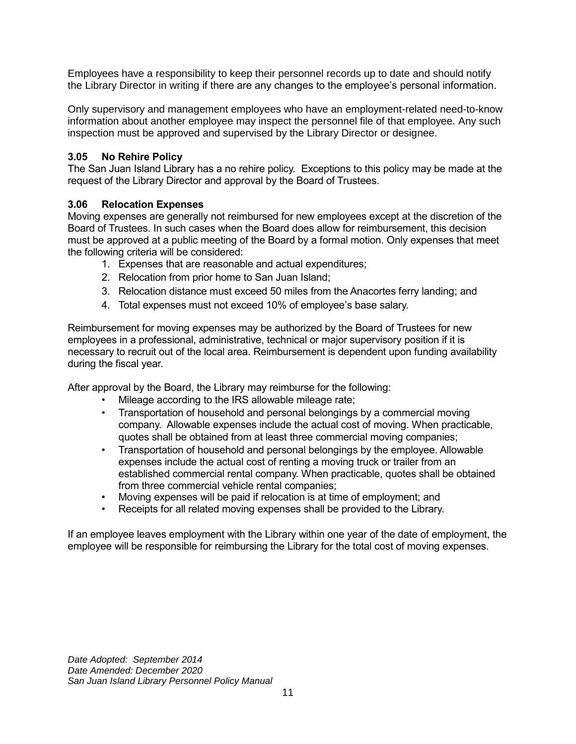Employees have a responsibility to keep their personnel records up to date and should notify the Library Director in writing if there are any changes to the employee's personal information.

Only supervisory and management employees who have an employment-related need-to-know information about another employee may inspect the personnel file of that employee. Any such inspection must be approved and supervised by the Library Director or designee.

### 3.05 No Rehire Policy

The San Juan Island Library has a no rehire policy. Exceptions to this policy may be made at the request of the Library Director and approval by the Board of Trustees.

### 3.06 Relocation Expenses

Moving expenses are generally not reimbursed for new employees except at the discretion of the Board of Trustees. In such cases when the Board does allow for reimbursement, this decision must be approved at a public meeting of the Board by a formal motion. Only expenses that meet the following criteria will be considered:

1. Expenses that are reasonable and actual expenditures;
2. Relocation from prior home to San Juan Island;
3. Relocation distance must exceed 50 miles from the Anacortes ferry landing; and
4. Total expenses must not exceed 10% of employee's base salary.

Reimbursement for moving expenses may be authorized by the Board of Trustees for new employees in a professional, administrative, technical or major supervisory position if it is necessary to recruit out of the local area. Reimbursement is dependent upon funding availability during the fiscal year.

After approval by the Board, the Library may reimburse for the following:

- Mileage according to the IRS allowable mileage rate;
- Transportation of household and personal belongings by a commercial moving company. Allowable expenses include the actual cost of moving. When practicable, quotes shall be obtained from at least three commercial moving companies;
- Transportation of household and personal belongings by the employee. Allowable expenses include the actual cost of renting a moving truck or trailer from an established commercial rental company. When practicable, quotes shall be obtained from three commercial vehicle rental companies;
- Moving expenses will be paid if relocation is at time of employment; and
- Receipts for all related moving expenses shall be provided to the Library.

If an employee leaves employment with the Library within one year of the date of employment, the employee will be responsible for reimbursing the Library for the total cost of moving expenses.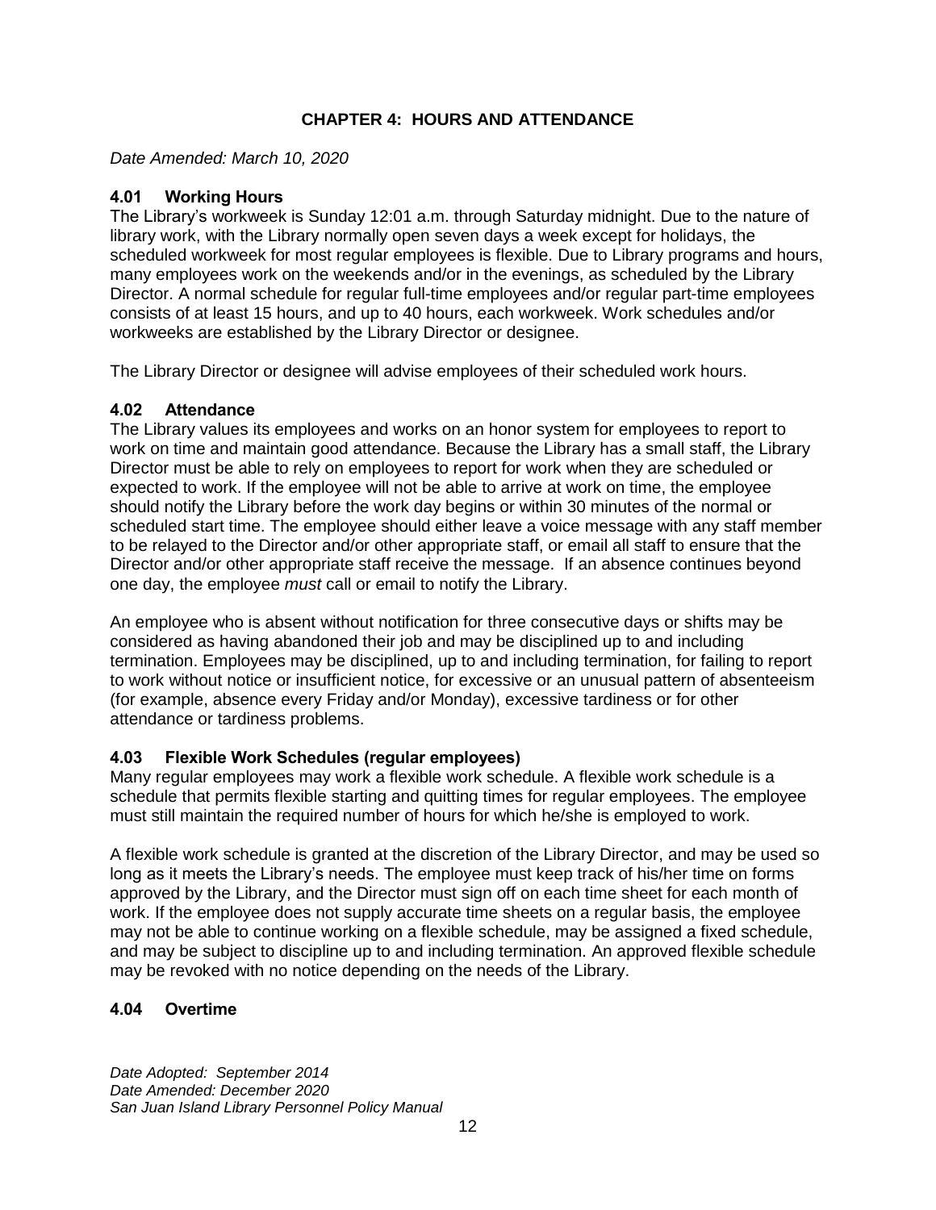## CHAPTER 4: HOURS AND ATTENDANCE

*Date Amended: March 10, 2020*

### 4.01 Working Hours

The Library's workweek is Sunday 12:01 a.m. through Saturday midnight. Due to the nature of library work, with the Library normally open seven days a week except for holidays, the scheduled workweek for most regular employees is flexible. Due to Library programs and hours, many employees work on the weekends and/or in the evenings, as scheduled by the Library Director. A normal schedule for regular full-time employees and/or regular part-time employees consists of at least 15 hours, and up to 40 hours, each workweek. Work schedules and/or workweeks are established by the Library Director or designee.

The Library Director or designee will advise employees of their scheduled work hours.

### 4.02 Attendance

The Library values its employees and works on an honor system for employees to report to work on time and maintain good attendance. Because the Library has a small staff, the Library Director must be able to rely on employees to report for work when they are scheduled or expected to work. If the employee will not be able to arrive at work on time, the employee should notify the Library before the work day begins or within 30 minutes of the normal or scheduled start time. The employee should either leave a voice message with any staff member to be relayed to the Director and/or other appropriate staff, or email all staff to ensure that the Director and/or other appropriate staff receive the message. If an absence continues beyond one day, the employee *must* call or email to notify the Library.

An employee who is absent without notification for three consecutive days or shifts may be considered as having abandoned their job and may be disciplined up to and including termination. Employees may be disciplined, up to and including termination, for failing to report to work without notice or insufficient notice, for excessive or an unusual pattern of absenteeism (for example, absence every Friday and/or Monday), excessive tardiness or for other attendance or tardiness problems.

### 4.03 Flexible Work Schedules (regular employees)

Many regular employees may work a flexible work schedule. A flexible work schedule is a schedule that permits flexible starting and quitting times for regular employees. The employee must still maintain the required number of hours for which he/she is employed to work.

A flexible work schedule is granted at the discretion of the Library Director, and may be used so long as it meets the Library's needs. The employee must keep track of his/her time on forms approved by the Library, and the Director must sign off on each time sheet for each month of work. If the employee does not supply accurate time sheets on a regular basis, the employee may not be able to continue working on a flexible schedule, may be assigned a fixed schedule, and may be subject to discipline up to and including termination. An approved flexible schedule may be revoked with no notice depending on the needs of the Library.

### 4.04 Overtime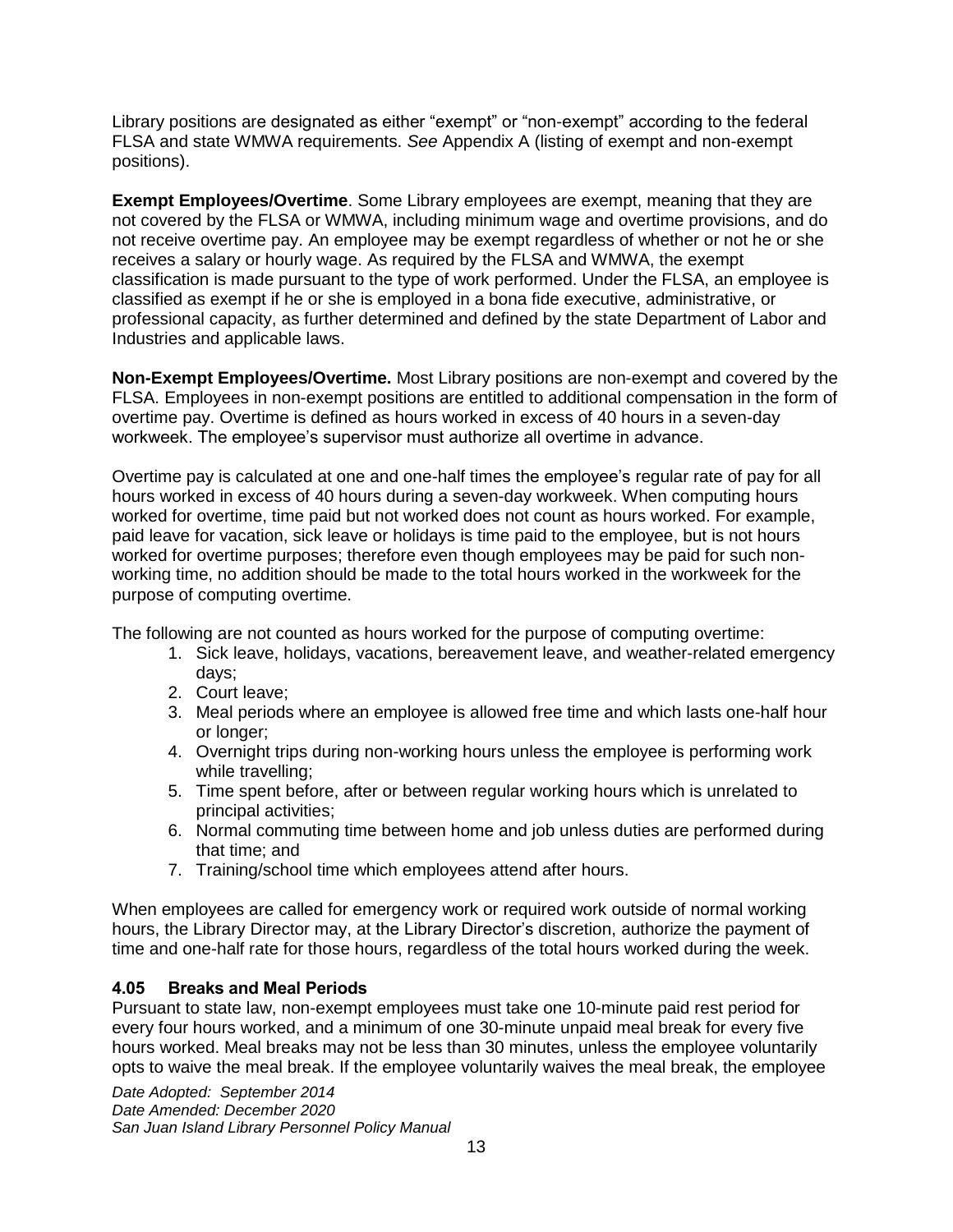Library positions are designated as either "exempt" or "non-exempt" according to the federal FLSA and state WMWA requirements. *See* Appendix A (listing of exempt and non-exempt positions).

**Exempt Employees/Overtime**. Some Library employees are exempt, meaning that they are not covered by the FLSA or WMWA, including minimum wage and overtime provisions, and do not receive overtime pay. An employee may be exempt regardless of whether or not he or she receives a salary or hourly wage. As required by the FLSA and WMWA, the exempt classification is made pursuant to the type of work performed. Under the FLSA, an employee is classified as exempt if he or she is employed in a bona fide executive, administrative, or professional capacity, as further determined and defined by the state Department of Labor and Industries and applicable laws.

**Non-Exempt Employees/Overtime.** Most Library positions are non-exempt and covered by the FLSA. Employees in non-exempt positions are entitled to additional compensation in the form of overtime pay. Overtime is defined as hours worked in excess of 40 hours in a seven-day workweek. The employee's supervisor must authorize all overtime in advance.

Overtime pay is calculated at one and one-half times the employee's regular rate of pay for all hours worked in excess of 40 hours during a seven-day workweek. When computing hours worked for overtime, time paid but not worked does not count as hours worked. For example, paid leave for vacation, sick leave or holidays is time paid to the employee, but is not hours worked for overtime purposes; therefore even though employees may be paid for such non-working time, no addition should be made to the total hours worked in the workweek for the purpose of computing overtime.

The following are not counted as hours worked for the purpose of computing overtime:

1. Sick leave, holidays, vacations, bereavement leave, and weather-related emergency days;
2. Court leave;
3. Meal periods where an employee is allowed free time and which lasts one-half hour or longer;
4. Overnight trips during non-working hours unless the employee is performing work while travelling;
5. Time spent before, after or between regular working hours which is unrelated to principal activities;
6. Normal commuting time between home and job unless duties are performed during that time; and
7. Training/school time which employees attend after hours.

When employees are called for emergency work or required work outside of normal working hours, the Library Director may, at the Library Director's discretion, authorize the payment of time and one-half rate for those hours, regardless of the total hours worked during the week.

### 4.05 Breaks and Meal Periods

Pursuant to state law, non-exempt employees must take one 10-minute paid rest period for every four hours worked, and a minimum of one 30-minute unpaid meal break for every five hours worked. Meal breaks may not be less than 30 minutes, unless the employee voluntarily opts to waive the meal break. If the employee voluntarily waives the meal break, the employee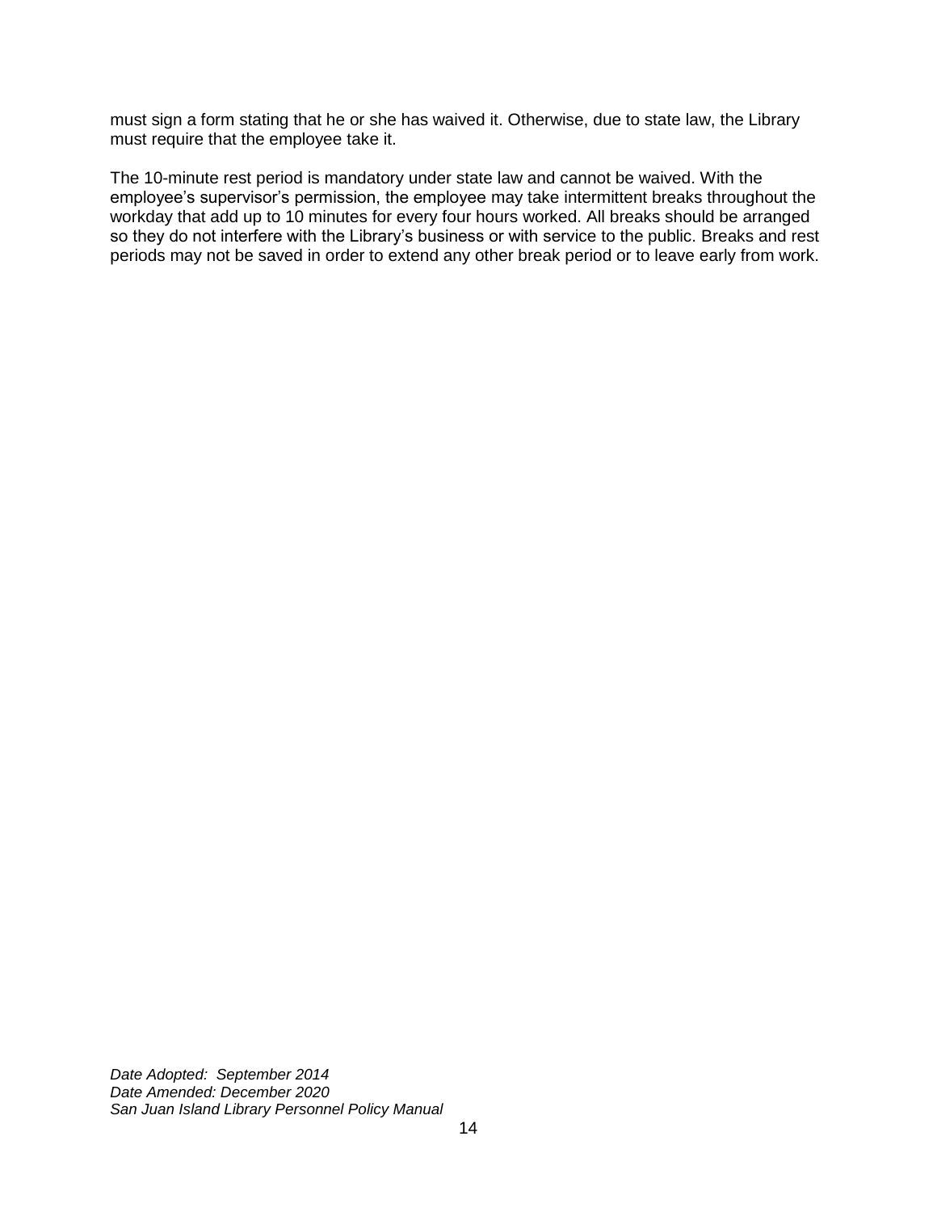must sign a form stating that he or she has waived it. Otherwise, due to state law, the Library must require that the employee take it.

The 10-minute rest period is mandatory under state law and cannot be waived. With the employee's supervisor's permission, the employee may take intermittent breaks throughout the workday that add up to 10 minutes for every four hours worked. All breaks should be arranged so they do not interfere with the Library's business or with service to the public. Breaks and rest periods may not be saved in order to extend any other break period or to leave early from work.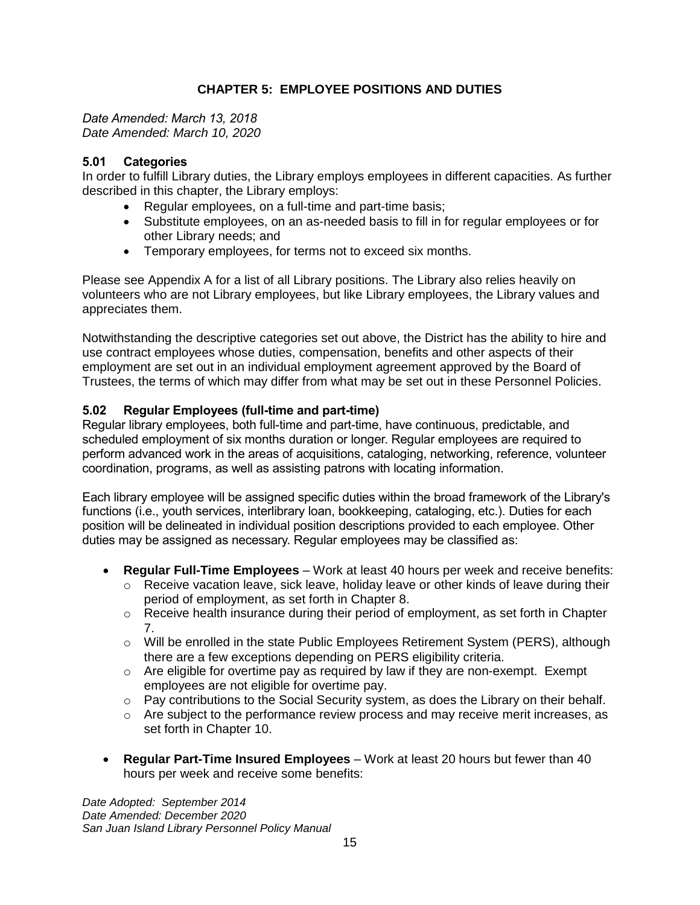# CHAPTER 5: EMPLOYEE POSITIONS AND DUTIES

*Date Amended: March 13, 2018*
*Date Amended: March 10, 2020*

## 5.01 Categories

In order to fulfill Library duties, the Library employs employees in different capacities. As further described in this chapter, the Library employs:

- Regular employees, on a full-time and part-time basis;
- Substitute employees, on an as-needed basis to fill in for regular employees or for other Library needs; and
- Temporary employees, for terms not to exceed six months.

Please see Appendix A for a list of all Library positions. The Library also relies heavily on volunteers who are not Library employees, but like Library employees, the Library values and appreciates them.

Notwithstanding the descriptive categories set out above, the District has the ability to hire and use contract employees whose duties, compensation, benefits and other aspects of their employment are set out in an individual employment agreement approved by the Board of Trustees, the terms of which may differ from what may be set out in these Personnel Policies.

## 5.02 Regular Employees (full-time and part-time)

Regular library employees, both full-time and part-time, have continuous, predictable, and scheduled employment of six months duration or longer. Regular employees are required to perform advanced work in the areas of acquisitions, cataloging, networking, reference, volunteer coordination, programs, as well as assisting patrons with locating information.

Each library employee will be assigned specific duties within the broad framework of the Library's functions (i.e., youth services, interlibrary loan, bookkeeping, cataloging, etc.). Duties for each position will be delineated in individual position descriptions provided to each employee. Other duties may be assigned as necessary. Regular employees may be classified as:

- **Regular Full-Time Employees** – Work at least 40 hours per week and receive benefits:
  - Receive vacation leave, sick leave, holiday leave or other kinds of leave during their period of employment, as set forth in Chapter 8.
  - Receive health insurance during their period of employment, as set forth in Chapter 7.
  - Will be enrolled in the state Public Employees Retirement System (PERS), although there are a few exceptions depending on PERS eligibility criteria.
  - Are eligible for overtime pay as required by law if they are non-exempt. Exempt employees are not eligible for overtime pay.
  - Pay contributions to the Social Security system, as does the Library on their behalf.
  - Are subject to the performance review process and may receive merit increases, as set forth in Chapter 10.
- **Regular Part-Time Insured Employees** – Work at least 20 hours but fewer than 40 hours per week and receive some benefits: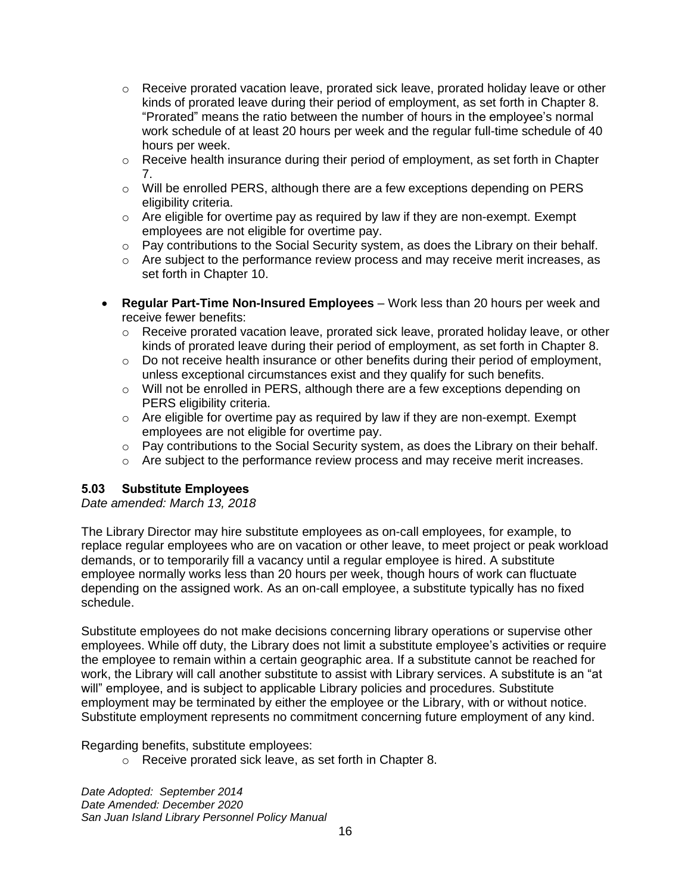- Receive prorated vacation leave, prorated sick leave, prorated holiday leave or other kinds of prorated leave during their period of employment, as set forth in Chapter 8. "Prorated" means the ratio between the number of hours in the employee's normal work schedule of at least 20 hours per week and the regular full-time schedule of 40 hours per week.
  - Receive health insurance during their period of employment, as set forth in Chapter 7.
  - Will be enrolled PERS, although there are a few exceptions depending on PERS eligibility criteria.
  - Are eligible for overtime pay as required by law if they are non-exempt. Exempt employees are not eligible for overtime pay.
  - Pay contributions to the Social Security system, as does the Library on their behalf.
  - Are subject to the performance review process and may receive merit increases, as set forth in Chapter 10.

- **Regular Part-Time Non-Insured Employees** – Work less than 20 hours per week and receive fewer benefits:
  - Receive prorated vacation leave, prorated sick leave, prorated holiday leave, or other kinds of prorated leave during their period of employment, as set forth in Chapter 8.
  - Do not receive health insurance or other benefits during their period of employment, unless exceptional circumstances exist and they qualify for such benefits.
  - Will not be enrolled in PERS, although there are a few exceptions depending on PERS eligibility criteria.
  - Are eligible for overtime pay as required by law if they are non-exempt. Exempt employees are not eligible for overtime pay.
  - Pay contributions to the Social Security system, as does the Library on their behalf.
  - Are subject to the performance review process and may receive merit increases.

### 5.03 Substitute Employees

*Date amended: March 13, 2018*

The Library Director may hire substitute employees as on-call employees, for example, to replace regular employees who are on vacation or other leave, to meet project or peak workload demands, or to temporarily fill a vacancy until a regular employee is hired. A substitute employee normally works less than 20 hours per week, though hours of work can fluctuate depending on the assigned work. As an on-call employee, a substitute typically has no fixed schedule.

Substitute employees do not make decisions concerning library operations or supervise other employees. While off duty, the Library does not limit a substitute employee's activities or require the employee to remain within a certain geographic area. If a substitute cannot be reached for work, the Library will call another substitute to assist with Library services. A substitute is an "at will" employee, and is subject to applicable Library policies and procedures. Substitute employment may be terminated by either the employee or the Library, with or without notice. Substitute employment represents no commitment concerning future employment of any kind.

Regarding benefits, substitute employees:

  - Receive prorated sick leave, as set forth in Chapter 8.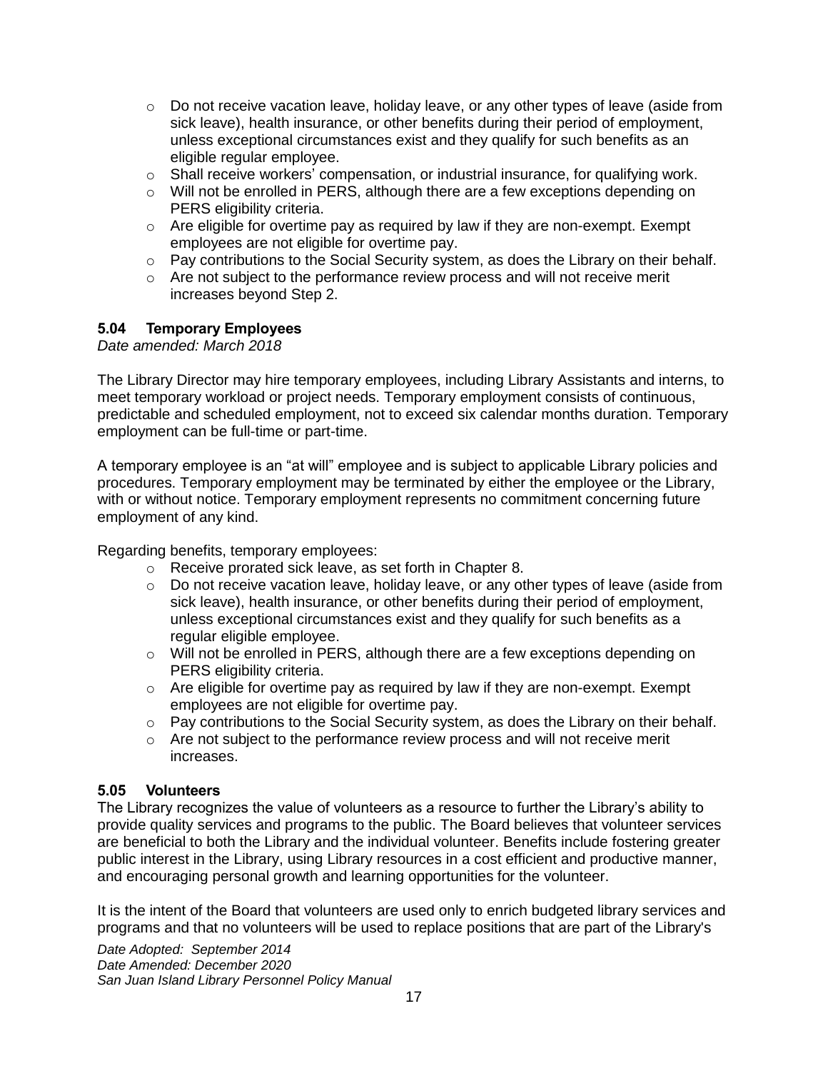- Do not receive vacation leave, holiday leave, or any other types of leave (aside from sick leave), health insurance, or other benefits during their period of employment, unless exceptional circumstances exist and they qualify for such benefits as an eligible regular employee.
- Shall receive workers' compensation, or industrial insurance, for qualifying work.
- Will not be enrolled in PERS, although there are a few exceptions depending on PERS eligibility criteria.
- Are eligible for overtime pay as required by law if they are non-exempt. Exempt employees are not eligible for overtime pay.
- Pay contributions to the Social Security system, as does the Library on their behalf.
- Are not subject to the performance review process and will not receive merit increases beyond Step 2.

### 5.04 Temporary Employees

*Date amended: March 2018*

The Library Director may hire temporary employees, including Library Assistants and interns, to meet temporary workload or project needs. Temporary employment consists of continuous, predictable and scheduled employment, not to exceed six calendar months duration. Temporary employment can be full-time or part-time.

A temporary employee is an "at will" employee and is subject to applicable Library policies and procedures. Temporary employment may be terminated by either the employee or the Library, with or without notice. Temporary employment represents no commitment concerning future employment of any kind.

Regarding benefits, temporary employees:

- Receive prorated sick leave, as set forth in Chapter 8.
- Do not receive vacation leave, holiday leave, or any other types of leave (aside from sick leave), health insurance, or other benefits during their period of employment, unless exceptional circumstances exist and they qualify for such benefits as a regular eligible employee.
- Will not be enrolled in PERS, although there are a few exceptions depending on PERS eligibility criteria.
- Are eligible for overtime pay as required by law if they are non-exempt. Exempt employees are not eligible for overtime pay.
- Pay contributions to the Social Security system, as does the Library on their behalf.
- Are not subject to the performance review process and will not receive merit increases.

### 5.05 Volunteers

The Library recognizes the value of volunteers as a resource to further the Library's ability to provide quality services and programs to the public. The Board believes that volunteer services are beneficial to both the Library and the individual volunteer. Benefits include fostering greater public interest in the Library, using Library resources in a cost efficient and productive manner, and encouraging personal growth and learning opportunities for the volunteer.

It is the intent of the Board that volunteers are used only to enrich budgeted library services and programs and that no volunteers will be used to replace positions that are part of the Library's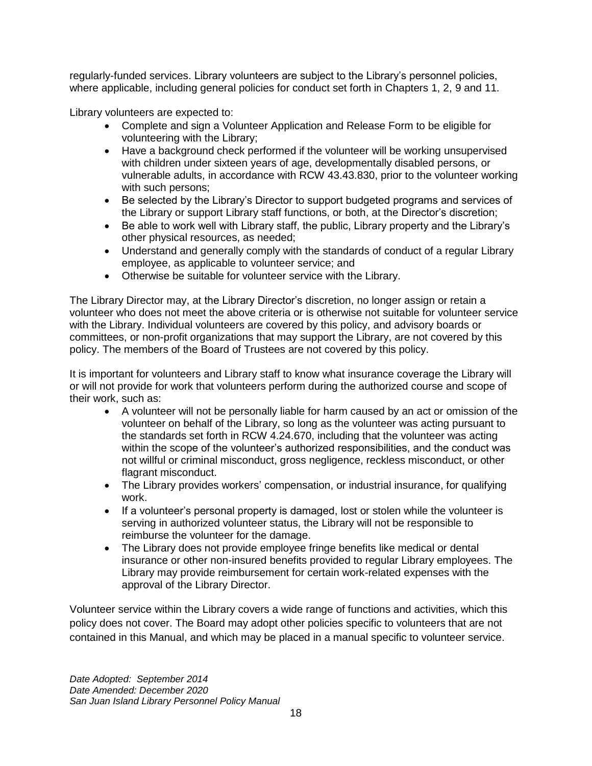regularly-funded services. Library volunteers are subject to the Library's personnel policies, where applicable, including general policies for conduct set forth in Chapters 1, 2, 9 and 11.

Library volunteers are expected to:

- Complete and sign a Volunteer Application and Release Form to be eligible for volunteering with the Library;
- Have a background check performed if the volunteer will be working unsupervised with children under sixteen years of age, developmentally disabled persons, or vulnerable adults, in accordance with RCW 43.43.830, prior to the volunteer working with such persons;
- Be selected by the Library's Director to support budgeted programs and services of the Library or support Library staff functions, or both, at the Director's discretion;
- Be able to work well with Library staff, the public, Library property and the Library's other physical resources, as needed;
- Understand and generally comply with the standards of conduct of a regular Library employee, as applicable to volunteer service; and
- Otherwise be suitable for volunteer service with the Library.

The Library Director may, at the Library Director's discretion, no longer assign or retain a volunteer who does not meet the above criteria or is otherwise not suitable for volunteer service with the Library. Individual volunteers are covered by this policy, and advisory boards or committees, or non-profit organizations that may support the Library, are not covered by this policy. The members of the Board of Trustees are not covered by this policy.

It is important for volunteers and Library staff to know what insurance coverage the Library will or will not provide for work that volunteers perform during the authorized course and scope of their work, such as:

- A volunteer will not be personally liable for harm caused by an act or omission of the volunteer on behalf of the Library, so long as the volunteer was acting pursuant to the standards set forth in RCW 4.24.670, including that the volunteer was acting within the scope of the volunteer's authorized responsibilities, and the conduct was not willful or criminal misconduct, gross negligence, reckless misconduct, or other flagrant misconduct.
- The Library provides workers' compensation, or industrial insurance, for qualifying work.
- If a volunteer's personal property is damaged, lost or stolen while the volunteer is serving in authorized volunteer status, the Library will not be responsible to reimburse the volunteer for the damage.
- The Library does not provide employee fringe benefits like medical or dental insurance or other non-insured benefits provided to regular Library employees. The Library may provide reimbursement for certain work-related expenses with the approval of the Library Director.

Volunteer service within the Library covers a wide range of functions and activities, which this policy does not cover. The Board may adopt other policies specific to volunteers that are not contained in this Manual, and which may be placed in a manual specific to volunteer service.

*Date Adopted: September 2014*
*Date Amended: December 2020*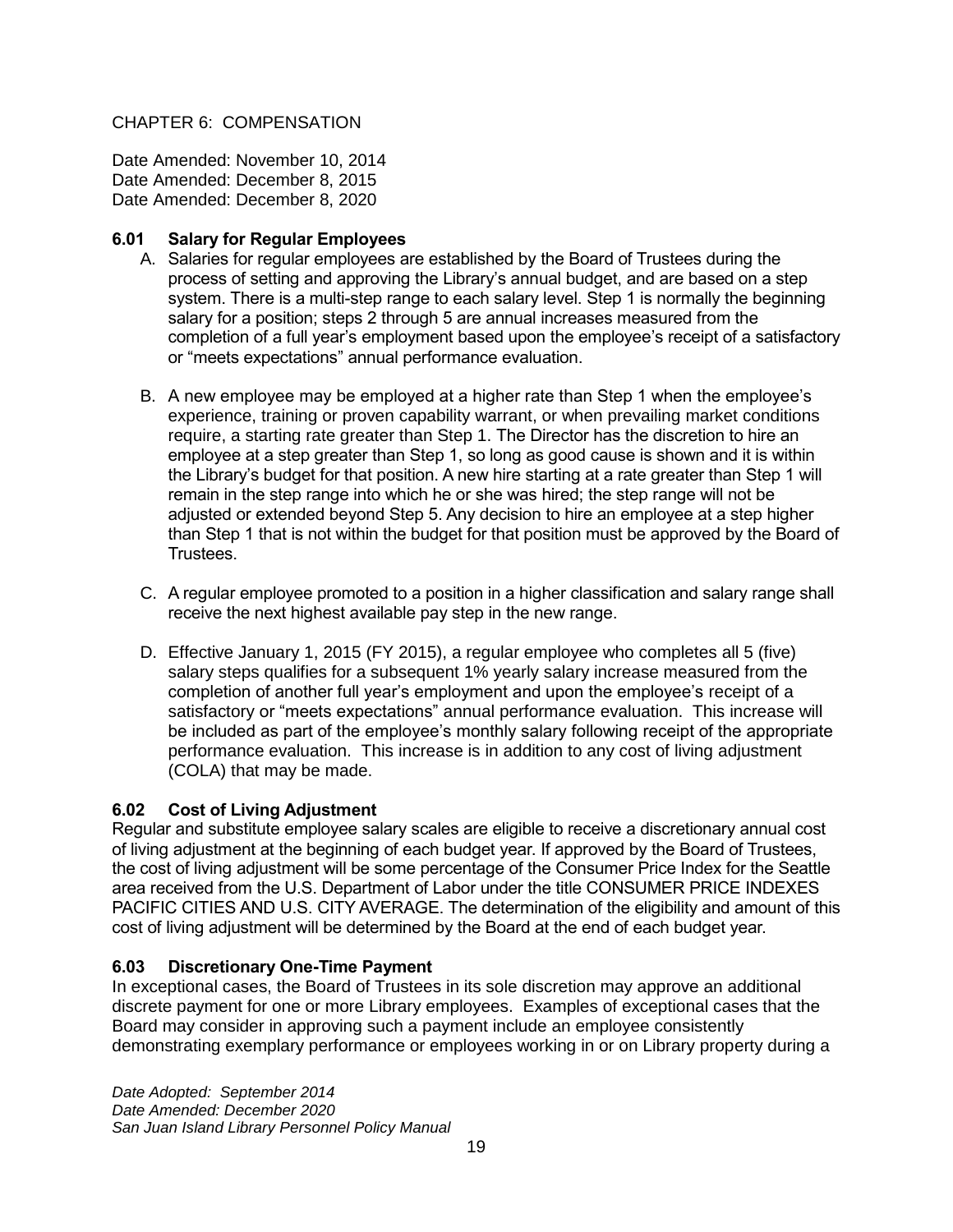# CHAPTER 6: COMPENSATION

Date Amended: November 10, 2014
Date Amended: December 8, 2015
Date Amended: December 8, 2020

## 6.01 Salary for Regular Employees

A. Salaries for regular employees are established by the Board of Trustees during the process of setting and approving the Library's annual budget, and are based on a step system. There is a multi-step range to each salary level. Step 1 is normally the beginning salary for a position; steps 2 through 5 are annual increases measured from the completion of a full year's employment based upon the employee's receipt of a satisfactory or "meets expectations" annual performance evaluation.

B. A new employee may be employed at a higher rate than Step 1 when the employee's experience, training or proven capability warrant, or when prevailing market conditions require, a starting rate greater than Step 1. The Director has the discretion to hire an employee at a step greater than Step 1, so long as good cause is shown and it is within the Library's budget for that position. A new hire starting at a rate greater than Step 1 will remain in the step range into which he or she was hired; the step range will not be adjusted or extended beyond Step 5. Any decision to hire an employee at a step higher than Step 1 that is not within the budget for that position must be approved by the Board of Trustees.

C. A regular employee promoted to a position in a higher classification and salary range shall receive the next highest available pay step in the new range.

D. Effective January 1, 2015 (FY 2015), a regular employee who completes all 5 (five) salary steps qualifies for a subsequent 1% yearly salary increase measured from the completion of another full year's employment and upon the employee's receipt of a satisfactory or "meets expectations" annual performance evaluation. This increase will be included as part of the employee's monthly salary following receipt of the appropriate performance evaluation. This increase is in addition to any cost of living adjustment (COLA) that may be made.

## 6.02 Cost of Living Adjustment

Regular and substitute employee salary scales are eligible to receive a discretionary annual cost of living adjustment at the beginning of each budget year. If approved by the Board of Trustees, the cost of living adjustment will be some percentage of the Consumer Price Index for the Seattle area received from the U.S. Department of Labor under the title CONSUMER PRICE INDEXES PACIFIC CITIES AND U.S. CITY AVERAGE. The determination of the eligibility and amount of this cost of living adjustment will be determined by the Board at the end of each budget year.

## 6.03 Discretionary One-Time Payment

In exceptional cases, the Board of Trustees in its sole discretion may approve an additional discrete payment for one or more Library employees. Examples of exceptional cases that the Board may consider in approving such a payment include an employee consistently demonstrating exemplary performance or employees working in or on Library property during a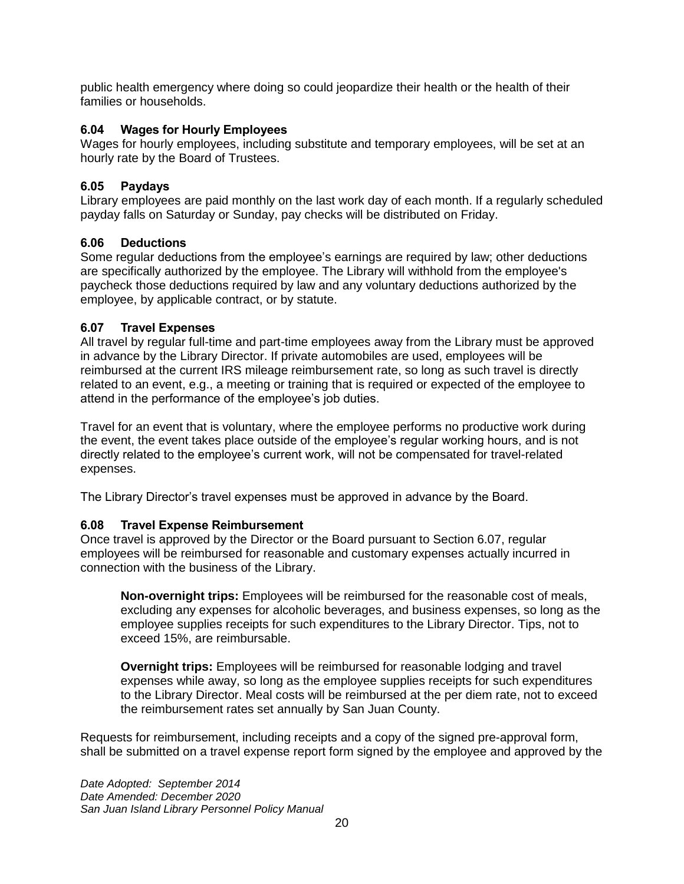public health emergency where doing so could jeopardize their health or the health of their families or households.

### 6.04 Wages for Hourly Employees

Wages for hourly employees, including substitute and temporary employees, will be set at an hourly rate by the Board of Trustees.

### 6.05 Paydays

Library employees are paid monthly on the last work day of each month. If a regularly scheduled payday falls on Saturday or Sunday, pay checks will be distributed on Friday.

### 6.06 Deductions

Some regular deductions from the employee's earnings are required by law; other deductions are specifically authorized by the employee. The Library will withhold from the employee's paycheck those deductions required by law and any voluntary deductions authorized by the employee, by applicable contract, or by statute.

### 6.07 Travel Expenses

All travel by regular full-time and part-time employees away from the Library must be approved in advance by the Library Director. If private automobiles are used, employees will be reimbursed at the current IRS mileage reimbursement rate, so long as such travel is directly related to an event, e.g., a meeting or training that is required or expected of the employee to attend in the performance of the employee's job duties.

Travel for an event that is voluntary, where the employee performs no productive work during the event, the event takes place outside of the employee's regular working hours, and is not directly related to the employee's current work, will not be compensated for travel-related expenses.

The Library Director's travel expenses must be approved in advance by the Board.

### 6.08 Travel Expense Reimbursement

Once travel is approved by the Director or the Board pursuant to Section 6.07, regular employees will be reimbursed for reasonable and customary expenses actually incurred in connection with the business of the Library.

> **Non-overnight trips:** Employees will be reimbursed for the reasonable cost of meals, excluding any expenses for alcoholic beverages, and business expenses, so long as the employee supplies receipts for such expenditures to the Library Director. Tips, not to exceed 15%, are reimbursable.
>
> **Overnight trips:** Employees will be reimbursed for reasonable lodging and travel expenses while away, so long as the employee supplies receipts for such expenditures to the Library Director. Meal costs will be reimbursed at the per diem rate, not to exceed the reimbursement rates set annually by San Juan County.

Requests for reimbursement, including receipts and a copy of the signed pre-approval form, shall be submitted on a travel expense report form signed by the employee and approved by the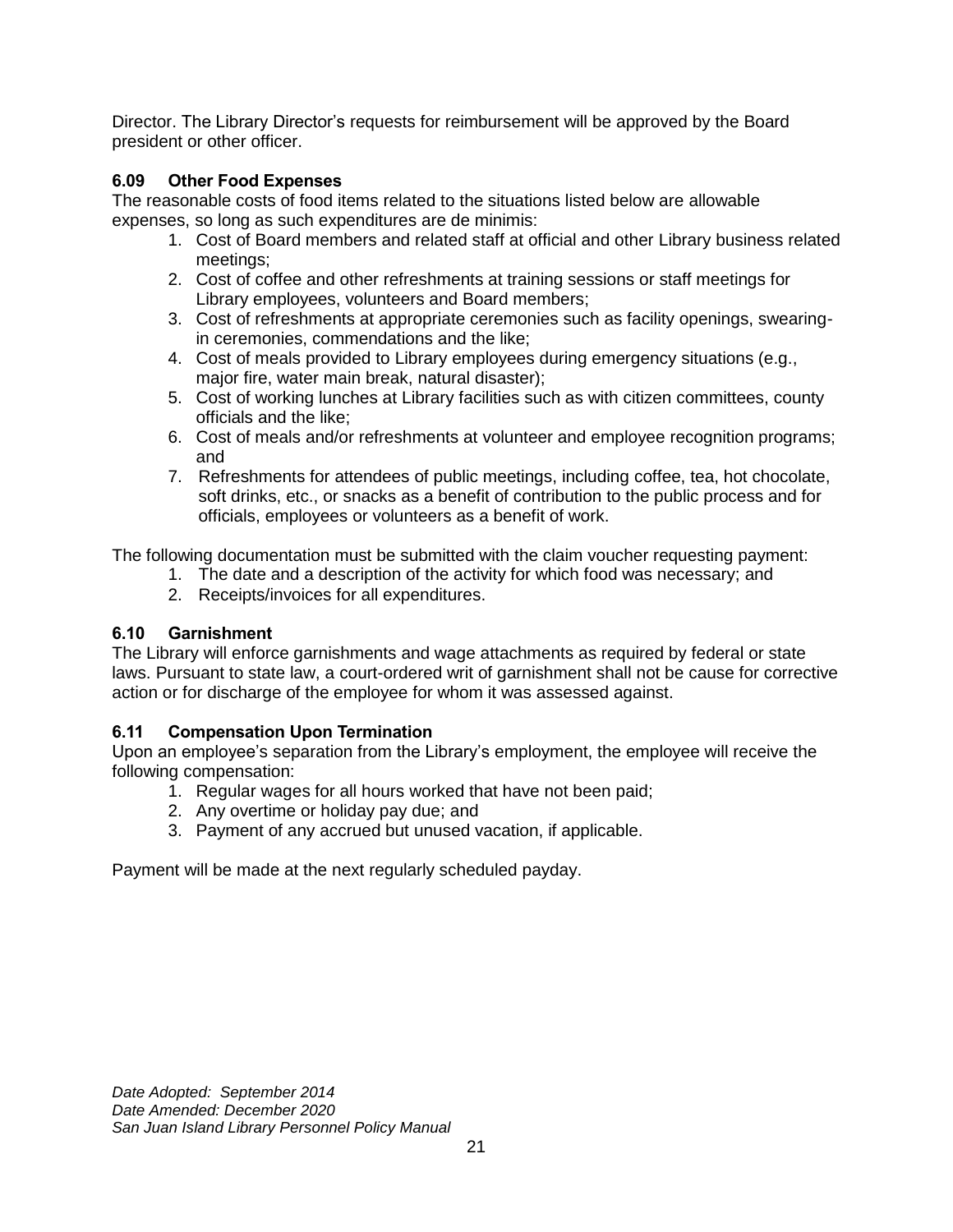Director. The Library Director's requests for reimbursement will be approved by the Board president or other officer.

### 6.09 Other Food Expenses

The reasonable costs of food items related to the situations listed below are allowable expenses, so long as such expenditures are de minimis:

1. Cost of Board members and related staff at official and other Library business related meetings;
2. Cost of coffee and other refreshments at training sessions or staff meetings for Library employees, volunteers and Board members;
3. Cost of refreshments at appropriate ceremonies such as facility openings, swearing-in ceremonies, commendations and the like;
4. Cost of meals provided to Library employees during emergency situations (e.g., major fire, water main break, natural disaster);
5. Cost of working lunches at Library facilities such as with citizen committees, county officials and the like;
6. Cost of meals and/or refreshments at volunteer and employee recognition programs; and
7. Refreshments for attendees of public meetings, including coffee, tea, hot chocolate, soft drinks, etc., or snacks as a benefit of contribution to the public process and for officials, employees or volunteers as a benefit of work.

The following documentation must be submitted with the claim voucher requesting payment:

1. The date and a description of the activity for which food was necessary; and
2. Receipts/invoices for all expenditures.

### 6.10 Garnishment

The Library will enforce garnishments and wage attachments as required by federal or state laws. Pursuant to state law, a court-ordered writ of garnishment shall not be cause for corrective action or for discharge of the employee for whom it was assessed against.

### 6.11 Compensation Upon Termination

Upon an employee's separation from the Library's employment, the employee will receive the following compensation:

1. Regular wages for all hours worked that have not been paid;
2. Any overtime or holiday pay due; and
3. Payment of any accrued but unused vacation, if applicable.

Payment will be made at the next regularly scheduled payday.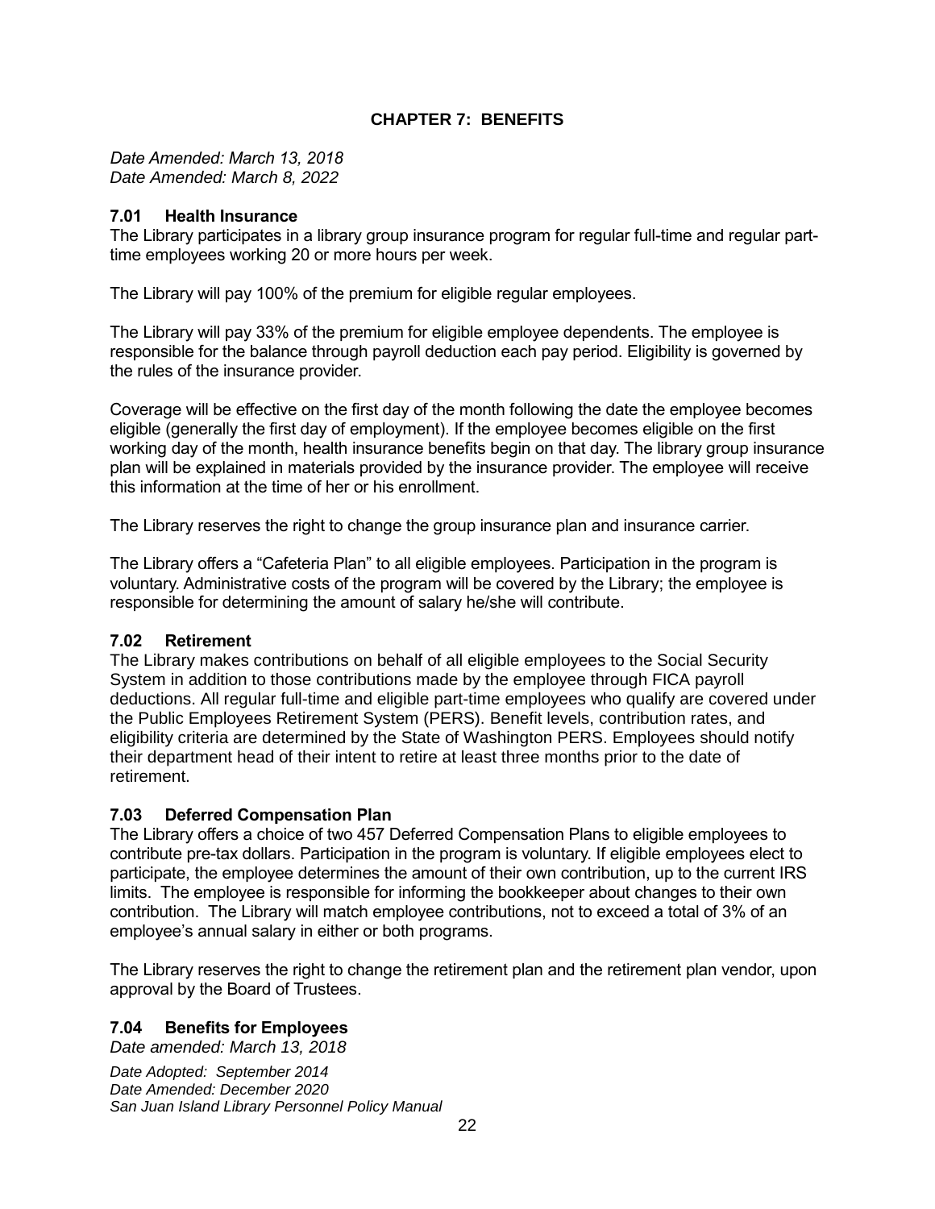# CHAPTER 7: BENEFITS

*Date Amended: March 13, 2018*
*Date Amended: March 8, 2022*

### 7.01 Health Insurance

The Library participates in a library group insurance program for regular full-time and regular part-time employees working 20 or more hours per week.

The Library will pay 100% of the premium for eligible regular employees.

The Library will pay 33% of the premium for eligible employee dependents. The employee is responsible for the balance through payroll deduction each pay period. Eligibility is governed by the rules of the insurance provider.

Coverage will be effective on the first day of the month following the date the employee becomes eligible (generally the first day of employment). If the employee becomes eligible on the first working day of the month, health insurance benefits begin on that day. The library group insurance plan will be explained in materials provided by the insurance provider. The employee will receive this information at the time of her or his enrollment.

The Library reserves the right to change the group insurance plan and insurance carrier.

The Library offers a "Cafeteria Plan" to all eligible employees. Participation in the program is voluntary. Administrative costs of the program will be covered by the Library; the employee is responsible for determining the amount of salary he/she will contribute.

### 7.02 Retirement

The Library makes contributions on behalf of all eligible employees to the Social Security System in addition to those contributions made by the employee through FICA payroll deductions. All regular full-time and eligible part-time employees who qualify are covered under the Public Employees Retirement System (PERS). Benefit levels, contribution rates, and eligibility criteria are determined by the State of Washington PERS. Employees should notify their department head of their intent to retire at least three months prior to the date of retirement.

### 7.03 Deferred Compensation Plan

The Library offers a choice of two 457 Deferred Compensation Plans to eligible employees to contribute pre-tax dollars. Participation in the program is voluntary. If eligible employees elect to participate, the employee determines the amount of their own contribution, up to the current IRS limits. The employee is responsible for informing the bookkeeper about changes to their own contribution. The Library will match employee contributions, not to exceed a total of 3% of an employee's annual salary in either or both programs.

The Library reserves the right to change the retirement plan and the retirement plan vendor, upon approval by the Board of Trustees.

### 7.04 Benefits for Employees

*Date amended: March 13, 2018*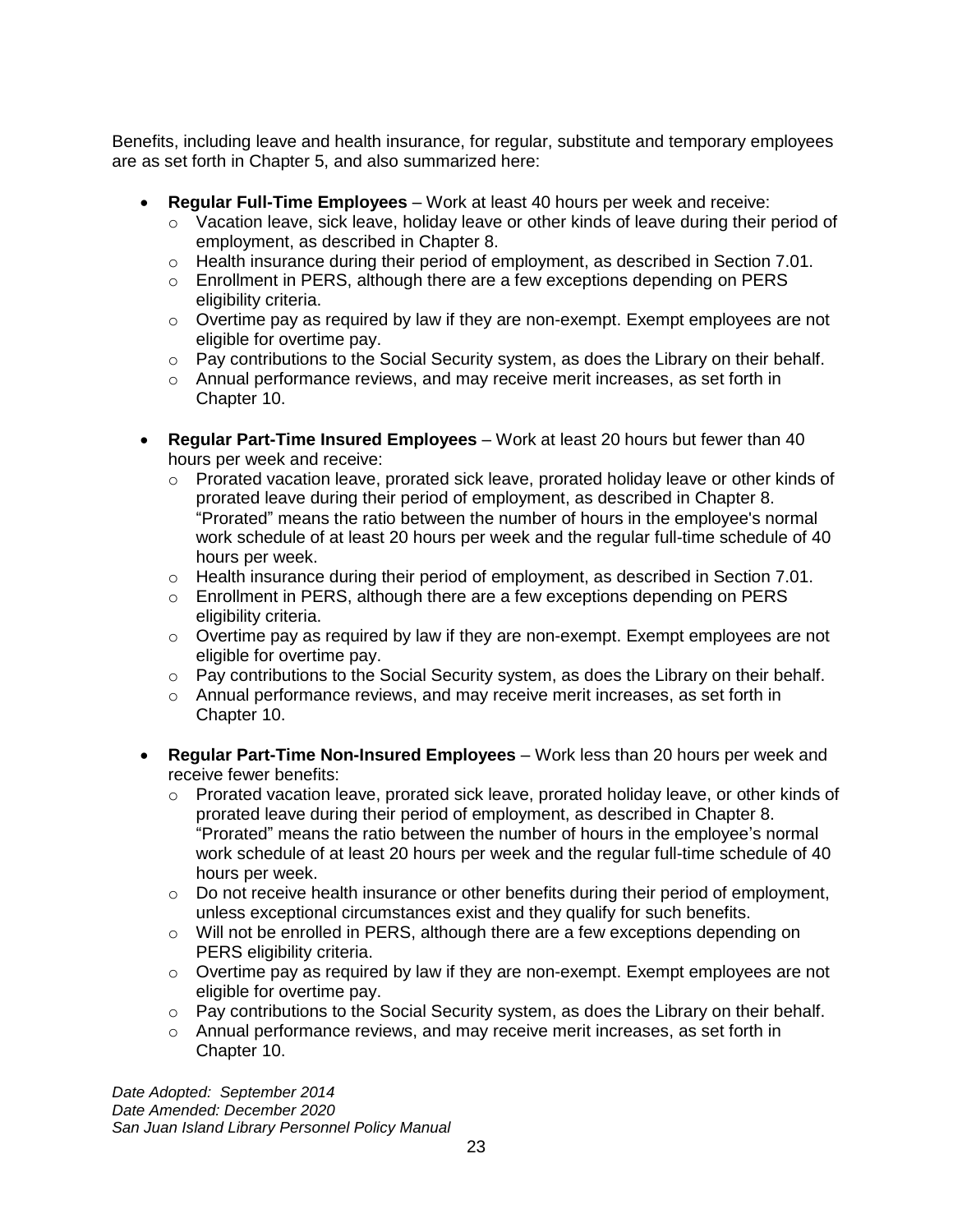Benefits, including leave and health insurance, for regular, substitute and temporary employees are as set forth in Chapter 5, and also summarized here:

- **Regular Full-Time Employees** – Work at least 40 hours per week and receive:
  - Vacation leave, sick leave, holiday leave or other kinds of leave during their period of employment, as described in Chapter 8.
  - Health insurance during their period of employment, as described in Section 7.01.
  - Enrollment in PERS, although there are a few exceptions depending on PERS eligibility criteria.
  - Overtime pay as required by law if they are non-exempt. Exempt employees are not eligible for overtime pay.
  - Pay contributions to the Social Security system, as does the Library on their behalf.
  - Annual performance reviews, and may receive merit increases, as set forth in Chapter 10.

- **Regular Part-Time Insured Employees** – Work at least 20 hours but fewer than 40 hours per week and receive:
  - Prorated vacation leave, prorated sick leave, prorated holiday leave or other kinds of prorated leave during their period of employment, as described in Chapter 8. "Prorated" means the ratio between the number of hours in the employee's normal work schedule of at least 20 hours per week and the regular full-time schedule of 40 hours per week.
  - Health insurance during their period of employment, as described in Section 7.01.
  - Enrollment in PERS, although there are a few exceptions depending on PERS eligibility criteria.
  - Overtime pay as required by law if they are non-exempt. Exempt employees are not eligible for overtime pay.
  - Pay contributions to the Social Security system, as does the Library on their behalf.
  - Annual performance reviews, and may receive merit increases, as set forth in Chapter 10.

- **Regular Part-Time Non-Insured Employees** – Work less than 20 hours per week and receive fewer benefits:
  - Prorated vacation leave, prorated sick leave, prorated holiday leave, or other kinds of prorated leave during their period of employment, as described in Chapter 8. "Prorated" means the ratio between the number of hours in the employee's normal work schedule of at least 20 hours per week and the regular full-time schedule of 40 hours per week.
  - Do not receive health insurance or other benefits during their period of employment, unless exceptional circumstances exist and they qualify for such benefits.
  - Will not be enrolled in PERS, although there are a few exceptions depending on PERS eligibility criteria.
  - Overtime pay as required by law if they are non-exempt. Exempt employees are not eligible for overtime pay.
  - Pay contributions to the Social Security system, as does the Library on their behalf.
  - Annual performance reviews, and may receive merit increases, as set forth in Chapter 10.

*Date Adopted: September 2014*
*Date Amended: December 2020*
*San Juan Island Library Personnel Policy Manual*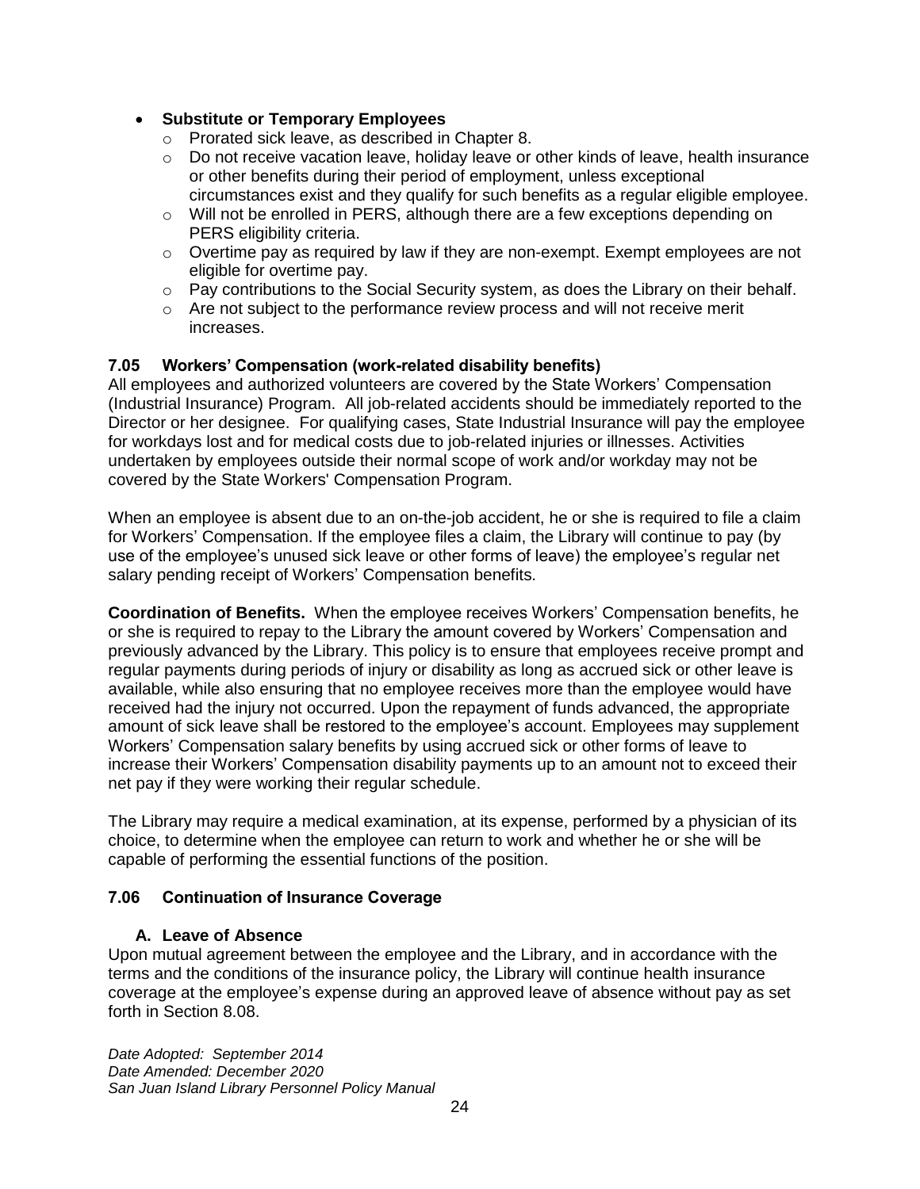- **Substitute or Temporary Employees**
  - Prorated sick leave, as described in Chapter 8.
  - Do not receive vacation leave, holiday leave or other kinds of leave, health insurance or other benefits during their period of employment, unless exceptional circumstances exist and they qualify for such benefits as a regular eligible employee.
  - Will not be enrolled in PERS, although there are a few exceptions depending on PERS eligibility criteria.
  - Overtime pay as required by law if they are non-exempt. Exempt employees are not eligible for overtime pay.
  - Pay contributions to the Social Security system, as does the Library on their behalf.
  - Are not subject to the performance review process and will not receive merit increases.

### 7.05 Workers' Compensation (work-related disability benefits)

All employees and authorized volunteers are covered by the State Workers' Compensation (Industrial Insurance) Program. All job-related accidents should be immediately reported to the Director or her designee. For qualifying cases, State Industrial Insurance will pay the employee for workdays lost and for medical costs due to job-related injuries or illnesses. Activities undertaken by employees outside their normal scope of work and/or workday may not be covered by the State Workers' Compensation Program.

When an employee is absent due to an on-the-job accident, he or she is required to file a claim for Workers' Compensation. If the employee files a claim, the Library will continue to pay (by use of the employee's unused sick leave or other forms of leave) the employee's regular net salary pending receipt of Workers' Compensation benefits.

**Coordination of Benefits.** When the employee receives Workers' Compensation benefits, he or she is required to repay to the Library the amount covered by Workers' Compensation and previously advanced by the Library. This policy is to ensure that employees receive prompt and regular payments during periods of injury or disability as long as accrued sick or other leave is available, while also ensuring that no employee receives more than the employee would have received had the injury not occurred. Upon the repayment of funds advanced, the appropriate amount of sick leave shall be restored to the employee's account. Employees may supplement Workers' Compensation salary benefits by using accrued sick or other forms of leave to increase their Workers' Compensation disability payments up to an amount not to exceed their net pay if they were working their regular schedule.

The Library may require a medical examination, at its expense, performed by a physician of its choice, to determine when the employee can return to work and whether he or she will be capable of performing the essential functions of the position.

### 7.06 Continuation of Insurance Coverage

#### A. Leave of Absence

Upon mutual agreement between the employee and the Library, and in accordance with the terms and the conditions of the insurance policy, the Library will continue health insurance coverage at the employee's expense during an approved leave of absence without pay as set forth in Section 8.08.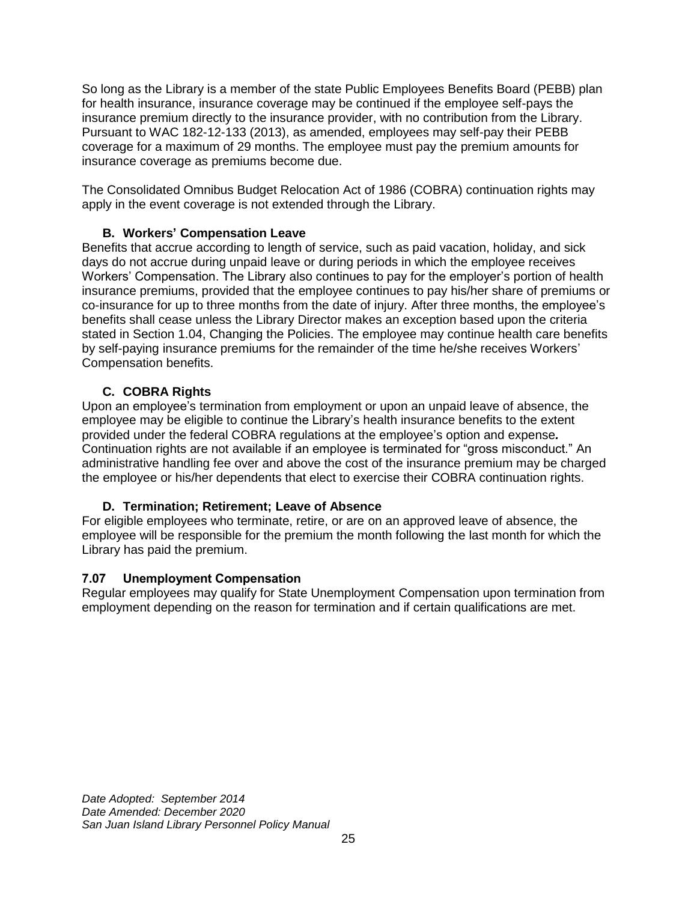So long as the Library is a member of the state Public Employees Benefits Board (PEBB) plan for health insurance, insurance coverage may be continued if the employee self-pays the insurance premium directly to the insurance provider, with no contribution from the Library. Pursuant to WAC 182-12-133 (2013), as amended, employees may self-pay their PEBB coverage for a maximum of 29 months. The employee must pay the premium amounts for insurance coverage as premiums become due.

The Consolidated Omnibus Budget Relocation Act of 1986 (COBRA) continuation rights may apply in the event coverage is not extended through the Library.

### B. Workers' Compensation Leave

Benefits that accrue according to length of service, such as paid vacation, holiday, and sick days do not accrue during unpaid leave or during periods in which the employee receives Workers' Compensation. The Library also continues to pay for the employer's portion of health insurance premiums, provided that the employee continues to pay his/her share of premiums or co-insurance for up to three months from the date of injury. After three months, the employee's benefits shall cease unless the Library Director makes an exception based upon the criteria stated in Section 1.04, Changing the Policies. The employee may continue health care benefits by self-paying insurance premiums for the remainder of the time he/she receives Workers' Compensation benefits.

### C. COBRA Rights

Upon an employee's termination from employment or upon an unpaid leave of absence, the employee may be eligible to continue the Library's health insurance benefits to the extent provided under the federal COBRA regulations at the employee's option and expense. Continuation rights are not available if an employee is terminated for "gross misconduct." An administrative handling fee over and above the cost of the insurance premium may be charged the employee or his/her dependents that elect to exercise their COBRA continuation rights.

### D. Termination; Retirement; Leave of Absence

For eligible employees who terminate, retire, or are on an approved leave of absence, the employee will be responsible for the premium the month following the last month for which the Library has paid the premium.

## 7.07 Unemployment Compensation

Regular employees may qualify for State Unemployment Compensation upon termination from employment depending on the reason for termination and if certain qualifications are met.

*Date Adopted: September 2014*
*Date Amended: December 2020*
*San Juan Island Library Personnel Policy Manual*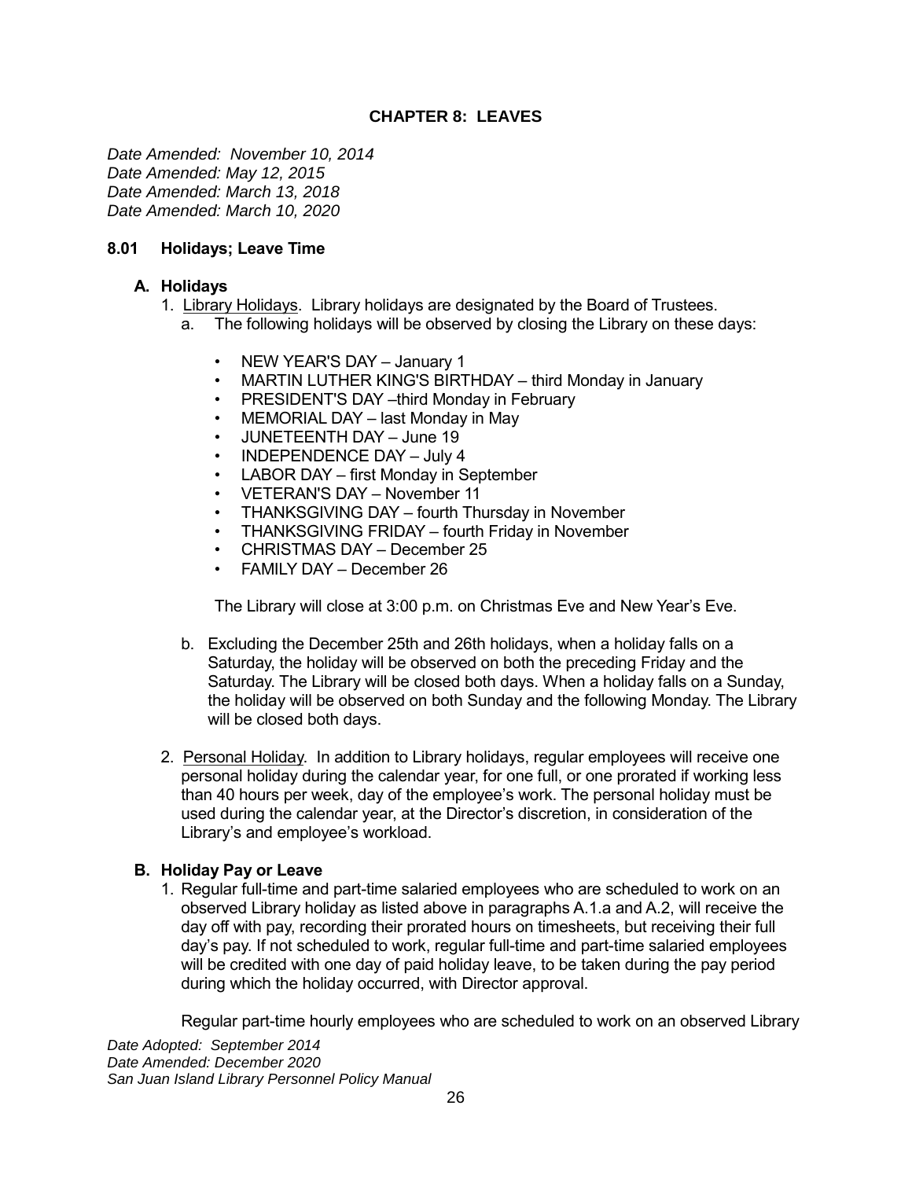**CHAPTER 8: LEAVES**

*Date Amended: November 10, 2014*
*Date Amended: May 12, 2015*
*Date Amended: March 13, 2018*
*Date Amended: March 10, 2020*

## 8.01 Holidays; Leave Time

### A. Holidays

1. Library Holidays. Library holidays are designated by the Board of Trustees.
   a. The following holidays will be observed by closing the Library on these days:

      - NEW YEAR'S DAY – January 1
      - MARTIN LUTHER KING'S BIRTHDAY – third Monday in January
      - PRESIDENT'S DAY –third Monday in February
      - MEMORIAL DAY – last Monday in May
      - JUNETEENTH DAY – June 19
      - INDEPENDENCE DAY – July 4
      - LABOR DAY – first Monday in September
      - VETERAN'S DAY – November 11
      - THANKSGIVING DAY – fourth Thursday in November
      - THANKSGIVING FRIDAY – fourth Friday in November
      - CHRISTMAS DAY – December 25
      - FAMILY DAY – December 26

      The Library will close at 3:00 p.m. on Christmas Eve and New Year's Eve.

   b. Excluding the December 25th and 26th holidays, when a holiday falls on a Saturday, the holiday will be observed on both the preceding Friday and the Saturday. The Library will be closed both days. When a holiday falls on a Sunday, the holiday will be observed on both Sunday and the following Monday. The Library will be closed both days.

2. Personal Holiday. In addition to Library holidays, regular employees will receive one personal holiday during the calendar year, for one full, or one prorated if working less than 40 hours per week, day of the employee's work. The personal holiday must be used during the calendar year, at the Director's discretion, in consideration of the Library's and employee's workload.

### B. Holiday Pay or Leave

1. Regular full-time and part-time salaried employees who are scheduled to work on an observed Library holiday as listed above in paragraphs A.1.a and A.2, will receive the day off with pay, recording their prorated hours on timesheets, but receiving their full day's pay. If not scheduled to work, regular full-time and part-time salaried employees will be credited with one day of paid holiday leave, to be taken during the pay period during which the holiday occurred, with Director approval.

   Regular part-time hourly employees who are scheduled to work on an observed Library

*Date Adopted: September 2014*
*Date Amended: December 2020*
*San Juan Island Library Personnel Policy Manual*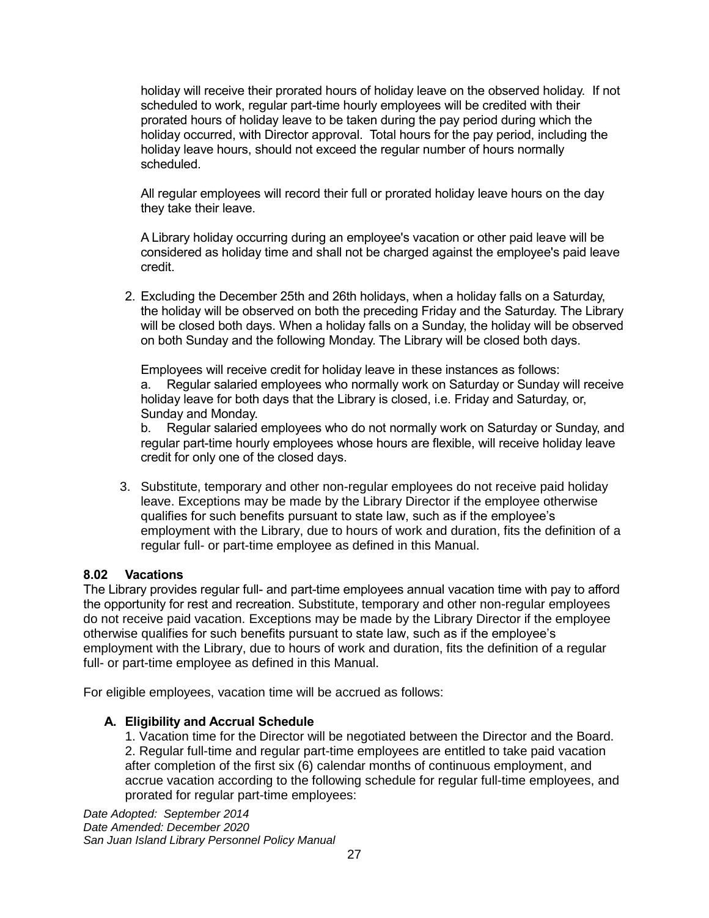holiday will receive their prorated hours of holiday leave on the observed holiday. If not scheduled to work, regular part-time hourly employees will be credited with their prorated hours of holiday leave to be taken during the pay period during which the holiday occurred, with Director approval. Total hours for the pay period, including the holiday leave hours, should not exceed the regular number of hours normally scheduled.

All regular employees will record their full or prorated holiday leave hours on the day they take their leave.

A Library holiday occurring during an employee's vacation or other paid leave will be considered as holiday time and shall not be charged against the employee's paid leave credit.

2. Excluding the December 25th and 26th holidays, when a holiday falls on a Saturday, the holiday will be observed on both the preceding Friday and the Saturday. The Library will be closed both days. When a holiday falls on a Sunday, the holiday will be observed on both Sunday and the following Monday. The Library will be closed both days.

   Employees will receive credit for holiday leave in these instances as follows:
   a. Regular salaried employees who normally work on Saturday or Sunday will receive holiday leave for both days that the Library is closed, i.e. Friday and Saturday, or, Sunday and Monday.
   b. Regular salaried employees who do not normally work on Saturday or Sunday, and regular part-time hourly employees whose hours are flexible, will receive holiday leave credit for only one of the closed days.

3. Substitute, temporary and other non-regular employees do not receive paid holiday leave. Exceptions may be made by the Library Director if the employee otherwise qualifies for such benefits pursuant to state law, such as if the employee's employment with the Library, due to hours of work and duration, fits the definition of a regular full- or part-time employee as defined in this Manual.

### 8.02 Vacations

The Library provides regular full- and part-time employees annual vacation time with pay to afford the opportunity for rest and recreation. Substitute, temporary and other non-regular employees do not receive paid vacation. Exceptions may be made by the Library Director if the employee otherwise qualifies for such benefits pursuant to state law, such as if the employee's employment with the Library, due to hours of work and duration, fits the definition of a regular full- or part-time employee as defined in this Manual.

For eligible employees, vacation time will be accrued as follows:

#### A. Eligibility and Accrual Schedule

1. Vacation time for the Director will be negotiated between the Director and the Board.
2. Regular full-time and regular part-time employees are entitled to take paid vacation after completion of the first six (6) calendar months of continuous employment, and accrue vacation according to the following schedule for regular full-time employees, and prorated for regular part-time employees:

*Date Adopted: September 2014*
*Date Amended: December 2020*
*San Juan Island Library Personnel Policy Manual*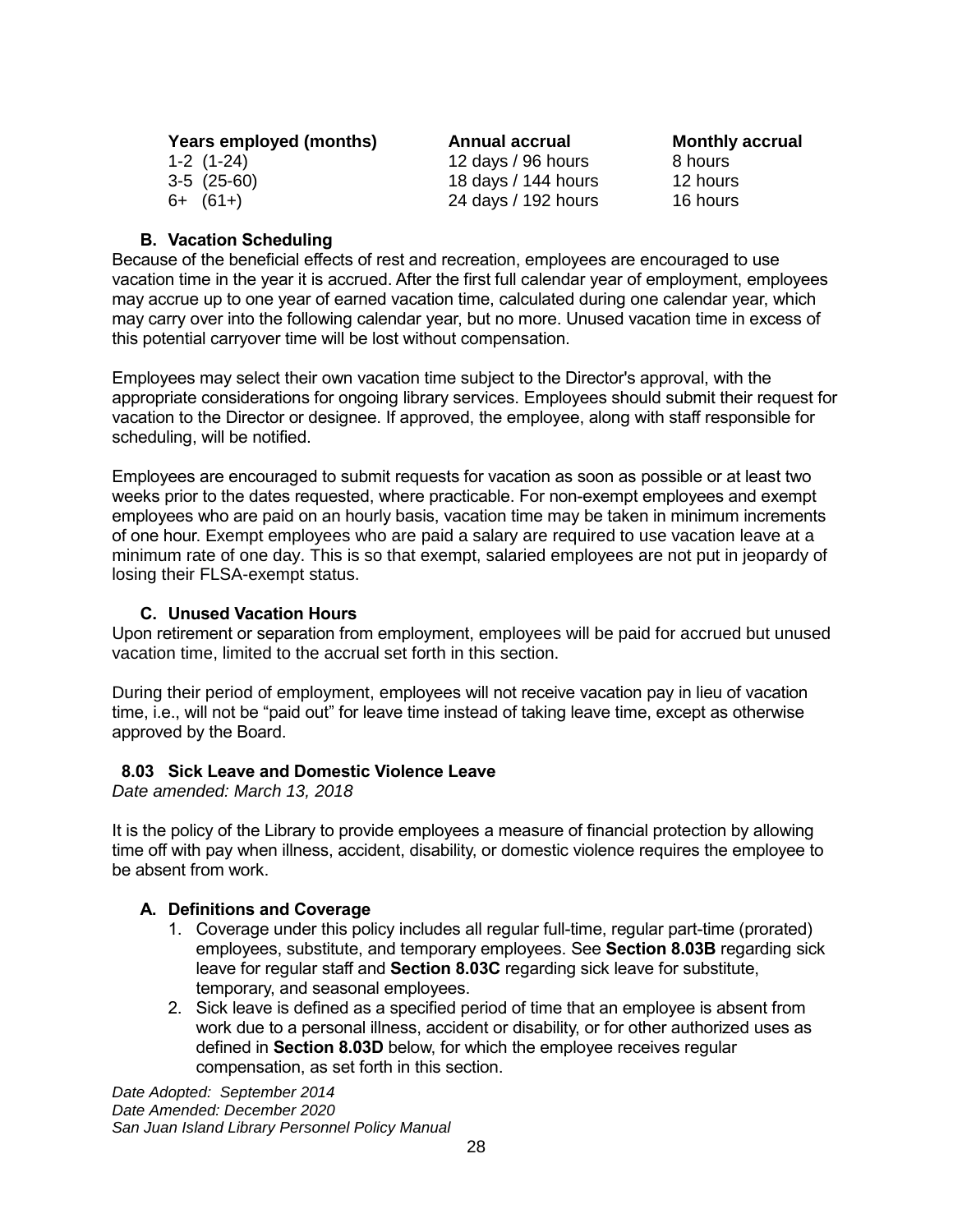| Years employed (months) | Annual accrual | Monthly accrual |
|---|---|---|
| 1-2 (1-24) | 12 days / 96 hours | 8 hours |
| 3-5 (25-60) | 18 days / 144 hours | 12 hours |
| 6+ (61+) | 24 days / 192 hours | 16 hours |

### B. Vacation Scheduling

Because of the beneficial effects of rest and recreation, employees are encouraged to use vacation time in the year it is accrued. After the first full calendar year of employment, employees may accrue up to one year of earned vacation time, calculated during one calendar year, which may carry over into the following calendar year, but no more. Unused vacation time in excess of this potential carryover time will be lost without compensation.

Employees may select their own vacation time subject to the Director's approval, with the appropriate considerations for ongoing library services. Employees should submit their request for vacation to the Director or designee. If approved, the employee, along with staff responsible for scheduling, will be notified.

Employees are encouraged to submit requests for vacation as soon as possible or at least two weeks prior to the dates requested, where practicable. For non-exempt employees and exempt employees who are paid on an hourly basis, vacation time may be taken in minimum increments of one hour. Exempt employees who are paid a salary are required to use vacation leave at a minimum rate of one day. This is so that exempt, salaried employees are not put in jeopardy of losing their FLSA-exempt status.

### C. Unused Vacation Hours

Upon retirement or separation from employment, employees will be paid for accrued but unused vacation time, limited to the accrual set forth in this section.

During their period of employment, employees will not receive vacation pay in lieu of vacation time, i.e., will not be “paid out” for leave time instead of taking leave time, except as otherwise approved by the Board.

## 8.03 Sick Leave and Domestic Violence Leave

*Date amended: March 13, 2018*

It is the policy of the Library to provide employees a measure of financial protection by allowing time off with pay when illness, accident, disability, or domestic violence requires the employee to be absent from work.

### A. Definitions and Coverage

1. Coverage under this policy includes all regular full-time, regular part-time (prorated) employees, substitute, and temporary employees. See **Section 8.03B** regarding sick leave for regular staff and **Section 8.03C** regarding sick leave for substitute, temporary, and seasonal employees.
2. Sick leave is defined as a specified period of time that an employee is absent from work due to a personal illness, accident or disability, or for other authorized uses as defined in **Section 8.03D** below, for which the employee receives regular compensation, as set forth in this section.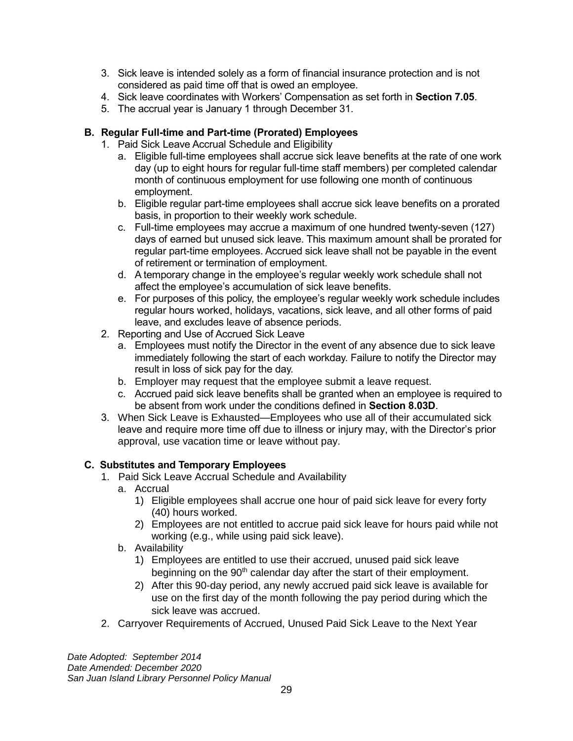3. Sick leave is intended solely as a form of financial insurance protection and is not considered as paid time off that is owed an employee.
4. Sick leave coordinates with Workers' Compensation as set forth in **Section 7.05**.
5. The accrual year is January 1 through December 31.

**B. Regular Full-time and Part-time (Prorated) Employees**

1. Paid Sick Leave Accrual Schedule and Eligibility
   a. Eligible full-time employees shall accrue sick leave benefits at the rate of one work day (up to eight hours for regular full-time staff members) per completed calendar month of continuous employment for use following one month of continuous employment.
   b. Eligible regular part-time employees shall accrue sick leave benefits on a prorated basis, in proportion to their weekly work schedule.
   c. Full-time employees may accrue a maximum of one hundred twenty-seven (127) days of earned but unused sick leave. This maximum amount shall be prorated for regular part-time employees. Accrued sick leave shall not be payable in the event of retirement or termination of employment.
   d. A temporary change in the employee's regular weekly work schedule shall not affect the employee's accumulation of sick leave benefits.
   e. For purposes of this policy, the employee's regular weekly work schedule includes regular hours worked, holidays, vacations, sick leave, and all other forms of paid leave, and excludes leave of absence periods.
2. Reporting and Use of Accrued Sick Leave
   a. Employees must notify the Director in the event of any absence due to sick leave immediately following the start of each workday. Failure to notify the Director may result in loss of sick pay for the day.
   b. Employer may request that the employee submit a leave request.
   c. Accrued paid sick leave benefits shall be granted when an employee is required to be absent from work under the conditions defined in **Section 8.03D**.
3. When Sick Leave is Exhausted—Employees who use all of their accumulated sick leave and require more time off due to illness or injury may, with the Director's prior approval, use vacation time or leave without pay.

**C. Substitutes and Temporary Employees**

1. Paid Sick Leave Accrual Schedule and Availability
   a. Accrual
      1) Eligible employees shall accrue one hour of paid sick leave for every forty (40) hours worked.
      2) Employees are not entitled to accrue paid sick leave for hours paid while not working (e.g., while using paid sick leave).
   b. Availability
      1) Employees are entitled to use their accrued, unused paid sick leave beginning on the 90th calendar day after the start of their employment.
      2) After this 90-day period, any newly accrued paid sick leave is available for use on the first day of the month following the pay period during which the sick leave was accrued.
2. Carryover Requirements of Accrued, Unused Paid Sick Leave to the Next Year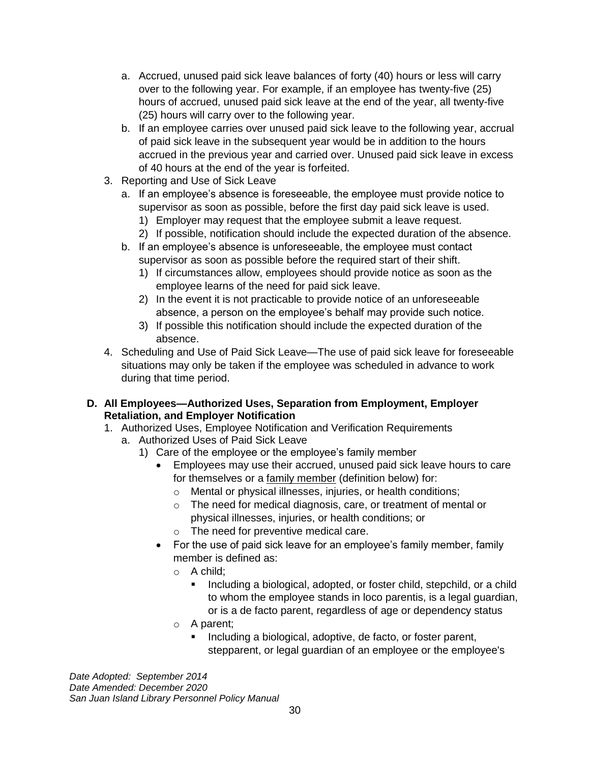a. Accrued, unused paid sick leave balances of forty (40) hours or less will carry over to the following year. For example, if an employee has twenty-five (25) hours of accrued, unused paid sick leave at the end of the year, all twenty-five (25) hours will carry over to the following year.
   b. If an employee carries over unused paid sick leave to the following year, accrual of paid sick leave in the subsequent year would be in addition to the hours accrued in the previous year and carried over. Unused paid sick leave in excess of 40 hours at the end of the year is forfeited.
3. Reporting and Use of Sick Leave
   a. If an employee's absence is foreseeable, the employee must provide notice to supervisor as soon as possible, before the first day paid sick leave is used.
      1) Employer may request that the employee submit a leave request.
      2) If possible, notification should include the expected duration of the absence.
   b. If an employee's absence is unforeseeable, the employee must contact supervisor as soon as possible before the required start of their shift.
      1) If circumstances allow, employees should provide notice as soon as the employee learns of the need for paid sick leave.
      2) In the event it is not practicable to provide notice of an unforeseeable absence, a person on the employee's behalf may provide such notice.
      3) If possible this notification should include the expected duration of the absence.
4. Scheduling and Use of Paid Sick Leave—The use of paid sick leave for foreseeable situations may only be taken if the employee was scheduled in advance to work during that time period.

**D. All Employees—Authorized Uses, Separation from Employment, Employer Retaliation, and Employer Notification**

1. Authorized Uses, Employee Notification and Verification Requirements
   a. Authorized Uses of Paid Sick Leave
      1) Care of the employee or the employee's family member
         - Employees may use their accrued, unused paid sick leave hours to care for themselves or a family member (definition below) for:
           - Mental or physical illnesses, injuries, or health conditions;
           - The need for medical diagnosis, care, or treatment of mental or physical illnesses, injuries, or health conditions; or
           - The need for preventive medical care.
         - For the use of paid sick leave for an employee's family member, family member is defined as:
           - A child;
             - Including a biological, adopted, or foster child, stepchild, or a child to whom the employee stands in loco parentis, is a legal guardian, or is a de facto parent, regardless of age or dependency status
           - A parent;
             - Including a biological, adoptive, de facto, or foster parent, stepparent, or legal guardian of an employee or the employee's

*Date Adopted: September 2014*
*Date Amended: December 2020*
*San Juan Island Library Personnel Policy Manual*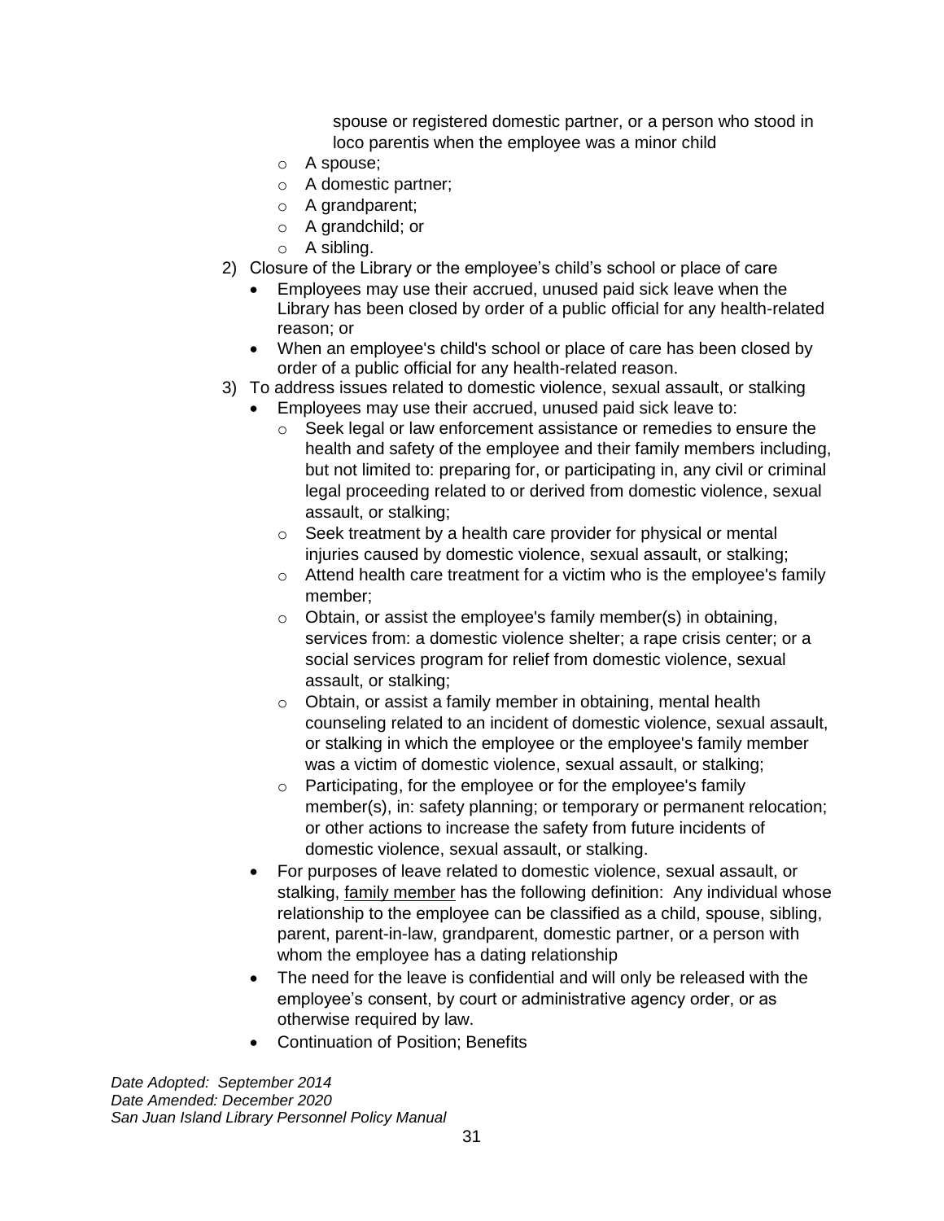spouse or registered domestic partner, or a person who stood in loco parentis when the employee was a minor child

  - A spouse;
  - A domestic partner;
  - A grandparent;
  - A grandchild; or
  - A sibling.

2) Closure of the Library or the employee's child's school or place of care
   - Employees may use their accrued, unused paid sick leave when the Library has been closed by order of a public official for any health-related reason; or
   - When an employee's child's school or place of care has been closed by order of a public official for any health-related reason.

3) To address issues related to domestic violence, sexual assault, or stalking
   - Employees may use their accrued, unused paid sick leave to:
     - Seek legal or law enforcement assistance or remedies to ensure the health and safety of the employee and their family members including, but not limited to: preparing for, or participating in, any civil or criminal legal proceeding related to or derived from domestic violence, sexual assault, or stalking;
     - Seek treatment by a health care provider for physical or mental injuries caused by domestic violence, sexual assault, or stalking;
     - Attend health care treatment for a victim who is the employee's family member;
     - Obtain, or assist the employee's family member(s) in obtaining, services from: a domestic violence shelter; a rape crisis center; or a social services program for relief from domestic violence, sexual assault, or stalking;
     - Obtain, or assist a family member in obtaining, mental health counseling related to an incident of domestic violence, sexual assault, or stalking in which the employee or the employee's family member was a victim of domestic violence, sexual assault, or stalking;
     - Participating, for the employee or for the employee's family member(s), in: safety planning; or temporary or permanent relocation; or other actions to increase the safety from future incidents of domestic violence, sexual assault, or stalking.
   - For purposes of leave related to domestic violence, sexual assault, or stalking, family member has the following definition: Any individual whose relationship to the employee can be classified as a child, spouse, sibling, parent, parent-in-law, grandparent, domestic partner, or a person with whom the employee has a dating relationship
   - The need for the leave is confidential and will only be released with the employee's consent, by court or administrative agency order, or as otherwise required by law.
   - Continuation of Position; Benefits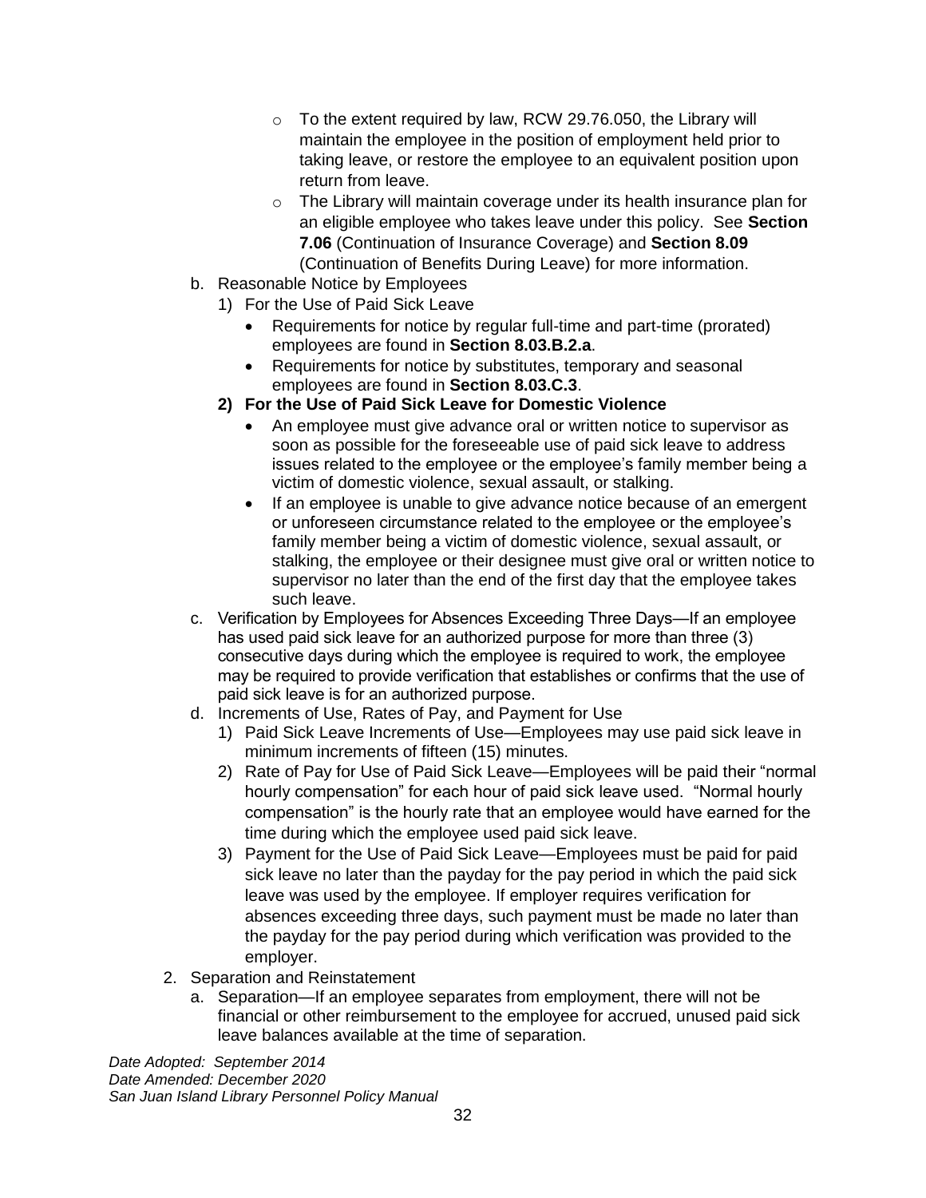- To the extent required by law, RCW 29.76.050, the Library will maintain the employee in the position of employment held prior to taking leave, or restore the employee to an equivalent position upon return from leave.
    - The Library will maintain coverage under its health insurance plan for an eligible employee who takes leave under this policy. See **Section 7.06** (Continuation of Insurance Coverage) and **Section 8.09** (Continuation of Benefits During Leave) for more information.

b. Reasonable Notice by Employees
   1) For the Use of Paid Sick Leave
      - Requirements for notice by regular full-time and part-time (prorated) employees are found in **Section 8.03.B.2.a**.
      - Requirements for notice by substitutes, temporary and seasonal employees are found in **Section 8.03.C.3**.
   2) **For the Use of Paid Sick Leave for Domestic Violence**
      - An employee must give advance oral or written notice to supervisor as soon as possible for the foreseeable use of paid sick leave to address issues related to the employee or the employee's family member being a victim of domestic violence, sexual assault, or stalking.
      - If an employee is unable to give advance notice because of an emergent or unforeseen circumstance related to the employee or the employee's family member being a victim of domestic violence, sexual assault, or stalking, the employee or their designee must give oral or written notice to supervisor no later than the end of the first day that the employee takes such leave.

c. Verification by Employees for Absences Exceeding Three Days—If an employee has used paid sick leave for an authorized purpose for more than three (3) consecutive days during which the employee is required to work, the employee may be required to provide verification that establishes or confirms that the use of paid sick leave is for an authorized purpose.

d. Increments of Use, Rates of Pay, and Payment for Use
   1) Paid Sick Leave Increments of Use—Employees may use paid sick leave in minimum increments of fifteen (15) minutes.
   2) Rate of Pay for Use of Paid Sick Leave—Employees will be paid their "normal hourly compensation" for each hour of paid sick leave used. "Normal hourly compensation" is the hourly rate that an employee would have earned for the time during which the employee used paid sick leave.
   3) Payment for the Use of Paid Sick Leave—Employees must be paid for paid sick leave no later than the payday for the pay period in which the paid sick leave was used by the employee. If employer requires verification for absences exceeding three days, such payment must be made no later than the payday for the pay period during which verification was provided to the employer.

2. Separation and Reinstatement
   a. Separation—If an employee separates from employment, there will not be financial or other reimbursement to the employee for accrued, unused paid sick leave balances available at the time of separation.

*Date Adopted: September 2014*
*Date Amended: December 2020*
*San Juan Island Library Personnel Policy Manual*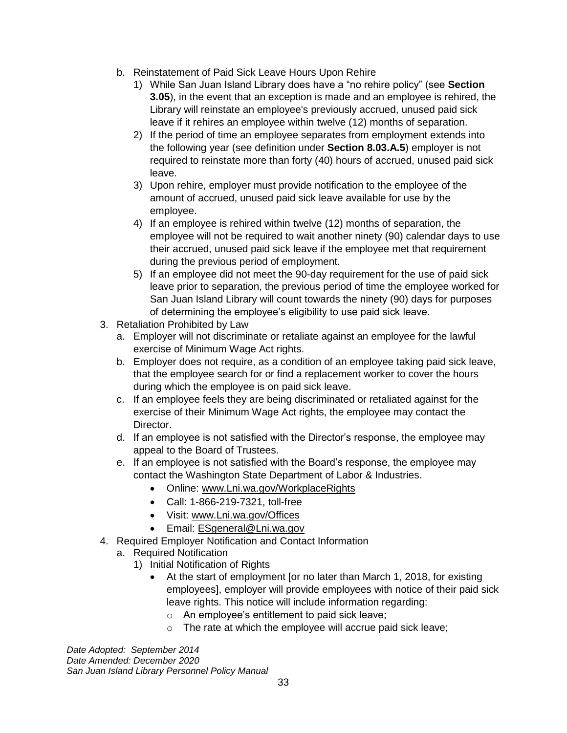b. Reinstatement of Paid Sick Leave Hours Upon Rehire
   1) While San Juan Island Library does have a "no rehire policy" (see **Section 3.05**), in the event that an exception is made and an employee is rehired, the Library will reinstate an employee's previously accrued, unused paid sick leave if it rehires an employee within twelve (12) months of separation.
   2) If the period of time an employee separates from employment extends into the following year (see definition under **Section 8.03.A.5**) employer is not required to reinstate more than forty (40) hours of accrued, unused paid sick leave.
   3) Upon rehire, employer must provide notification to the employee of the amount of accrued, unused paid sick leave available for use by the employee.
   4) If an employee is rehired within twelve (12) months of separation, the employee will not be required to wait another ninety (90) calendar days to use their accrued, unused paid sick leave if the employee met that requirement during the previous period of employment.
   5) If an employee did not meet the 90-day requirement for the use of paid sick leave prior to separation, the previous period of time the employee worked for San Juan Island Library will count towards the ninety (90) days for purposes of determining the employee's eligibility to use paid sick leave.

3. Retaliation Prohibited by Law
   a. Employer will not discriminate or retaliate against an employee for the lawful exercise of Minimum Wage Act rights.
   b. Employer does not require, as a condition of an employee taking paid sick leave, that the employee search for or find a replacement worker to cover the hours during which the employee is on paid sick leave.
   c. If an employee feels they are being discriminated or retaliated against for the exercise of their Minimum Wage Act rights, the employee may contact the Director.
   d. If an employee is not satisfied with the Director's response, the employee may appeal to the Board of Trustees.
   e. If an employee is not satisfied with the Board's response, the employee may contact the Washington State Department of Labor & Industries.
      - Online: www.Lni.wa.gov/WorkplaceRights
      - Call: 1-866-219-7321, toll-free
      - Visit: www.Lni.wa.gov/Offices
      - Email: ESgeneral@Lni.wa.gov

4. Required Employer Notification and Contact Information
   a. Required Notification
      1) Initial Notification of Rights
         - At the start of employment [or no later than March 1, 2018, for existing employees], employer will provide employees with notice of their paid sick leave rights. This notice will include information regarding:
           - An employee's entitlement to paid sick leave;
           - The rate at which the employee will accrue paid sick leave;

*Date Adopted: September 2014*
*Date Amended: December 2020*
*San Juan Island Library Personnel Policy Manual*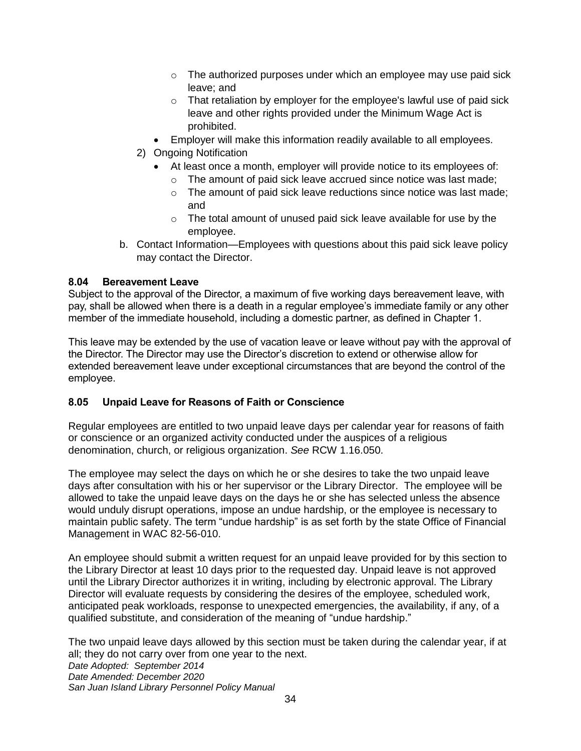- The authorized purposes under which an employee may use paid sick leave; and
    - That retaliation by employer for the employee's lawful use of paid sick leave and other rights provided under the Minimum Wage Act is prohibited.
  - Employer will make this information readily available to all employees.

2) Ongoing Notification
   - At least once a month, employer will provide notice to its employees of:
     - The amount of paid sick leave accrued since notice was last made;
     - The amount of paid sick leave reductions since notice was last made; and
     - The total amount of unused paid sick leave available for use by the employee.

b. Contact Information—Employees with questions about this paid sick leave policy may contact the Director.

### 8.04 Bereavement Leave

Subject to the approval of the Director, a maximum of five working days bereavement leave, with pay, shall be allowed when there is a death in a regular employee's immediate family or any other member of the immediate household, including a domestic partner, as defined in Chapter 1.

This leave may be extended by the use of vacation leave or leave without pay with the approval of the Director. The Director may use the Director's discretion to extend or otherwise allow for extended bereavement leave under exceptional circumstances that are beyond the control of the employee.

### 8.05 Unpaid Leave for Reasons of Faith or Conscience

Regular employees are entitled to two unpaid leave days per calendar year for reasons of faith or conscience or an organized activity conducted under the auspices of a religious denomination, church, or religious organization. *See* RCW 1.16.050.

The employee may select the days on which he or she desires to take the two unpaid leave days after consultation with his or her supervisor or the Library Director. The employee will be allowed to take the unpaid leave days on the days he or she has selected unless the absence would unduly disrupt operations, impose an undue hardship, or the employee is necessary to maintain public safety. The term "undue hardship" is as set forth by the state Office of Financial Management in WAC 82-56-010.

An employee should submit a written request for an unpaid leave provided for by this section to the Library Director at least 10 days prior to the requested day. Unpaid leave is not approved until the Library Director authorizes it in writing, including by electronic approval. The Library Director will evaluate requests by considering the desires of the employee, scheduled work, anticipated peak workloads, response to unexpected emergencies, the availability, if any, of a qualified substitute, and consideration of the meaning of "undue hardship."

The two unpaid leave days allowed by this section must be taken during the calendar year, if at all; they do not carry over from one year to the next.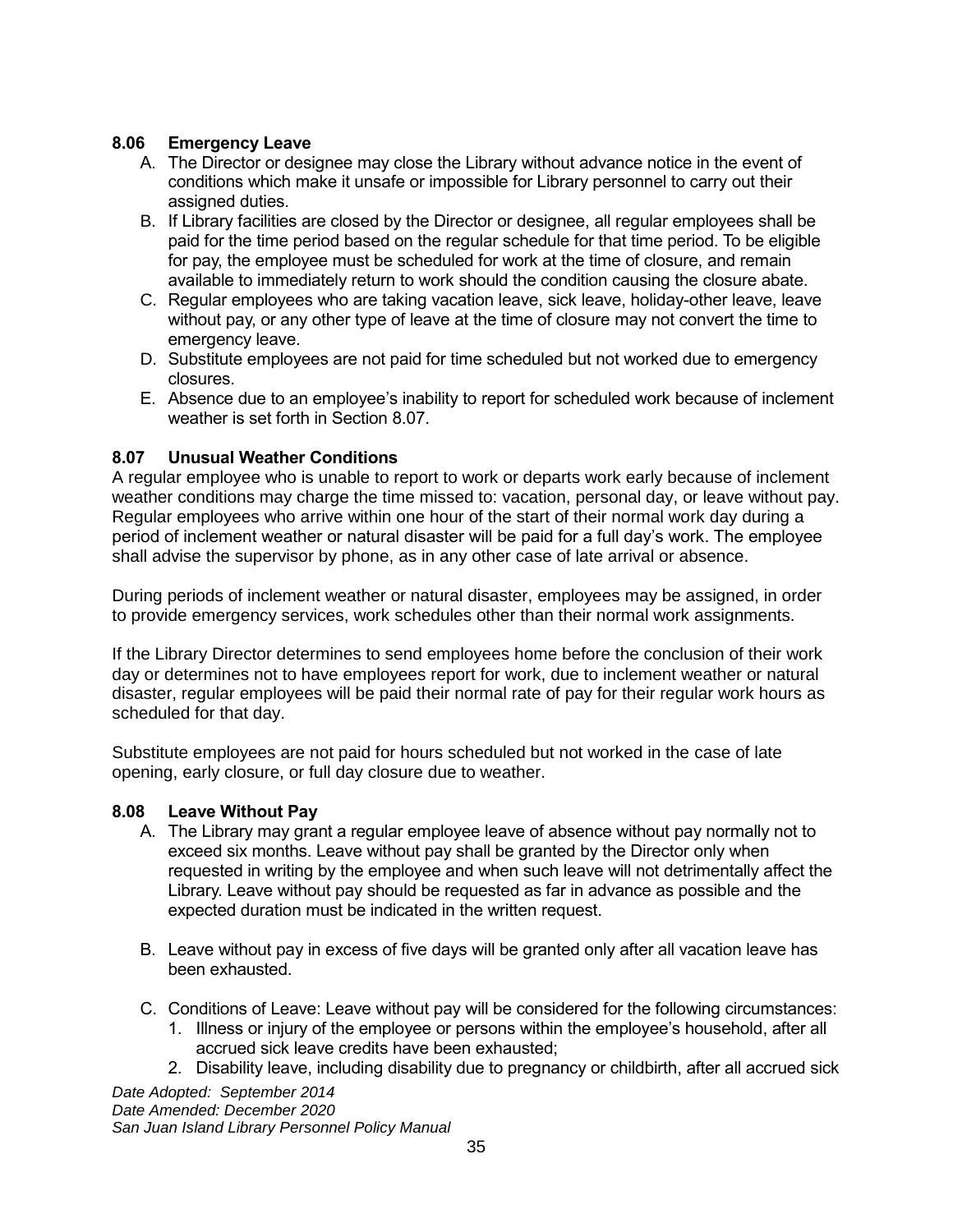### 8.06 Emergency Leave

A. The Director or designee may close the Library without advance notice in the event of conditions which make it unsafe or impossible for Library personnel to carry out their assigned duties.

B. If Library facilities are closed by the Director or designee, all regular employees shall be paid for the time period based on the regular schedule for that time period. To be eligible for pay, the employee must be scheduled for work at the time of closure, and remain available to immediately return to work should the condition causing the closure abate.

C. Regular employees who are taking vacation leave, sick leave, holiday-other leave, leave without pay, or any other type of leave at the time of closure may not convert the time to emergency leave.

D. Substitute employees are not paid for time scheduled but not worked due to emergency closures.

E. Absence due to an employee's inability to report for scheduled work because of inclement weather is set forth in Section 8.07.

### 8.07 Unusual Weather Conditions

A regular employee who is unable to report to work or departs work early because of inclement weather conditions may charge the time missed to: vacation, personal day, or leave without pay. Regular employees who arrive within one hour of the start of their normal work day during a period of inclement weather or natural disaster will be paid for a full day's work. The employee shall advise the supervisor by phone, as in any other case of late arrival or absence.

During periods of inclement weather or natural disaster, employees may be assigned, in order to provide emergency services, work schedules other than their normal work assignments.

If the Library Director determines to send employees home before the conclusion of their work day or determines not to have employees report for work, due to inclement weather or natural disaster, regular employees will be paid their normal rate of pay for their regular work hours as scheduled for that day.

Substitute employees are not paid for hours scheduled but not worked in the case of late opening, early closure, or full day closure due to weather.

### 8.08 Leave Without Pay

A. The Library may grant a regular employee leave of absence without pay normally not to exceed six months. Leave without pay shall be granted by the Director only when requested in writing by the employee and when such leave will not detrimentally affect the Library. Leave without pay should be requested as far in advance as possible and the expected duration must be indicated in the written request.

B. Leave without pay in excess of five days will be granted only after all vacation leave has been exhausted.

C. Conditions of Leave: Leave without pay will be considered for the following circumstances:
   1. Illness or injury of the employee or persons within the employee's household, after all accrued sick leave credits have been exhausted;
   2. Disability leave, including disability due to pregnancy or childbirth, after all accrued sick

*Date Adopted: September 2014*
*Date Amended: December 2020*
*San Juan Island Library Personnel Policy Manual*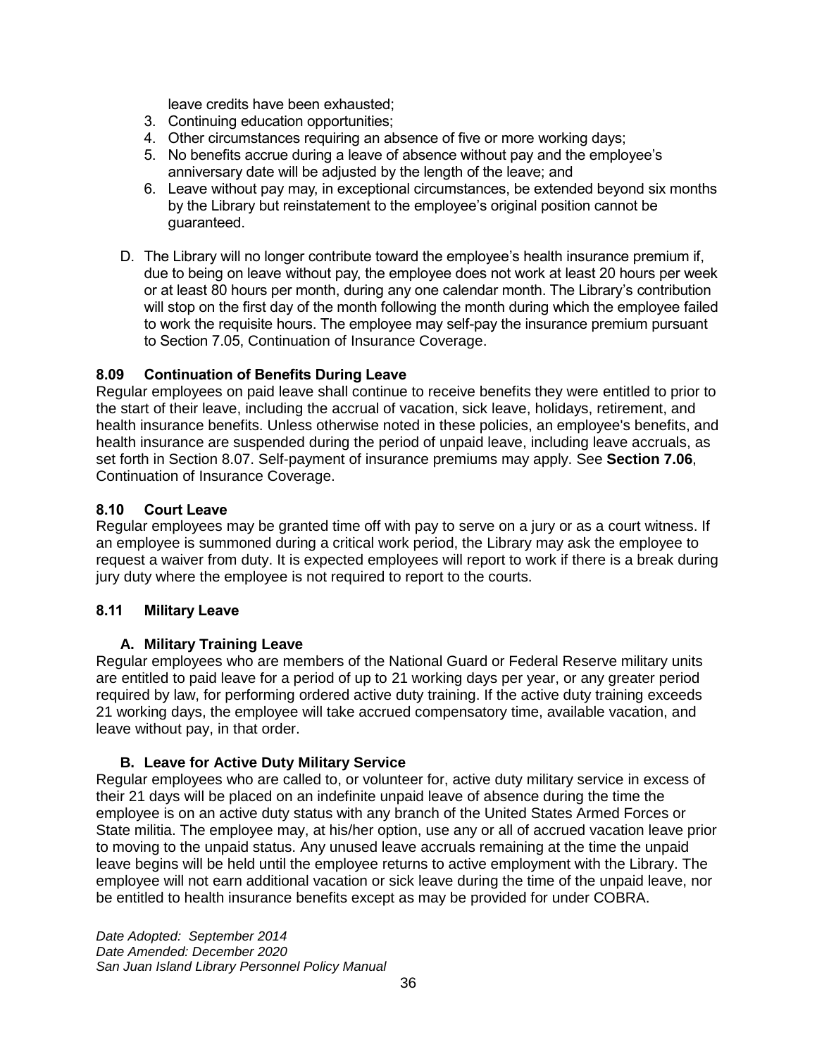leave credits have been exhausted;

3. Continuing education opportunities;
4. Other circumstances requiring an absence of five or more working days;
5. No benefits accrue during a leave of absence without pay and the employee's anniversary date will be adjusted by the length of the leave; and
6. Leave without pay may, in exceptional circumstances, be extended beyond six months by the Library but reinstatement to the employee's original position cannot be guaranteed.

D. The Library will no longer contribute toward the employee's health insurance premium if, due to being on leave without pay, the employee does not work at least 20 hours per week or at least 80 hours per month, during any one calendar month. The Library's contribution will stop on the first day of the month following the month during which the employee failed to work the requisite hours. The employee may self-pay the insurance premium pursuant to Section 7.05, Continuation of Insurance Coverage.

### 8.09 Continuation of Benefits During Leave

Regular employees on paid leave shall continue to receive benefits they were entitled to prior to the start of their leave, including the accrual of vacation, sick leave, holidays, retirement, and health insurance benefits. Unless otherwise noted in these policies, an employee's benefits, and health insurance are suspended during the period of unpaid leave, including leave accruals, as set forth in Section 8.07. Self-payment of insurance premiums may apply. See **Section 7.06**, Continuation of Insurance Coverage.

### 8.10 Court Leave

Regular employees may be granted time off with pay to serve on a jury or as a court witness. If an employee is summoned during a critical work period, the Library may ask the employee to request a waiver from duty. It is expected employees will report to work if there is a break during jury duty where the employee is not required to report to the courts.

### 8.11 Military Leave

#### A. Military Training Leave

Regular employees who are members of the National Guard or Federal Reserve military units are entitled to paid leave for a period of up to 21 working days per year, or any greater period required by law, for performing ordered active duty training. If the active duty training exceeds 21 working days, the employee will take accrued compensatory time, available vacation, and leave without pay, in that order.

#### B. Leave for Active Duty Military Service

Regular employees who are called to, or volunteer for, active duty military service in excess of their 21 days will be placed on an indefinite unpaid leave of absence during the time the employee is on an active duty status with any branch of the United States Armed Forces or State militia. The employee may, at his/her option, use any or all of accrued vacation leave prior to moving to the unpaid status. Any unused leave accruals remaining at the time the unpaid leave begins will be held until the employee returns to active employment with the Library. The employee will not earn additional vacation or sick leave during the time of the unpaid leave, nor be entitled to health insurance benefits except as may be provided for under COBRA.

*Date Adopted: September 2014*
*Date Amended: December 2020*
*San Juan Island Library Personnel Policy Manual*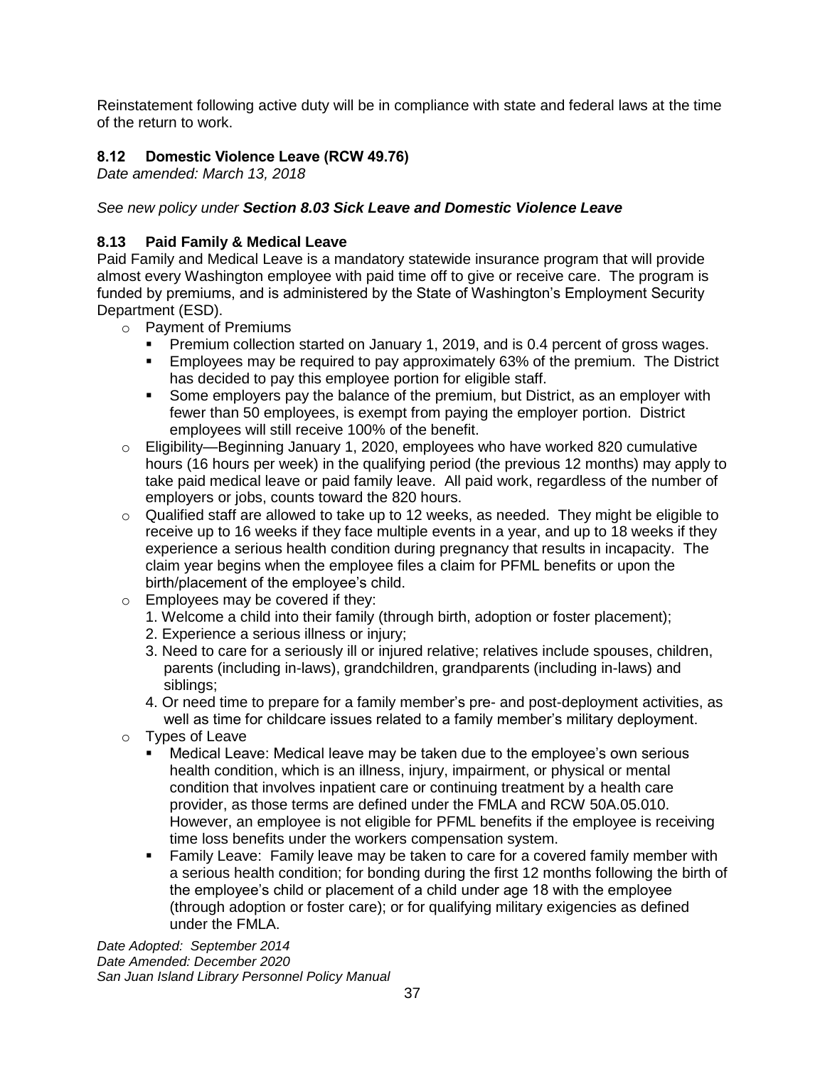Reinstatement following active duty will be in compliance with state and federal laws at the time of the return to work.

### 8.12 Domestic Violence Leave (RCW 49.76)

*Date amended: March 13, 2018*

*See new policy under* ***Section 8.03 Sick Leave and Domestic Violence Leave***

### 8.13 Paid Family & Medical Leave

Paid Family and Medical Leave is a mandatory statewide insurance program that will provide almost every Washington employee with paid time off to give or receive care. The program is funded by premiums, and is administered by the State of Washington's Employment Security Department (ESD).

- Payment of Premiums
  - Premium collection started on January 1, 2019, and is 0.4 percent of gross wages.
  - Employees may be required to pay approximately 63% of the premium. The District has decided to pay this employee portion for eligible staff.
  - Some employers pay the balance of the premium, but District, as an employer with fewer than 50 employees, is exempt from paying the employer portion. District employees will still receive 100% of the benefit.
- Eligibility—Beginning January 1, 2020, employees who have worked 820 cumulative hours (16 hours per week) in the qualifying period (the previous 12 months) may apply to take paid medical leave or paid family leave. All paid work, regardless of the number of employers or jobs, counts toward the 820 hours.
- Qualified staff are allowed to take up to 12 weeks, as needed. They might be eligible to receive up to 16 weeks if they face multiple events in a year, and up to 18 weeks if they experience a serious health condition during pregnancy that results in incapacity. The claim year begins when the employee files a claim for PFML benefits or upon the birth/placement of the employee's child.
- Employees may be covered if they:
  1. Welcome a child into their family (through birth, adoption or foster placement);
  2. Experience a serious illness or injury;
  3. Need to care for a seriously ill or injured relative; relatives include spouses, children, parents (including in-laws), grandchildren, grandparents (including in-laws) and siblings;
  4. Or need time to prepare for a family member's pre- and post-deployment activities, as well as time for childcare issues related to a family member's military deployment.
- Types of Leave
  - Medical Leave: Medical leave may be taken due to the employee's own serious health condition, which is an illness, injury, impairment, or physical or mental condition that involves inpatient care or continuing treatment by a health care provider, as those terms are defined under the FMLA and RCW 50A.05.010. However, an employee is not eligible for PFML benefits if the employee is receiving time loss benefits under the workers compensation system.
  - Family Leave: Family leave may be taken to care for a covered family member with a serious health condition; for bonding during the first 12 months following the birth of the employee's child or placement of a child under age 18 with the employee (through adoption or foster care); or for qualifying military exigencies as defined under the FMLA.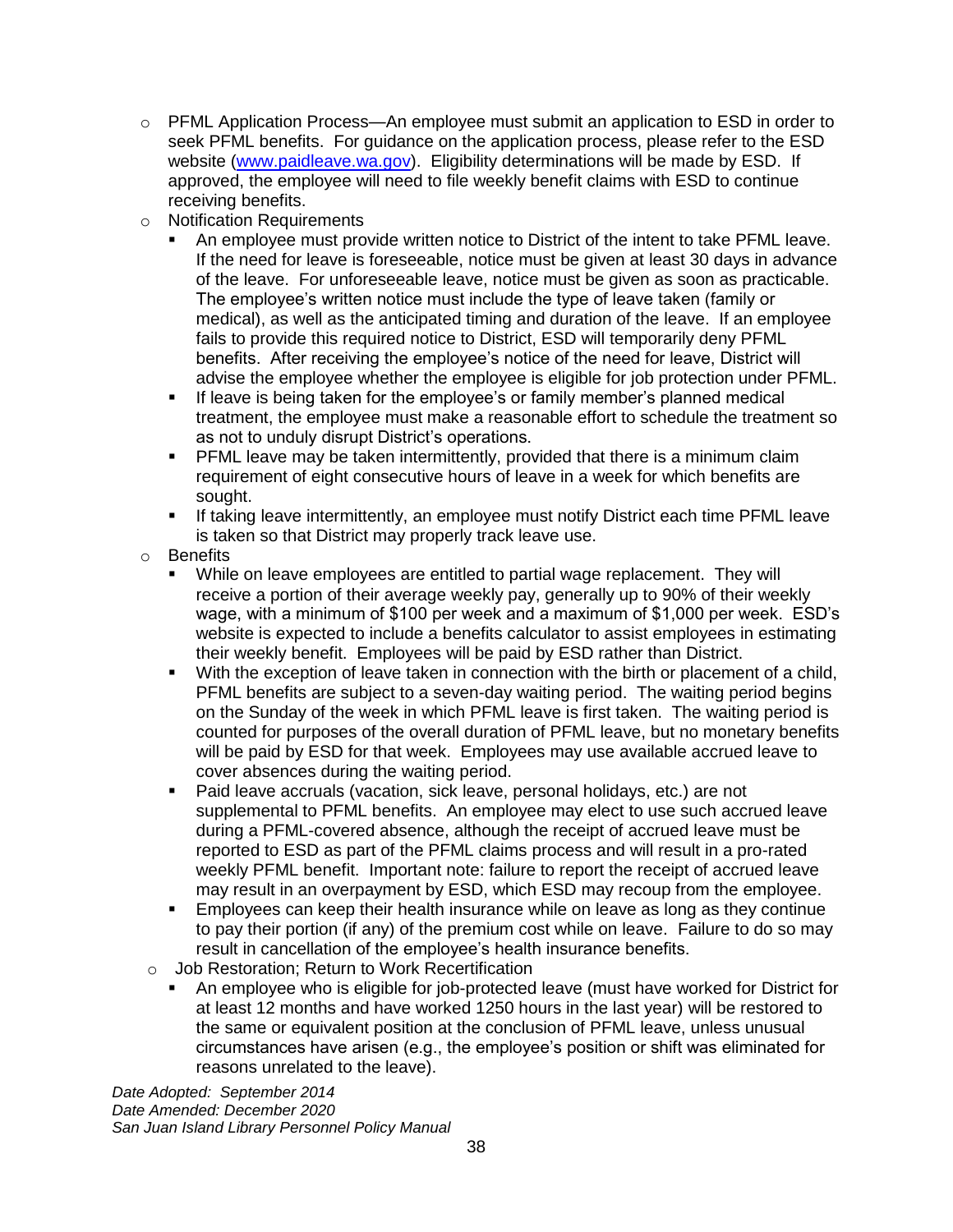- PFML Application Process—An employee must submit an application to ESD in order to seek PFML benefits. For guidance on the application process, please refer to the ESD website ([www.paidleave.wa.gov](http://www.paidleave.wa.gov)). Eligibility determinations will be made by ESD. If approved, the employee will need to file weekly benefit claims with ESD to continue receiving benefits.
- Notification Requirements
  - An employee must provide written notice to District of the intent to take PFML leave. If the need for leave is foreseeable, notice must be given at least 30 days in advance of the leave. For unforeseeable leave, notice must be given as soon as practicable. The employee's written notice must include the type of leave taken (family or medical), as well as the anticipated timing and duration of the leave. If an employee fails to provide this required notice to District, ESD will temporarily deny PFML benefits. After receiving the employee's notice of the need for leave, District will advise the employee whether the employee is eligible for job protection under PFML.
  - If leave is being taken for the employee's or family member's planned medical treatment, the employee must make a reasonable effort to schedule the treatment so as not to unduly disrupt District's operations.
  - PFML leave may be taken intermittently, provided that there is a minimum claim requirement of eight consecutive hours of leave in a week for which benefits are sought.
  - If taking leave intermittently, an employee must notify District each time PFML leave is taken so that District may properly track leave use.
- Benefits
  - While on leave employees are entitled to partial wage replacement. They will receive a portion of their average weekly pay, generally up to 90% of their weekly wage, with a minimum of $100 per week and a maximum of $1,000 per week. ESD's website is expected to include a benefits calculator to assist employees in estimating their weekly benefit. Employees will be paid by ESD rather than District.
  - With the exception of leave taken in connection with the birth or placement of a child, PFML benefits are subject to a seven-day waiting period. The waiting period begins on the Sunday of the week in which PFML leave is first taken. The waiting period is counted for purposes of the overall duration of PFML leave, but no monetary benefits will be paid by ESD for that week. Employees may use available accrued leave to cover absences during the waiting period.
  - Paid leave accruals (vacation, sick leave, personal holidays, etc.) are not supplemental to PFML benefits. An employee may elect to use such accrued leave during a PFML-covered absence, although the receipt of accrued leave must be reported to ESD as part of the PFML claims process and will result in a pro-rated weekly PFML benefit. Important note: failure to report the receipt of accrued leave may result in an overpayment by ESD, which ESD may recoup from the employee.
  - Employees can keep their health insurance while on leave as long as they continue to pay their portion (if any) of the premium cost while on leave. Failure to do so may result in cancellation of the employee's health insurance benefits.
- Job Restoration; Return to Work Recertification
  - An employee who is eligible for job-protected leave (must have worked for District for at least 12 months and have worked 1250 hours in the last year) will be restored to the same or equivalent position at the conclusion of PFML leave, unless unusual circumstances have arisen (e.g., the employee's position or shift was eliminated for reasons unrelated to the leave).

*Date Adopted: September 2014*
*Date Amended: December 2020*
*San Juan Island Library Personnel Policy Manual*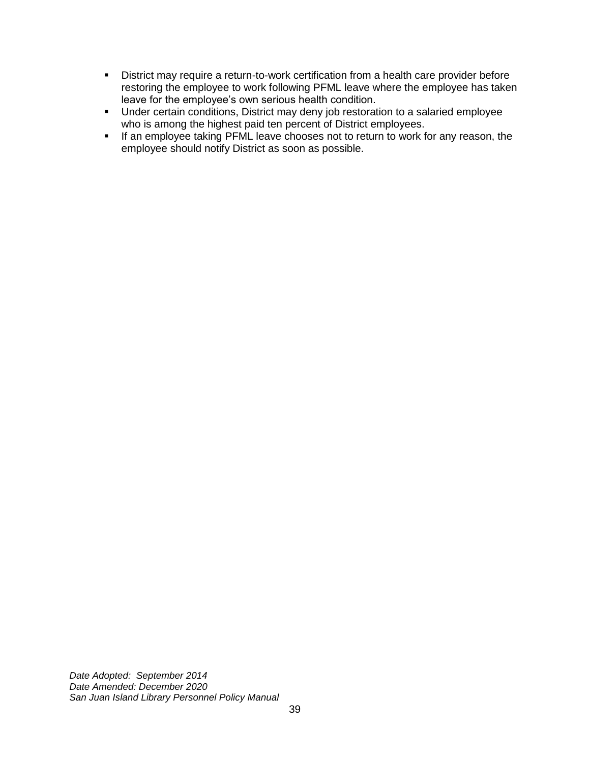- District may require a return-to-work certification from a health care provider before restoring the employee to work following PFML leave where the employee has taken leave for the employee's own serious health condition.
- Under certain conditions, District may deny job restoration to a salaried employee who is among the highest paid ten percent of District employees.
- If an employee taking PFML leave chooses not to return to work for any reason, the employee should notify District as soon as possible.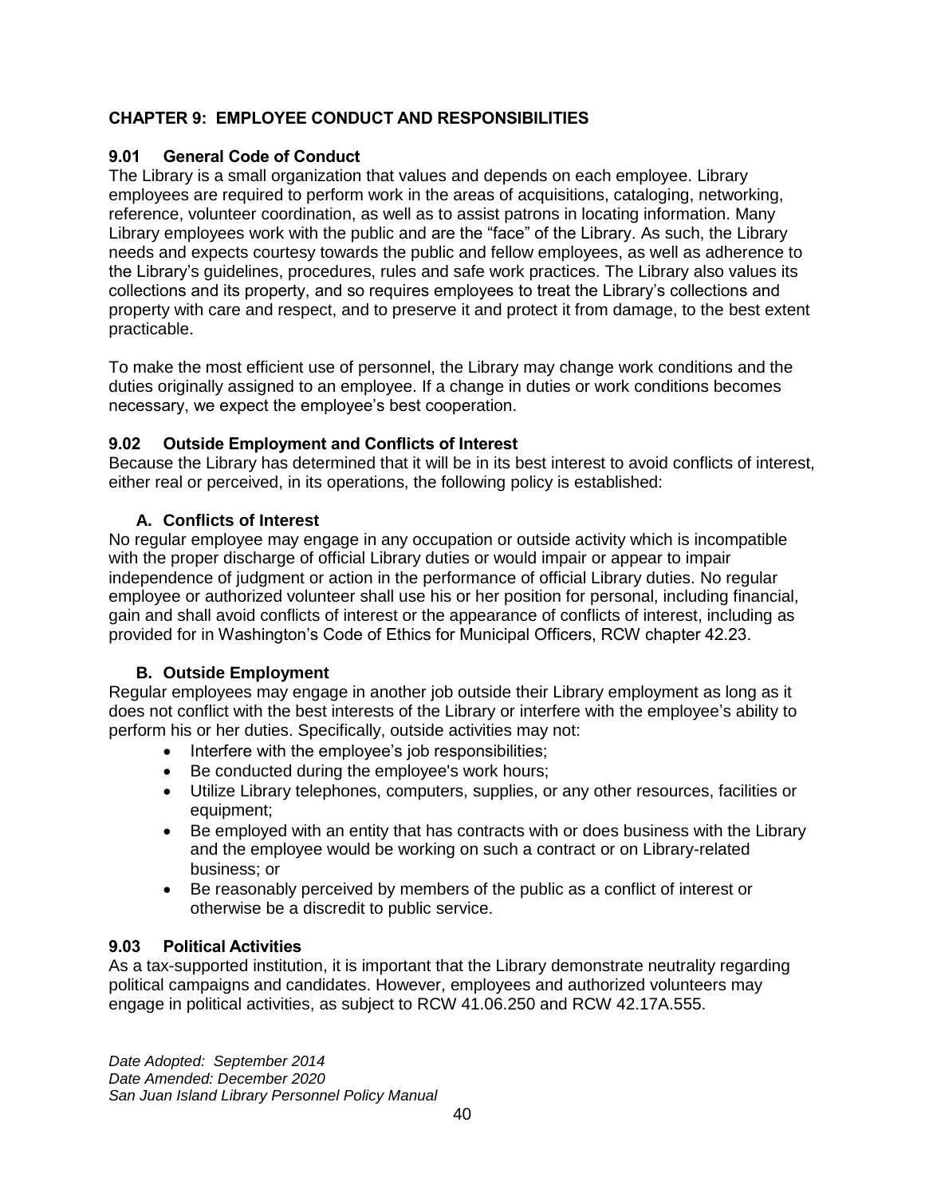## CHAPTER 9: EMPLOYEE CONDUCT AND RESPONSIBILITIES

### 9.01 General Code of Conduct

The Library is a small organization that values and depends on each employee. Library employees are required to perform work in the areas of acquisitions, cataloging, networking, reference, volunteer coordination, as well as to assist patrons in locating information. Many Library employees work with the public and are the "face" of the Library. As such, the Library needs and expects courtesy towards the public and fellow employees, as well as adherence to the Library's guidelines, procedures, rules and safe work practices. The Library also values its collections and its property, and so requires employees to treat the Library's collections and property with care and respect, and to preserve it and protect it from damage, to the best extent practicable.

To make the most efficient use of personnel, the Library may change work conditions and the duties originally assigned to an employee. If a change in duties or work conditions becomes necessary, we expect the employee's best cooperation.

### 9.02 Outside Employment and Conflicts of Interest

Because the Library has determined that it will be in its best interest to avoid conflicts of interest, either real or perceived, in its operations, the following policy is established:

#### A. Conflicts of Interest

No regular employee may engage in any occupation or outside activity which is incompatible with the proper discharge of official Library duties or would impair or appear to impair independence of judgment or action in the performance of official Library duties. No regular employee or authorized volunteer shall use his or her position for personal, including financial, gain and shall avoid conflicts of interest or the appearance of conflicts of interest, including as provided for in Washington's Code of Ethics for Municipal Officers, RCW chapter 42.23.

#### B. Outside Employment

Regular employees may engage in another job outside their Library employment as long as it does not conflict with the best interests of the Library or interfere with the employee's ability to perform his or her duties. Specifically, outside activities may not:

- Interfere with the employee's job responsibilities;
- Be conducted during the employee's work hours;
- Utilize Library telephones, computers, supplies, or any other resources, facilities or equipment;
- Be employed with an entity that has contracts with or does business with the Library and the employee would be working on such a contract or on Library-related business; or
- Be reasonably perceived by members of the public as a conflict of interest or otherwise be a discredit to public service.

### 9.03 Political Activities

As a tax-supported institution, it is important that the Library demonstrate neutrality regarding political campaigns and candidates. However, employees and authorized volunteers may engage in political activities, as subject to RCW 41.06.250 and RCW 42.17A.555.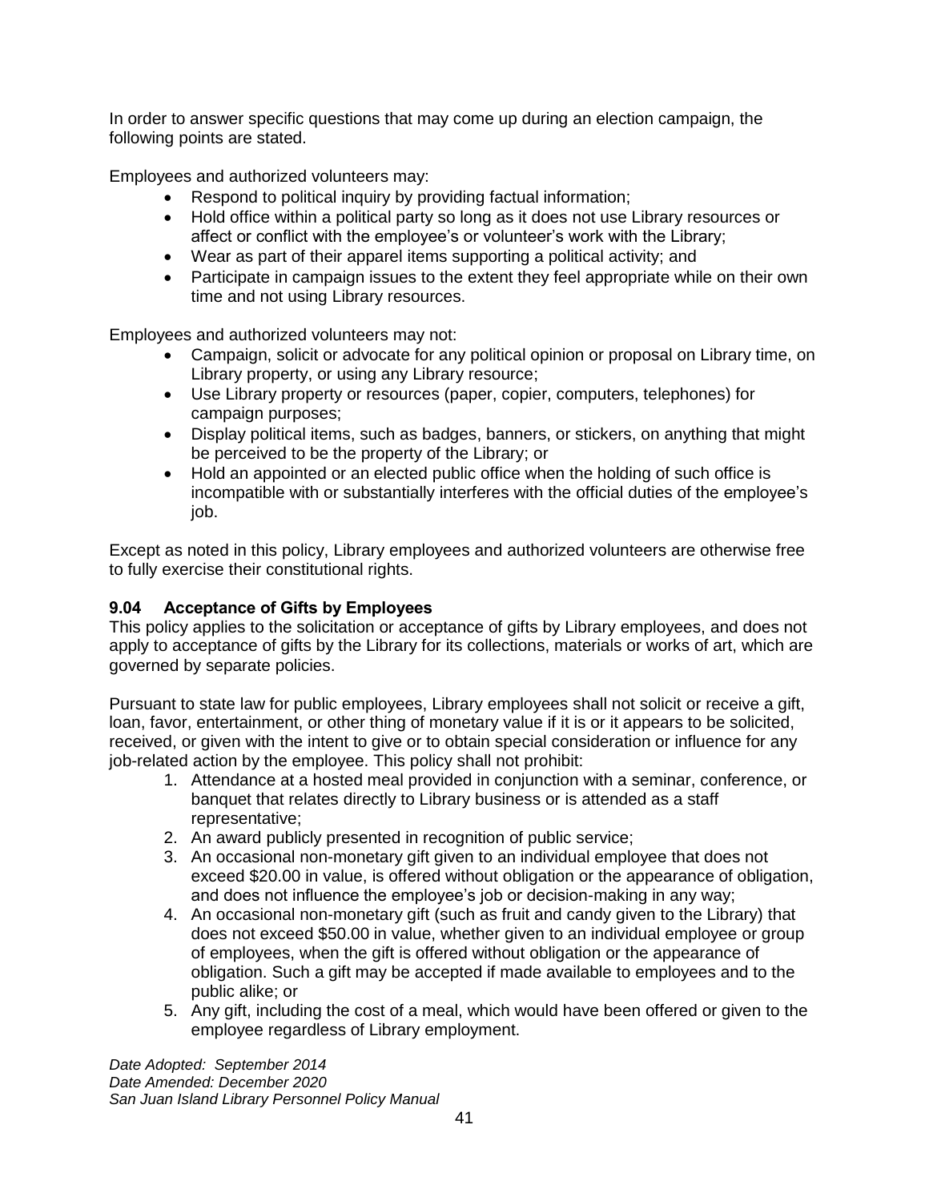In order to answer specific questions that may come up during an election campaign, the following points are stated.

Employees and authorized volunteers may:

- Respond to political inquiry by providing factual information;
- Hold office within a political party so long as it does not use Library resources or affect or conflict with the employee's or volunteer's work with the Library;
- Wear as part of their apparel items supporting a political activity; and
- Participate in campaign issues to the extent they feel appropriate while on their own time and not using Library resources.

Employees and authorized volunteers may not:

- Campaign, solicit or advocate for any political opinion or proposal on Library time, on Library property, or using any Library resource;
- Use Library property or resources (paper, copier, computers, telephones) for campaign purposes;
- Display political items, such as badges, banners, or stickers, on anything that might be perceived to be the property of the Library; or
- Hold an appointed or an elected public office when the holding of such office is incompatible with or substantially interferes with the official duties of the employee's job.

Except as noted in this policy, Library employees and authorized volunteers are otherwise free to fully exercise their constitutional rights.

### 9.04 Acceptance of Gifts by Employees

This policy applies to the solicitation or acceptance of gifts by Library employees, and does not apply to acceptance of gifts by the Library for its collections, materials or works of art, which are governed by separate policies.

Pursuant to state law for public employees, Library employees shall not solicit or receive a gift, loan, favor, entertainment, or other thing of monetary value if it is or it appears to be solicited, received, or given with the intent to give or to obtain special consideration or influence for any job-related action by the employee. This policy shall not prohibit:

1. Attendance at a hosted meal provided in conjunction with a seminar, conference, or banquet that relates directly to Library business or is attended as a staff representative;
2. An award publicly presented in recognition of public service;
3. An occasional non-monetary gift given to an individual employee that does not exceed $20.00 in value, is offered without obligation or the appearance of obligation, and does not influence the employee's job or decision-making in any way;
4. An occasional non-monetary gift (such as fruit and candy given to the Library) that does not exceed $50.00 in value, whether given to an individual employee or group of employees, when the gift is offered without obligation or the appearance of obligation. Such a gift may be accepted if made available to employees and to the public alike; or
5. Any gift, including the cost of a meal, which would have been offered or given to the employee regardless of Library employment.

*Date Adopted: September 2014*
*Date Amended: December 2020*
*San Juan Island Library Personnel Policy Manual*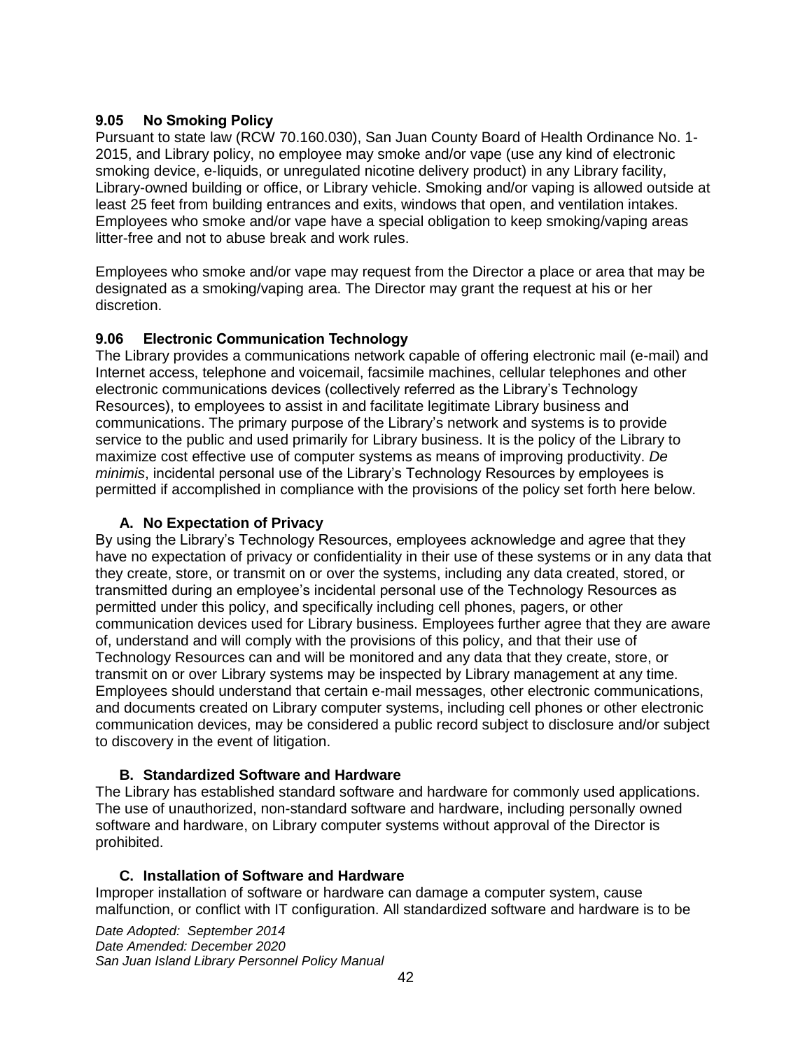### 9.05 No Smoking Policy

Pursuant to state law (RCW 70.160.030), San Juan County Board of Health Ordinance No. 1-2015, and Library policy, no employee may smoke and/or vape (use any kind of electronic smoking device, e-liquids, or unregulated nicotine delivery product) in any Library facility, Library-owned building or office, or Library vehicle. Smoking and/or vaping is allowed outside at least 25 feet from building entrances and exits, windows that open, and ventilation intakes. Employees who smoke and/or vape have a special obligation to keep smoking/vaping areas litter-free and not to abuse break and work rules.

Employees who smoke and/or vape may request from the Director a place or area that may be designated as a smoking/vaping area. The Director may grant the request at his or her discretion.

### 9.06 Electronic Communication Technology

The Library provides a communications network capable of offering electronic mail (e-mail) and Internet access, telephone and voicemail, facsimile machines, cellular telephones and other electronic communications devices (collectively referred as the Library's Technology Resources), to employees to assist in and facilitate legitimate Library business and communications. The primary purpose of the Library's network and systems is to provide service to the public and used primarily for Library business. It is the policy of the Library to maximize cost effective use of computer systems as means of improving productivity. *De minimis*, incidental personal use of the Library's Technology Resources by employees is permitted if accomplished in compliance with the provisions of the policy set forth here below.

#### A. No Expectation of Privacy

By using the Library's Technology Resources, employees acknowledge and agree that they have no expectation of privacy or confidentiality in their use of these systems or in any data that they create, store, or transmit on or over the systems, including any data created, stored, or transmitted during an employee's incidental personal use of the Technology Resources as permitted under this policy, and specifically including cell phones, pagers, or other communication devices used for Library business. Employees further agree that they are aware of, understand and will comply with the provisions of this policy, and that their use of Technology Resources can and will be monitored and any data that they create, store, or transmit on or over Library systems may be inspected by Library management at any time. Employees should understand that certain e-mail messages, other electronic communications, and documents created on Library computer systems, including cell phones or other electronic communication devices, may be considered a public record subject to disclosure and/or subject to discovery in the event of litigation.

#### B. Standardized Software and Hardware

The Library has established standard software and hardware for commonly used applications. The use of unauthorized, non-standard software and hardware, including personally owned software and hardware, on Library computer systems without approval of the Director is prohibited.

#### C. Installation of Software and Hardware

Improper installation of software or hardware can damage a computer system, cause malfunction, or conflict with IT configuration. All standardized software and hardware is to be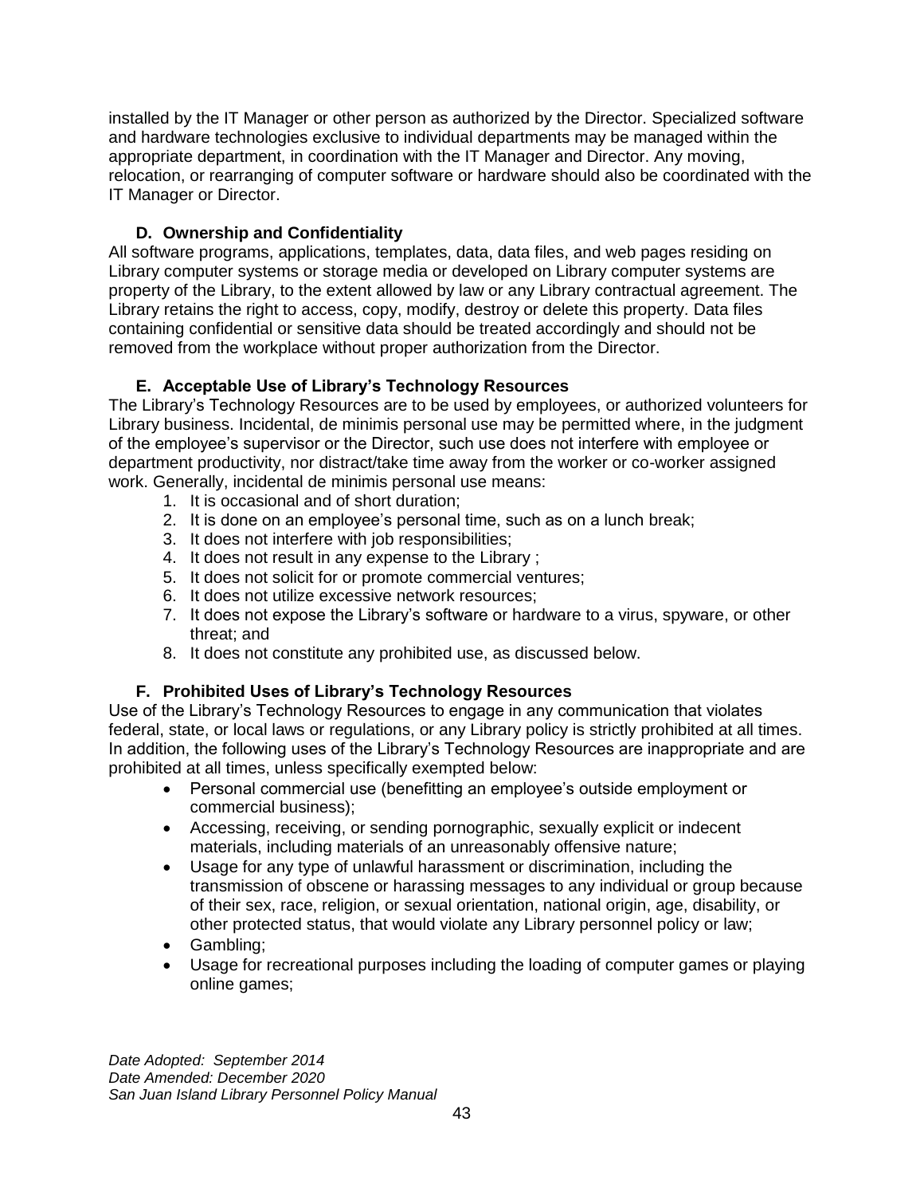installed by the IT Manager or other person as authorized by the Director. Specialized software and hardware technologies exclusive to individual departments may be managed within the appropriate department, in coordination with the IT Manager and Director. Any moving, relocation, or rearranging of computer software or hardware should also be coordinated with the IT Manager or Director.

### D. Ownership and Confidentiality

All software programs, applications, templates, data, data files, and web pages residing on Library computer systems or storage media or developed on Library computer systems are property of the Library, to the extent allowed by law or any Library contractual agreement. The Library retains the right to access, copy, modify, destroy or delete this property. Data files containing confidential or sensitive data should be treated accordingly and should not be removed from the workplace without proper authorization from the Director.

### E. Acceptable Use of Library's Technology Resources

The Library's Technology Resources are to be used by employees, or authorized volunteers for Library business. Incidental, de minimis personal use may be permitted where, in the judgment of the employee's supervisor or the Director, such use does not interfere with employee or department productivity, nor distract/take time away from the worker or co-worker assigned work. Generally, incidental de minimis personal use means:

1. It is occasional and of short duration;
2. It is done on an employee's personal time, such as on a lunch break;
3. It does not interfere with job responsibilities;
4. It does not result in any expense to the Library ;
5. It does not solicit for or promote commercial ventures;
6. It does not utilize excessive network resources;
7. It does not expose the Library's software or hardware to a virus, spyware, or other threat; and
8. It does not constitute any prohibited use, as discussed below.

### F. Prohibited Uses of Library's Technology Resources

Use of the Library's Technology Resources to engage in any communication that violates federal, state, or local laws or regulations, or any Library policy is strictly prohibited at all times. In addition, the following uses of the Library's Technology Resources are inappropriate and are prohibited at all times, unless specifically exempted below:

- Personal commercial use (benefitting an employee's outside employment or commercial business);
- Accessing, receiving, or sending pornographic, sexually explicit or indecent materials, including materials of an unreasonably offensive nature;
- Usage for any type of unlawful harassment or discrimination, including the transmission of obscene or harassing messages to any individual or group because of their sex, race, religion, or sexual orientation, national origin, age, disability, or other protected status, that would violate any Library personnel policy or law;
- Gambling;
- Usage for recreational purposes including the loading of computer games or playing online games;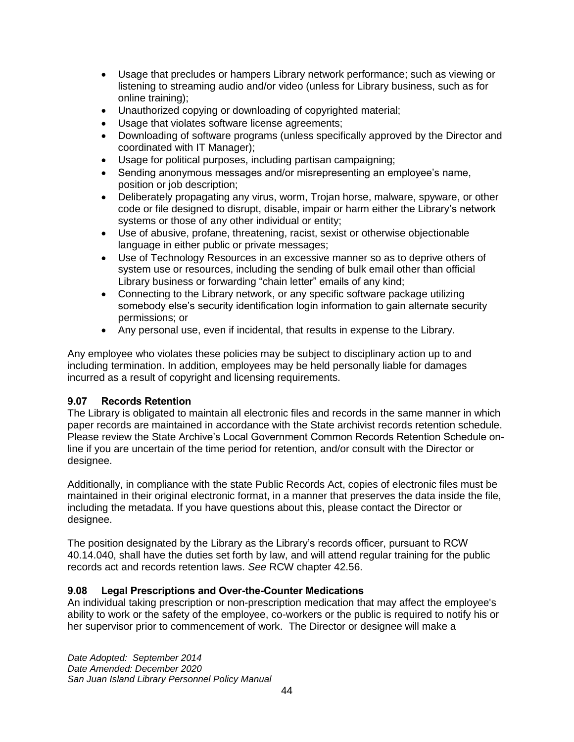- Usage that precludes or hampers Library network performance; such as viewing or listening to streaming audio and/or video (unless for Library business, such as for online training);
- Unauthorized copying or downloading of copyrighted material;
- Usage that violates software license agreements;
- Downloading of software programs (unless specifically approved by the Director and coordinated with IT Manager);
- Usage for political purposes, including partisan campaigning;
- Sending anonymous messages and/or misrepresenting an employee's name, position or job description;
- Deliberately propagating any virus, worm, Trojan horse, malware, spyware, or other code or file designed to disrupt, disable, impair or harm either the Library's network systems or those of any other individual or entity;
- Use of abusive, profane, threatening, racist, sexist or otherwise objectionable language in either public or private messages;
- Use of Technology Resources in an excessive manner so as to deprive others of system use or resources, including the sending of bulk email other than official Library business or forwarding "chain letter" emails of any kind;
- Connecting to the Library network, or any specific software package utilizing somebody else's security identification login information to gain alternate security permissions; or
- Any personal use, even if incidental, that results in expense to the Library.

Any employee who violates these policies may be subject to disciplinary action up to and including termination. In addition, employees may be held personally liable for damages incurred as a result of copyright and licensing requirements.

### 9.07 Records Retention

The Library is obligated to maintain all electronic files and records in the same manner in which paper records are maintained in accordance with the State archivist records retention schedule. Please review the State Archive's Local Government Common Records Retention Schedule on-line if you are uncertain of the time period for retention, and/or consult with the Director or designee.

Additionally, in compliance with the state Public Records Act, copies of electronic files must be maintained in their original electronic format, in a manner that preserves the data inside the file, including the metadata. If you have questions about this, please contact the Director or designee.

The position designated by the Library as the Library's records officer, pursuant to RCW 40.14.040, shall have the duties set forth by law, and will attend regular training for the public records act and records retention laws. *See* RCW chapter 42.56.

### 9.08 Legal Prescriptions and Over-the-Counter Medications

An individual taking prescription or non-prescription medication that may affect the employee's ability to work or the safety of the employee, co-workers or the public is required to notify his or her supervisor prior to commencement of work. The Director or designee will make a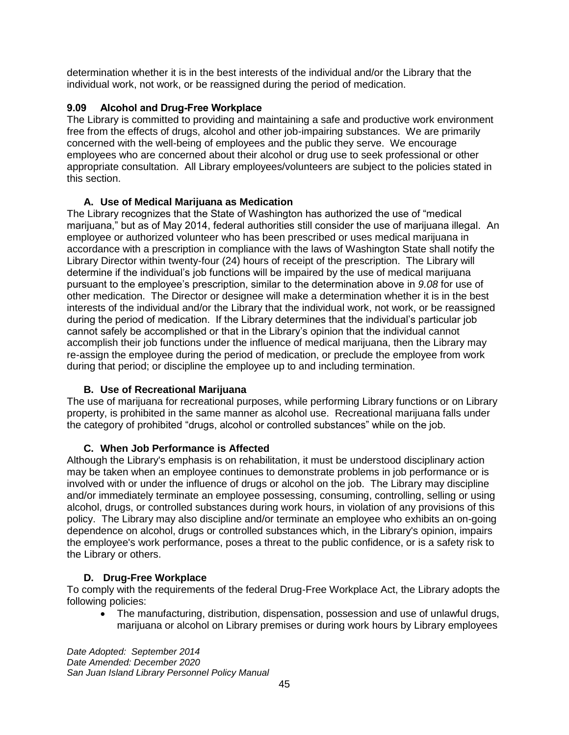determination whether it is in the best interests of the individual and/or the Library that the individual work, not work, or be reassigned during the period of medication.

### 9.09 Alcohol and Drug-Free Workplace

The Library is committed to providing and maintaining a safe and productive work environment free from the effects of drugs, alcohol and other job-impairing substances. We are primarily concerned with the well-being of employees and the public they serve. We encourage employees who are concerned about their alcohol or drug use to seek professional or other appropriate consultation. All Library employees/volunteers are subject to the policies stated in this section.

#### A. Use of Medical Marijuana as Medication

The Library recognizes that the State of Washington has authorized the use of "medical marijuana," but as of May 2014, federal authorities still consider the use of marijuana illegal. An employee or authorized volunteer who has been prescribed or uses medical marijuana in accordance with a prescription in compliance with the laws of Washington State shall notify the Library Director within twenty-four (24) hours of receipt of the prescription. The Library will determine if the individual's job functions will be impaired by the use of medical marijuana pursuant to the employee's prescription, similar to the determination above in *9.08* for use of other medication. The Director or designee will make a determination whether it is in the best interests of the individual and/or the Library that the individual work, not work, or be reassigned during the period of medication. If the Library determines that the individual's particular job cannot safely be accomplished or that in the Library's opinion that the individual cannot accomplish their job functions under the influence of medical marijuana, then the Library may re-assign the employee during the period of medication, or preclude the employee from work during that period; or discipline the employee up to and including termination.

#### B. Use of Recreational Marijuana

The use of marijuana for recreational purposes, while performing Library functions or on Library property, is prohibited in the same manner as alcohol use. Recreational marijuana falls under the category of prohibited "drugs, alcohol or controlled substances" while on the job.

#### C. When Job Performance is Affected

Although the Library's emphasis is on rehabilitation, it must be understood disciplinary action may be taken when an employee continues to demonstrate problems in job performance or is involved with or under the influence of drugs or alcohol on the job. The Library may discipline and/or immediately terminate an employee possessing, consuming, controlling, selling or using alcohol, drugs, or controlled substances during work hours, in violation of any provisions of this policy. The Library may also discipline and/or terminate an employee who exhibits an on-going dependence on alcohol, drugs or controlled substances which, in the Library's opinion, impairs the employee's work performance, poses a threat to the public confidence, or is a safety risk to the Library or others.

#### D. Drug-Free Workplace

To comply with the requirements of the federal Drug-Free Workplace Act, the Library adopts the following policies:

- The manufacturing, distribution, dispensation, possession and use of unlawful drugs, marijuana or alcohol on Library premises or during work hours by Library employees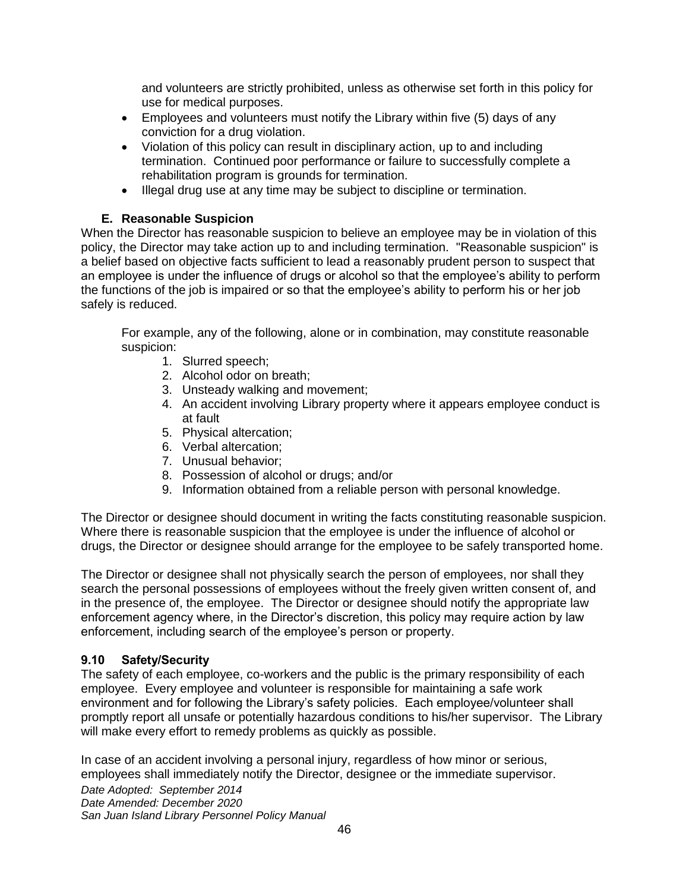and volunteers are strictly prohibited, unless as otherwise set forth in this policy for use for medical purposes.

- Employees and volunteers must notify the Library within five (5) days of any conviction for a drug violation.
- Violation of this policy can result in disciplinary action, up to and including termination. Continued poor performance or failure to successfully complete a rehabilitation program is grounds for termination.
- Illegal drug use at any time may be subject to discipline or termination.

### E. Reasonable Suspicion

When the Director has reasonable suspicion to believe an employee may be in violation of this policy, the Director may take action up to and including termination. "Reasonable suspicion" is a belief based on objective facts sufficient to lead a reasonably prudent person to suspect that an employee is under the influence of drugs or alcohol so that the employee's ability to perform the functions of the job is impaired or so that the employee's ability to perform his or her job safely is reduced.

For example, any of the following, alone or in combination, may constitute reasonable suspicion:

1. Slurred speech;
2. Alcohol odor on breath;
3. Unsteady walking and movement;
4. An accident involving Library property where it appears employee conduct is at fault
5. Physical altercation;
6. Verbal altercation;
7. Unusual behavior;
8. Possession of alcohol or drugs; and/or
9. Information obtained from a reliable person with personal knowledge.

The Director or designee should document in writing the facts constituting reasonable suspicion. Where there is reasonable suspicion that the employee is under the influence of alcohol or drugs, the Director or designee should arrange for the employee to be safely transported home.

The Director or designee shall not physically search the person of employees, nor shall they search the personal possessions of employees without the freely given written consent of, and in the presence of, the employee. The Director or designee should notify the appropriate law enforcement agency where, in the Director's discretion, this policy may require action by law enforcement, including search of the employee's person or property.

## 9.10 Safety/Security

The safety of each employee, co-workers and the public is the primary responsibility of each employee. Every employee and volunteer is responsible for maintaining a safe work environment and for following the Library's safety policies. Each employee/volunteer shall promptly report all unsafe or potentially hazardous conditions to his/her supervisor. The Library will make every effort to remedy problems as quickly as possible.

In case of an accident involving a personal injury, regardless of how minor or serious, employees shall immediately notify the Director, designee or the immediate supervisor.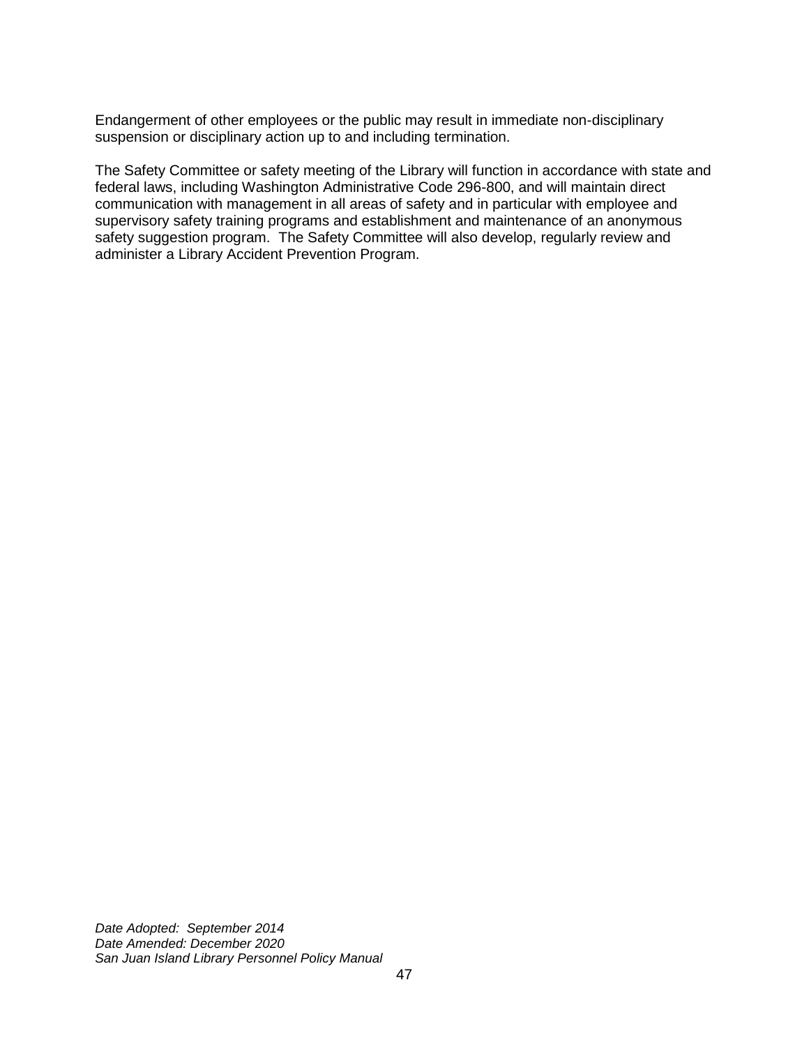Endangerment of other employees or the public may result in immediate non-disciplinary suspension or disciplinary action up to and including termination.

The Safety Committee or safety meeting of the Library will function in accordance with state and federal laws, including Washington Administrative Code 296-800, and will maintain direct communication with management in all areas of safety and in particular with employee and supervisory safety training programs and establishment and maintenance of an anonymous safety suggestion program. The Safety Committee will also develop, regularly review and administer a Library Accident Prevention Program.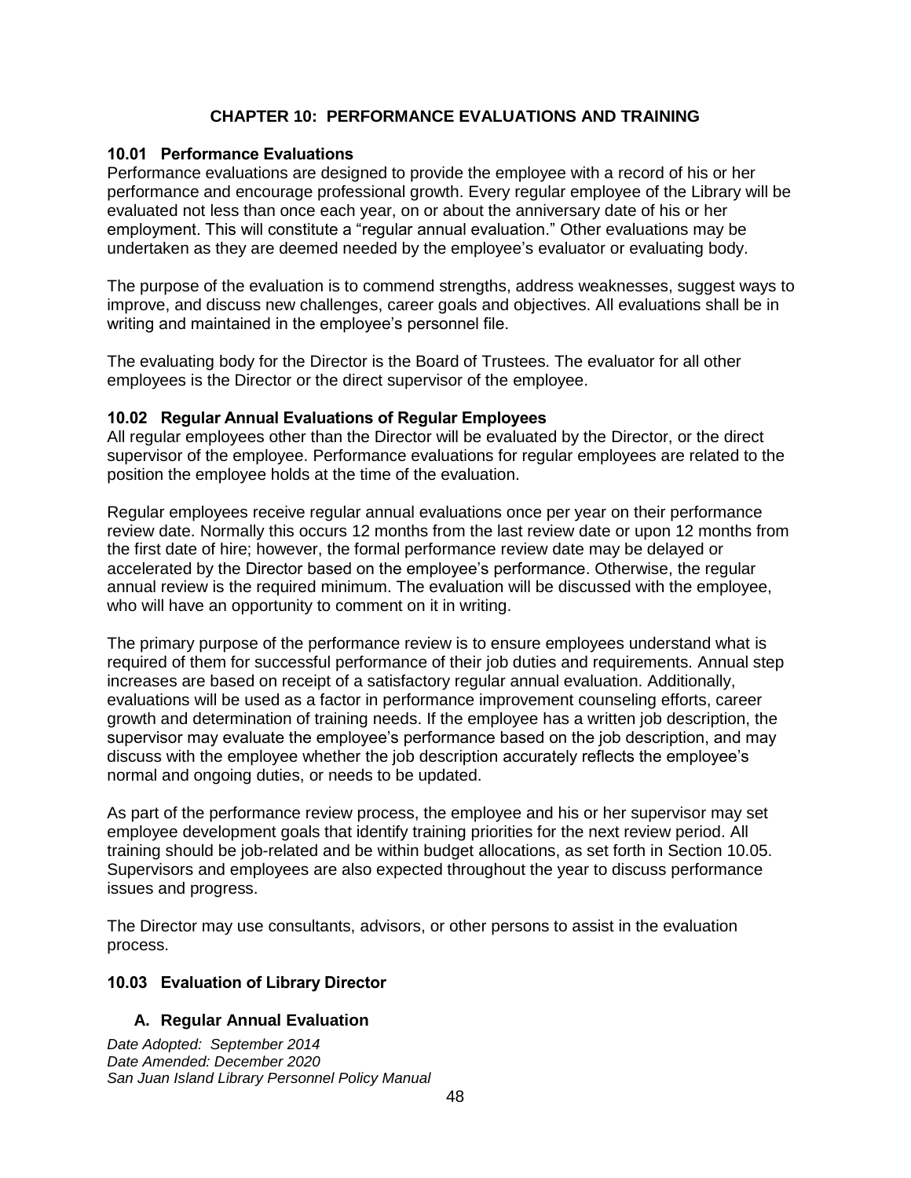## CHAPTER 10: PERFORMANCE EVALUATIONS AND TRAINING

### 10.01 Performance Evaluations

Performance evaluations are designed to provide the employee with a record of his or her performance and encourage professional growth. Every regular employee of the Library will be evaluated not less than once each year, on or about the anniversary date of his or her employment. This will constitute a "regular annual evaluation." Other evaluations may be undertaken as they are deemed needed by the employee's evaluator or evaluating body.

The purpose of the evaluation is to commend strengths, address weaknesses, suggest ways to improve, and discuss new challenges, career goals and objectives. All evaluations shall be in writing and maintained in the employee's personnel file.

The evaluating body for the Director is the Board of Trustees. The evaluator for all other employees is the Director or the direct supervisor of the employee.

### 10.02 Regular Annual Evaluations of Regular Employees

All regular employees other than the Director will be evaluated by the Director, or the direct supervisor of the employee. Performance evaluations for regular employees are related to the position the employee holds at the time of the evaluation.

Regular employees receive regular annual evaluations once per year on their performance review date. Normally this occurs 12 months from the last review date or upon 12 months from the first date of hire; however, the formal performance review date may be delayed or accelerated by the Director based on the employee's performance. Otherwise, the regular annual review is the required minimum. The evaluation will be discussed with the employee, who will have an opportunity to comment on it in writing.

The primary purpose of the performance review is to ensure employees understand what is required of them for successful performance of their job duties and requirements. Annual step increases are based on receipt of a satisfactory regular annual evaluation. Additionally, evaluations will be used as a factor in performance improvement counseling efforts, career growth and determination of training needs. If the employee has a written job description, the supervisor may evaluate the employee's performance based on the job description, and may discuss with the employee whether the job description accurately reflects the employee's normal and ongoing duties, or needs to be updated.

As part of the performance review process, the employee and his or her supervisor may set employee development goals that identify training priorities for the next review period. All training should be job-related and be within budget allocations, as set forth in Section 10.05. Supervisors and employees are also expected throughout the year to discuss performance issues and progress.

The Director may use consultants, advisors, or other persons to assist in the evaluation process.

### 10.03 Evaluation of Library Director

#### A. Regular Annual Evaluation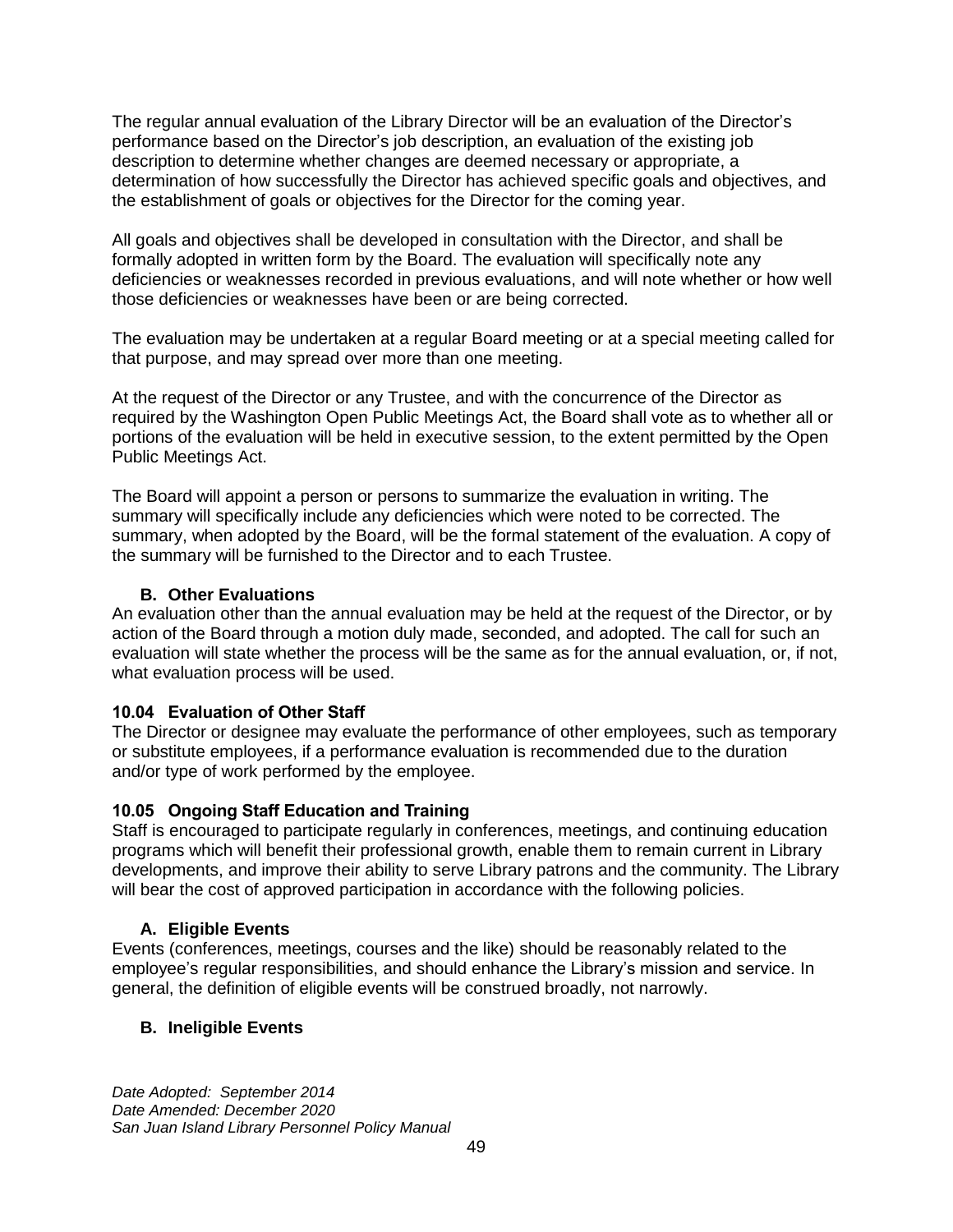The regular annual evaluation of the Library Director will be an evaluation of the Director's performance based on the Director's job description, an evaluation of the existing job description to determine whether changes are deemed necessary or appropriate, a determination of how successfully the Director has achieved specific goals and objectives, and the establishment of goals or objectives for the Director for the coming year.

All goals and objectives shall be developed in consultation with the Director, and shall be formally adopted in written form by the Board. The evaluation will specifically note any deficiencies or weaknesses recorded in previous evaluations, and will note whether or how well those deficiencies or weaknesses have been or are being corrected.

The evaluation may be undertaken at a regular Board meeting or at a special meeting called for that purpose, and may spread over more than one meeting.

At the request of the Director or any Trustee, and with the concurrence of the Director as required by the Washington Open Public Meetings Act, the Board shall vote as to whether all or portions of the evaluation will be held in executive session, to the extent permitted by the Open Public Meetings Act.

The Board will appoint a person or persons to summarize the evaluation in writing. The summary will specifically include any deficiencies which were noted to be corrected. The summary, when adopted by the Board, will be the formal statement of the evaluation. A copy of the summary will be furnished to the Director and to each Trustee.

#### B. Other Evaluations

An evaluation other than the annual evaluation may be held at the request of the Director, or by action of the Board through a motion duly made, seconded, and adopted. The call for such an evaluation will state whether the process will be the same as for the annual evaluation, or, if not, what evaluation process will be used.

### 10.04 Evaluation of Other Staff

The Director or designee may evaluate the performance of other employees, such as temporary or substitute employees, if a performance evaluation is recommended due to the duration and/or type of work performed by the employee.

### 10.05 Ongoing Staff Education and Training

Staff is encouraged to participate regularly in conferences, meetings, and continuing education programs which will benefit their professional growth, enable them to remain current in Library developments, and improve their ability to serve Library patrons and the community. The Library will bear the cost of approved participation in accordance with the following policies.

#### A. Eligible Events

Events (conferences, meetings, courses and the like) should be reasonably related to the employee's regular responsibilities, and should enhance the Library's mission and service. In general, the definition of eligible events will be construed broadly, not narrowly.

#### B. Ineligible Events

*Date Adopted: September 2014*
*Date Amended: December 2020*
*San Juan Island Library Personnel Policy Manual*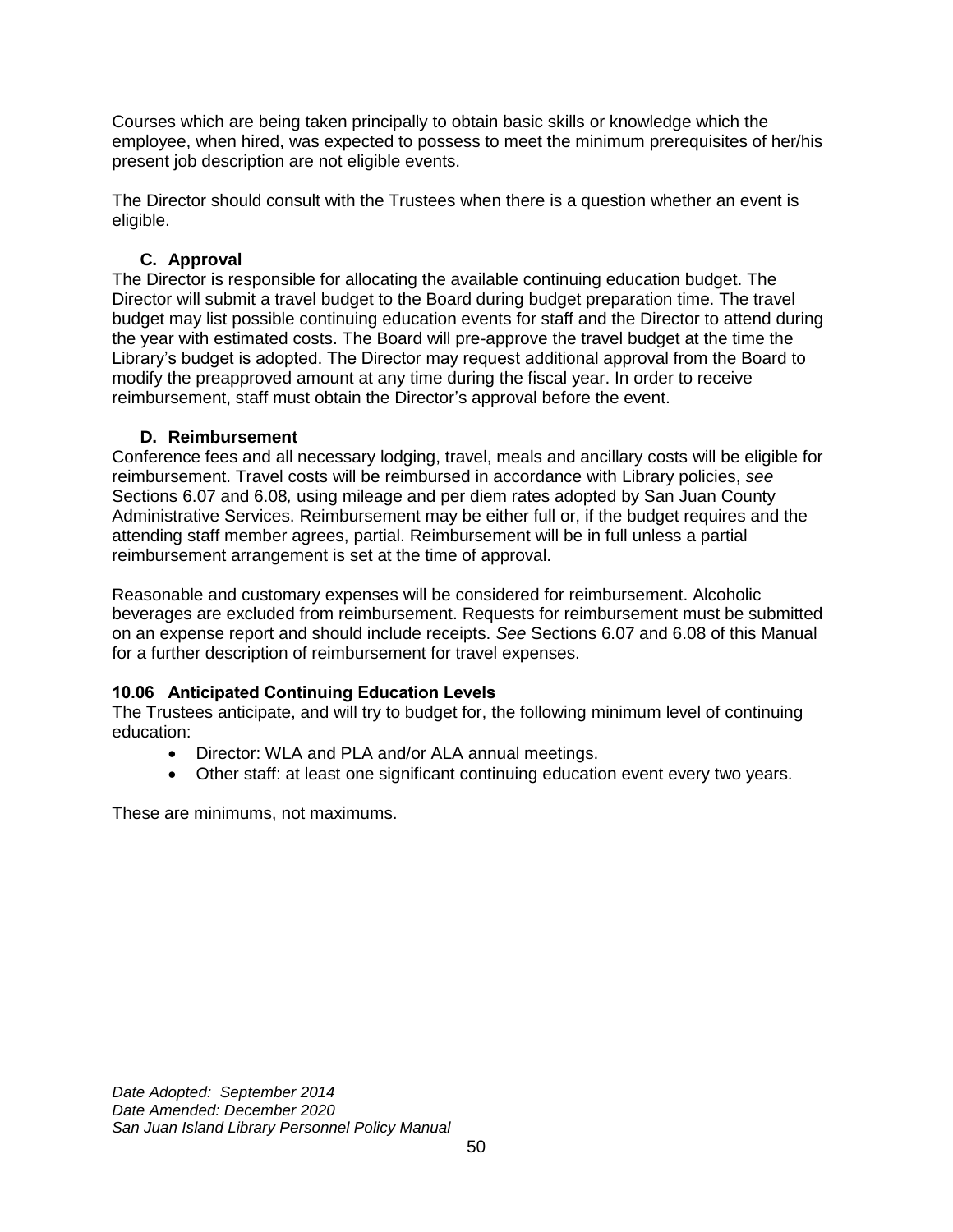Courses which are being taken principally to obtain basic skills or knowledge which the employee, when hired, was expected to possess to meet the minimum prerequisites of her/his present job description are not eligible events.

The Director should consult with the Trustees when there is a question whether an event is eligible.

### C. Approval

The Director is responsible for allocating the available continuing education budget. The Director will submit a travel budget to the Board during budget preparation time. The travel budget may list possible continuing education events for staff and the Director to attend during the year with estimated costs. The Board will pre-approve the travel budget at the time the Library's budget is adopted. The Director may request additional approval from the Board to modify the preapproved amount at any time during the fiscal year. In order to receive reimbursement, staff must obtain the Director's approval before the event.

### D. Reimbursement

Conference fees and all necessary lodging, travel, meals and ancillary costs will be eligible for reimbursement. Travel costs will be reimbursed in accordance with Library policies, *see* Sections 6.07 and 6.08*,* using mileage and per diem rates adopted by San Juan County Administrative Services. Reimbursement may be either full or, if the budget requires and the attending staff member agrees, partial. Reimbursement will be in full unless a partial reimbursement arrangement is set at the time of approval.

Reasonable and customary expenses will be considered for reimbursement. Alcoholic beverages are excluded from reimbursement. Requests for reimbursement must be submitted on an expense report and should include receipts. *See* Sections 6.07 and 6.08 of this Manual for a further description of reimbursement for travel expenses.

## 10.06 Anticipated Continuing Education Levels

The Trustees anticipate, and will try to budget for, the following minimum level of continuing education:

- Director: WLA and PLA and/or ALA annual meetings.
- Other staff: at least one significant continuing education event every two years.

These are minimums, not maximums.

*Date Adopted: September 2014*
*Date Amended: December 2020*
*San Juan Island Library Personnel Policy Manual*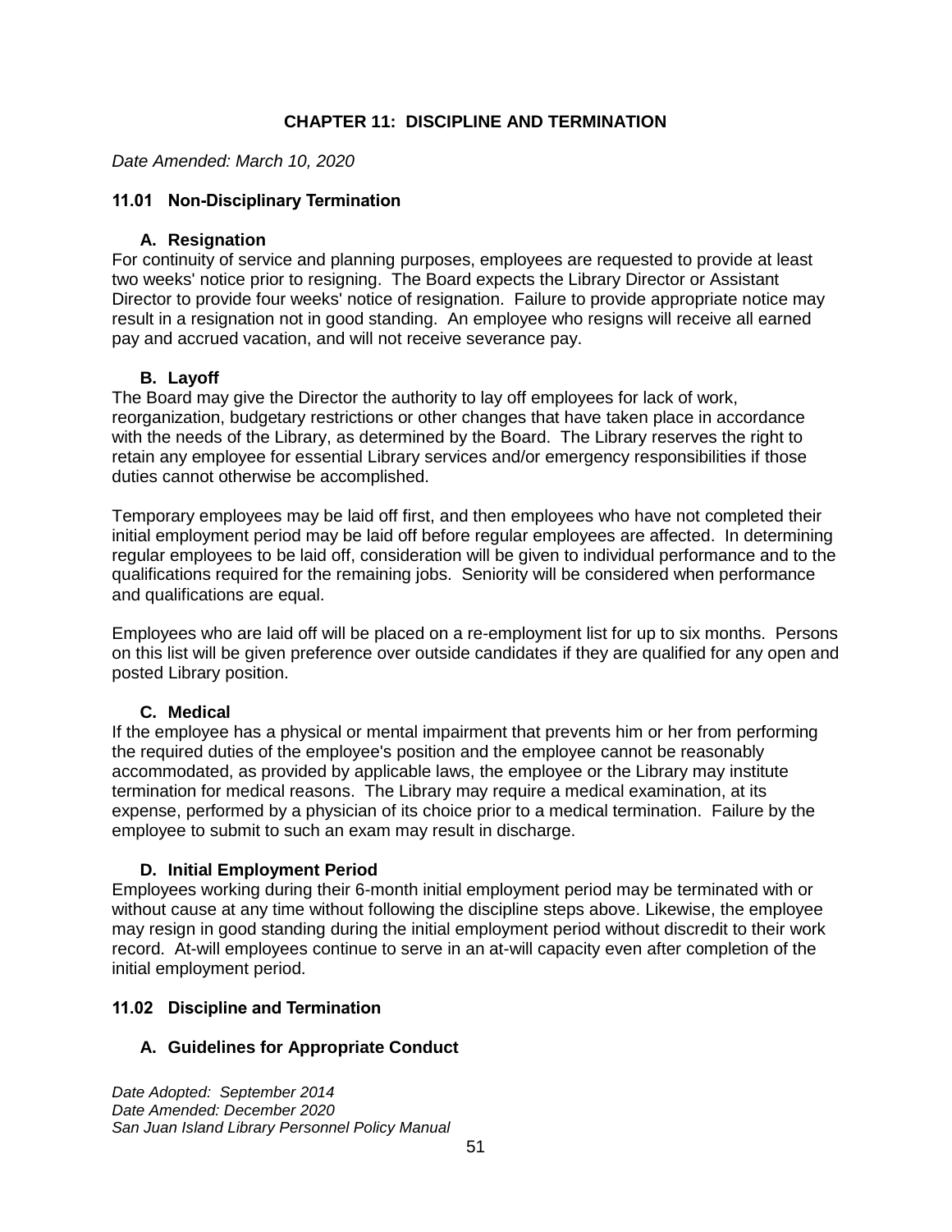# CHAPTER 11: DISCIPLINE AND TERMINATION

*Date Amended: March 10, 2020*

## 11.01 Non-Disciplinary Termination

### A. Resignation

For continuity of service and planning purposes, employees are requested to provide at least two weeks' notice prior to resigning. The Board expects the Library Director or Assistant Director to provide four weeks' notice of resignation. Failure to provide appropriate notice may result in a resignation not in good standing. An employee who resigns will receive all earned pay and accrued vacation, and will not receive severance pay.

### B. Layoff

The Board may give the Director the authority to lay off employees for lack of work, reorganization, budgetary restrictions or other changes that have taken place in accordance with the needs of the Library, as determined by the Board. The Library reserves the right to retain any employee for essential Library services and/or emergency responsibilities if those duties cannot otherwise be accomplished.

Temporary employees may be laid off first, and then employees who have not completed their initial employment period may be laid off before regular employees are affected. In determining regular employees to be laid off, consideration will be given to individual performance and to the qualifications required for the remaining jobs. Seniority will be considered when performance and qualifications are equal.

Employees who are laid off will be placed on a re-employment list for up to six months. Persons on this list will be given preference over outside candidates if they are qualified for any open and posted Library position.

### C. Medical

If the employee has a physical or mental impairment that prevents him or her from performing the required duties of the employee's position and the employee cannot be reasonably accommodated, as provided by applicable laws, the employee or the Library may institute termination for medical reasons. The Library may require a medical examination, at its expense, performed by a physician of its choice prior to a medical termination. Failure by the employee to submit to such an exam may result in discharge.

### D. Initial Employment Period

Employees working during their 6-month initial employment period may be terminated with or without cause at any time without following the discipline steps above. Likewise, the employee may resign in good standing during the initial employment period without discredit to their work record. At-will employees continue to serve in an at-will capacity even after completion of the initial employment period.

## 11.02 Discipline and Termination

### A. Guidelines for Appropriate Conduct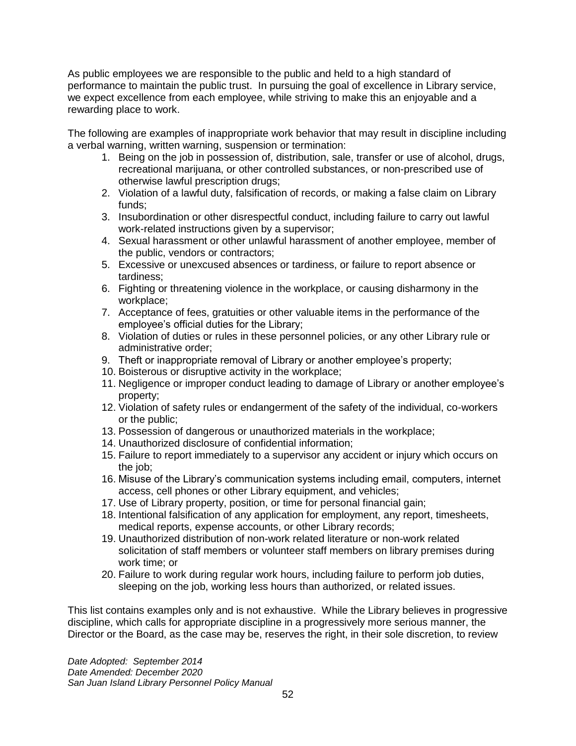As public employees we are responsible to the public and held to a high standard of performance to maintain the public trust. In pursuing the goal of excellence in Library service, we expect excellence from each employee, while striving to make this an enjoyable and a rewarding place to work.

The following are examples of inappropriate work behavior that may result in discipline including a verbal warning, written warning, suspension or termination:

1. Being on the job in possession of, distribution, sale, transfer or use of alcohol, drugs, recreational marijuana, or other controlled substances, or non-prescribed use of otherwise lawful prescription drugs;
2. Violation of a lawful duty, falsification of records, or making a false claim on Library funds;
3. Insubordination or other disrespectful conduct, including failure to carry out lawful work-related instructions given by a supervisor;
4. Sexual harassment or other unlawful harassment of another employee, member of the public, vendors or contractors;
5. Excessive or unexcused absences or tardiness, or failure to report absence or tardiness;
6. Fighting or threatening violence in the workplace, or causing disharmony in the workplace;
7. Acceptance of fees, gratuities or other valuable items in the performance of the employee's official duties for the Library;
8. Violation of duties or rules in these personnel policies, or any other Library rule or administrative order;
9. Theft or inappropriate removal of Library or another employee's property;
10. Boisterous or disruptive activity in the workplace;
11. Negligence or improper conduct leading to damage of Library or another employee's property;
12. Violation of safety rules or endangerment of the safety of the individual, co-workers or the public;
13. Possession of dangerous or unauthorized materials in the workplace;
14. Unauthorized disclosure of confidential information;
15. Failure to report immediately to a supervisor any accident or injury which occurs on the job;
16. Misuse of the Library's communication systems including email, computers, internet access, cell phones or other Library equipment, and vehicles;
17. Use of Library property, position, or time for personal financial gain;
18. Intentional falsification of any application for employment, any report, timesheets, medical reports, expense accounts, or other Library records;
19. Unauthorized distribution of non-work related literature or non-work related solicitation of staff members or volunteer staff members on library premises during work time; or
20. Failure to work during regular work hours, including failure to perform job duties, sleeping on the job, working less hours than authorized, or related issues.

This list contains examples only and is not exhaustive. While the Library believes in progressive discipline, which calls for appropriate discipline in a progressively more serious manner, the Director or the Board, as the case may be, reserves the right, in their sole discretion, to review

*Date Adopted: September 2014*
*Date Amended: December 2020*
*San Juan Island Library Personnel Policy Manual*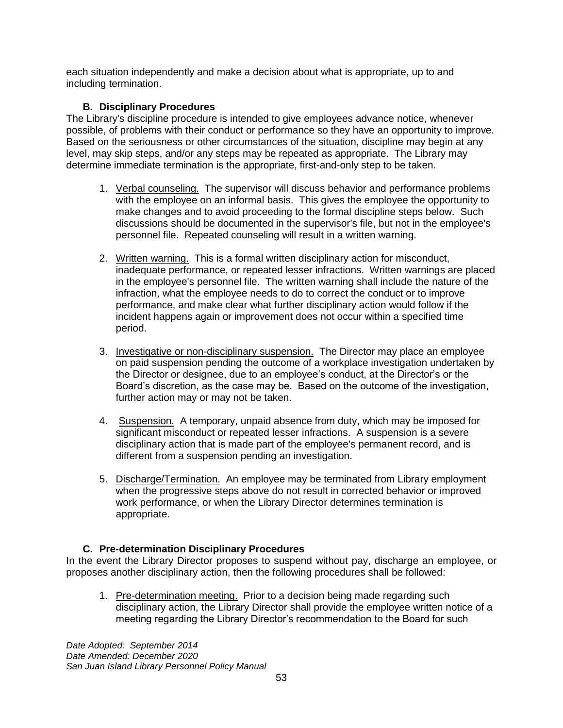each situation independently and make a decision about what is appropriate, up to and including termination.

### B. Disciplinary Procedures

The Library's discipline procedure is intended to give employees advance notice, whenever possible, of problems with their conduct or performance so they have an opportunity to improve. Based on the seriousness or other circumstances of the situation, discipline may begin at any level, may skip steps, and/or any steps may be repeated as appropriate. The Library may determine immediate termination is the appropriate, first-and-only step to be taken.

1. Verbal counseling. The supervisor will discuss behavior and performance problems with the employee on an informal basis. This gives the employee the opportunity to make changes and to avoid proceeding to the formal discipline steps below. Such discussions should be documented in the supervisor's file, but not in the employee's personnel file. Repeated counseling will result in a written warning.

2. Written warning. This is a formal written disciplinary action for misconduct, inadequate performance, or repeated lesser infractions. Written warnings are placed in the employee's personnel file. The written warning shall include the nature of the infraction, what the employee needs to do to correct the conduct or to improve performance, and make clear what further disciplinary action would follow if the incident happens again or improvement does not occur within a specified time period.

3. Investigative or non-disciplinary suspension. The Director may place an employee on paid suspension pending the outcome of a workplace investigation undertaken by the Director or designee, due to an employee's conduct, at the Director's or the Board's discretion, as the case may be. Based on the outcome of the investigation, further action may or may not be taken.

4. Suspension. A temporary, unpaid absence from duty, which may be imposed for significant misconduct or repeated lesser infractions. A suspension is a severe disciplinary action that is made part of the employee's permanent record, and is different from a suspension pending an investigation.

5. Discharge/Termination. An employee may be terminated from Library employment when the progressive steps above do not result in corrected behavior or improved work performance, or when the Library Director determines termination is appropriate.

### C. Pre-determination Disciplinary Procedures

In the event the Library Director proposes to suspend without pay, discharge an employee, or proposes another disciplinary action, then the following procedures shall be followed:

1. Pre-determination meeting. Prior to a decision being made regarding such disciplinary action, the Library Director shall provide the employee written notice of a meeting regarding the Library Director's recommendation to the Board for such

*Date Adopted: September 2014*
*Date Amended: December 2020*
*San Juan Island Library Personnel Policy Manual*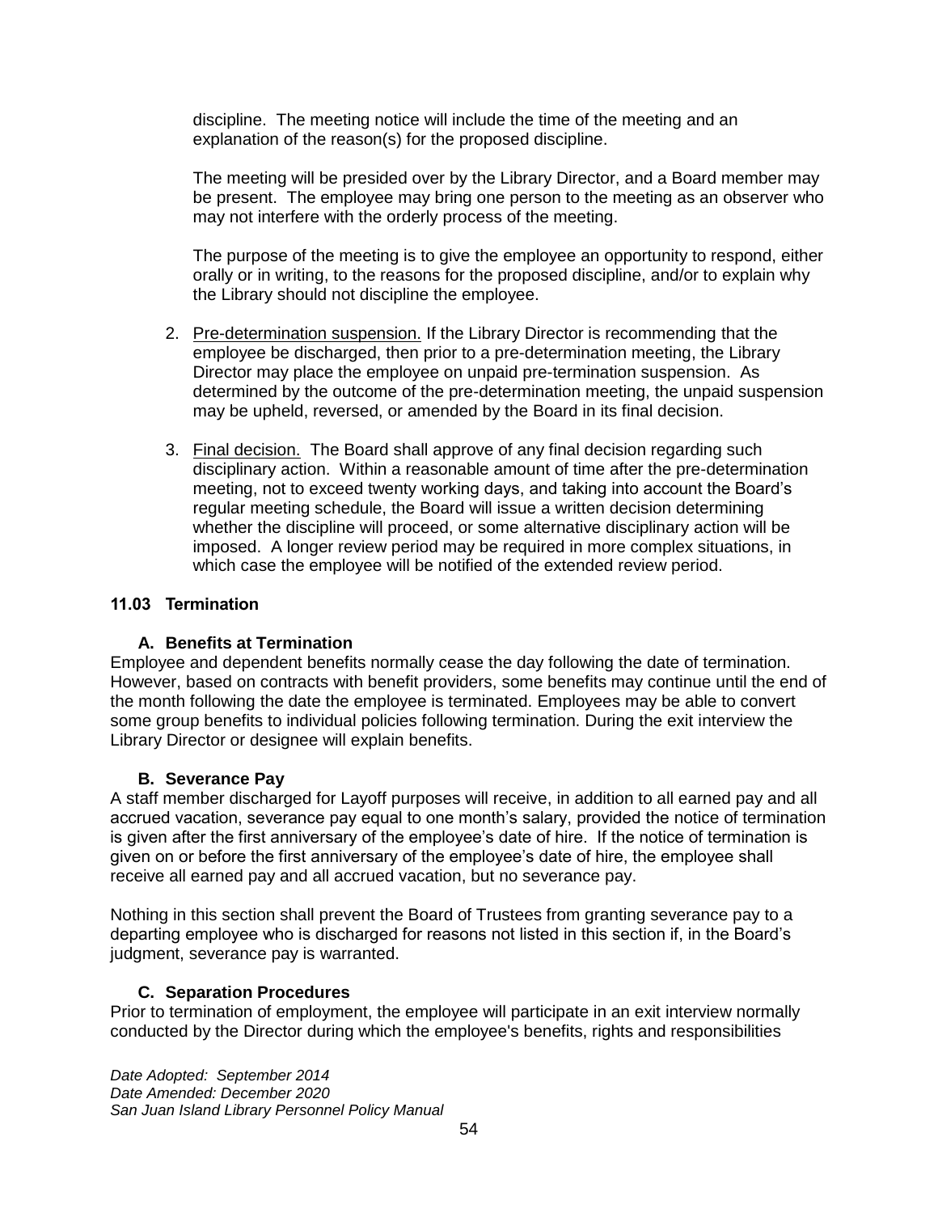discipline. The meeting notice will include the time of the meeting and an explanation of the reason(s) for the proposed discipline.

The meeting will be presided over by the Library Director, and a Board member may be present. The employee may bring one person to the meeting as an observer who may not interfere with the orderly process of the meeting.

The purpose of the meeting is to give the employee an opportunity to respond, either orally or in writing, to the reasons for the proposed discipline, and/or to explain why the Library should not discipline the employee.

2. Pre-determination suspension. If the Library Director is recommending that the employee be discharged, then prior to a pre-determination meeting, the Library Director may place the employee on unpaid pre-termination suspension. As determined by the outcome of the pre-determination meeting, the unpaid suspension may be upheld, reversed, or amended by the Board in its final decision.

3. Final decision. The Board shall approve of any final decision regarding such disciplinary action. Within a reasonable amount of time after the pre-determination meeting, not to exceed twenty working days, and taking into account the Board's regular meeting schedule, the Board will issue a written decision determining whether the discipline will proceed, or some alternative disciplinary action will be imposed. A longer review period may be required in more complex situations, in which case the employee will be notified of the extended review period.

### 11.03 Termination

#### A. Benefits at Termination

Employee and dependent benefits normally cease the day following the date of termination. However, based on contracts with benefit providers, some benefits may continue until the end of the month following the date the employee is terminated. Employees may be able to convert some group benefits to individual policies following termination. During the exit interview the Library Director or designee will explain benefits.

#### B. Severance Pay

A staff member discharged for Layoff purposes will receive, in addition to all earned pay and all accrued vacation, severance pay equal to one month's salary, provided the notice of termination is given after the first anniversary of the employee's date of hire. If the notice of termination is given on or before the first anniversary of the employee's date of hire, the employee shall receive all earned pay and all accrued vacation, but no severance pay.

Nothing in this section shall prevent the Board of Trustees from granting severance pay to a departing employee who is discharged for reasons not listed in this section if, in the Board's judgment, severance pay is warranted.

#### C. Separation Procedures

Prior to termination of employment, the employee will participate in an exit interview normally conducted by the Director during which the employee's benefits, rights and responsibilities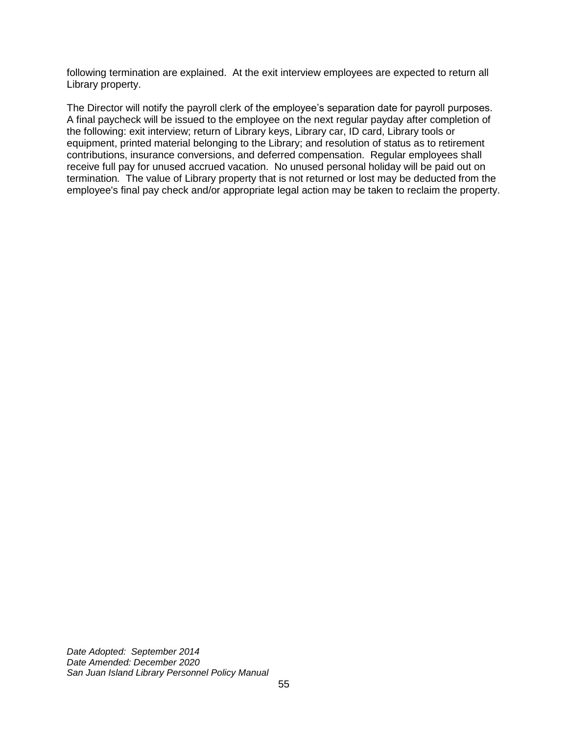following termination are explained. At the exit interview employees are expected to return all Library property.

The Director will notify the payroll clerk of the employee's separation date for payroll purposes. A final paycheck will be issued to the employee on the next regular payday after completion of the following: exit interview; return of Library keys, Library car, ID card, Library tools or equipment, printed material belonging to the Library; and resolution of status as to retirement contributions, insurance conversions, and deferred compensation. Regular employees shall receive full pay for unused accrued vacation. No unused personal holiday will be paid out on termination. The value of Library property that is not returned or lost may be deducted from the employee's final pay check and/or appropriate legal action may be taken to reclaim the property.